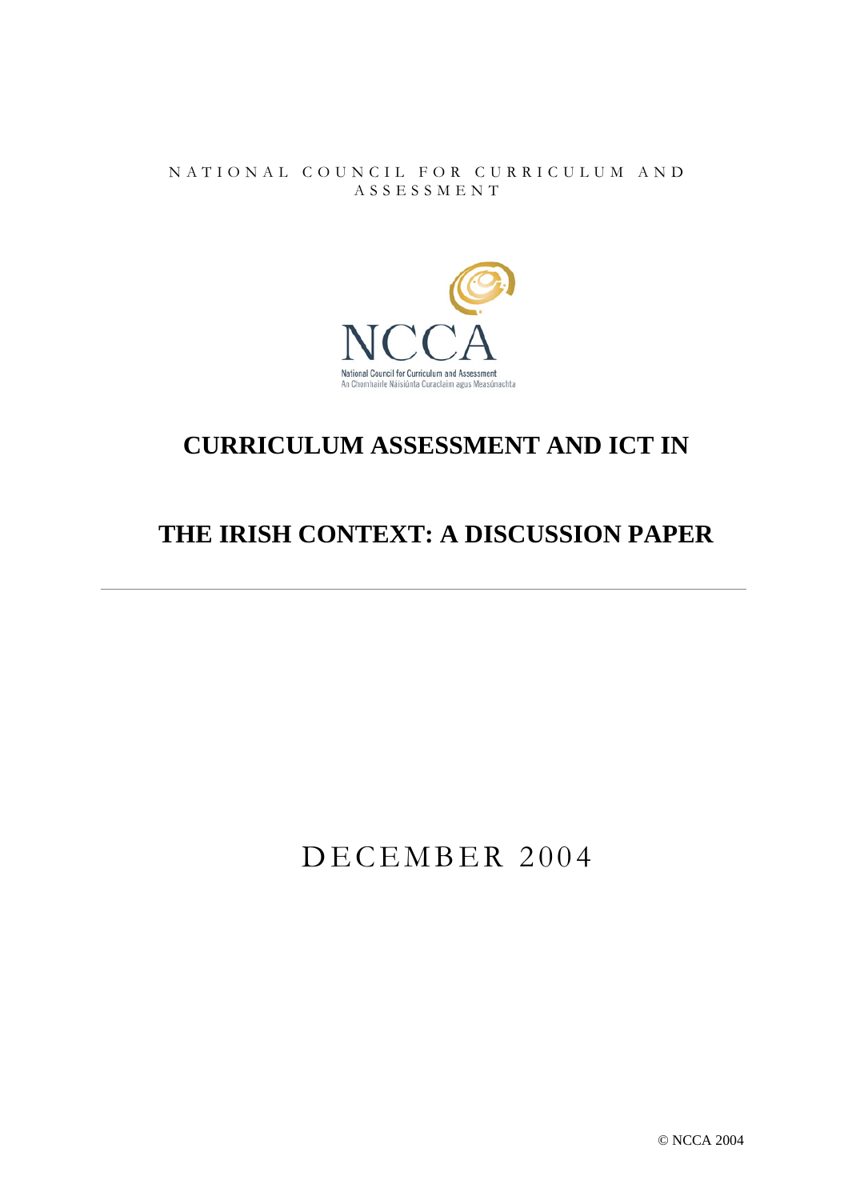NATIONAL COUNCIL FOR CURRICULUM AND ASSESSMENT

NCCA

National Council for Curriculum and Assessment
An Chomhairle Náisiúnta Curaclaim agus Measúnachta

# CURRICULUM ASSESSMENT AND ICT IN THE IRISH CONTEXT: A DISCUSSION PAPER

---

DECEMBER 2004

© NCCA 2004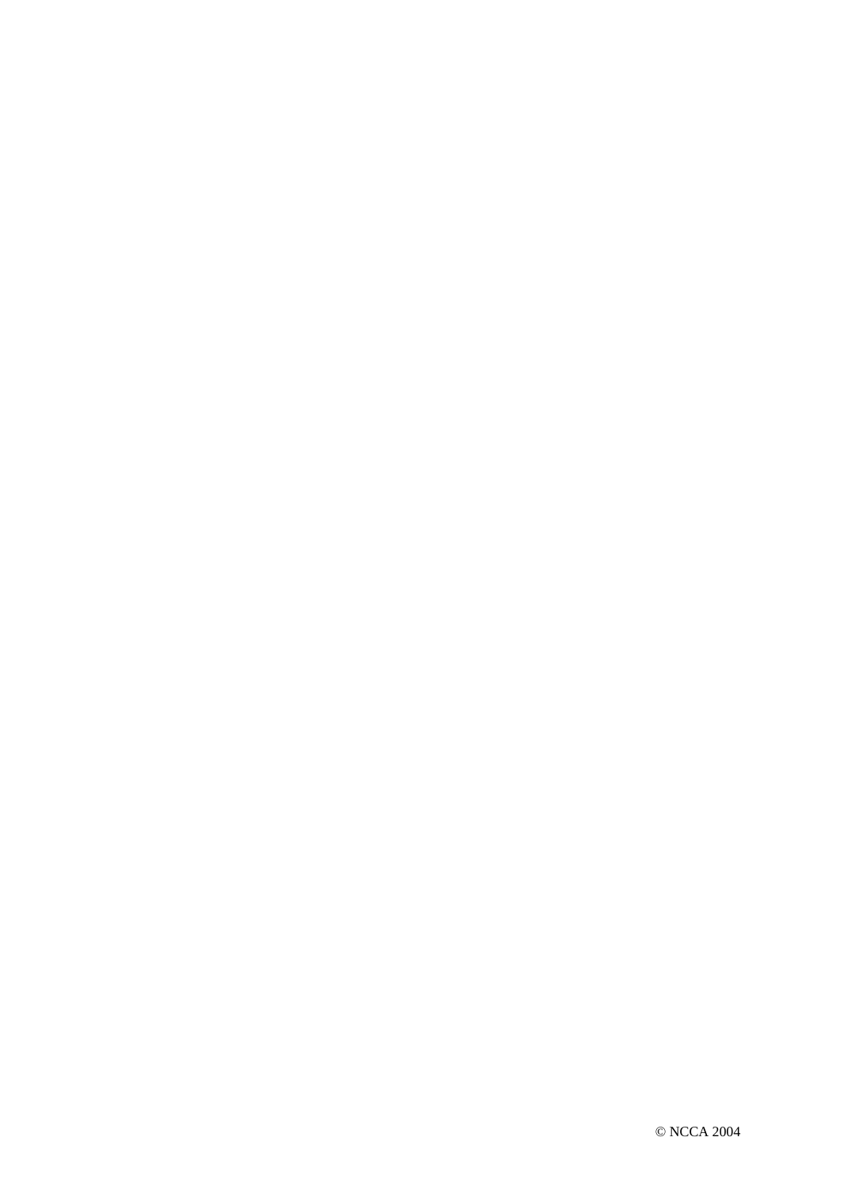© NCCA 2004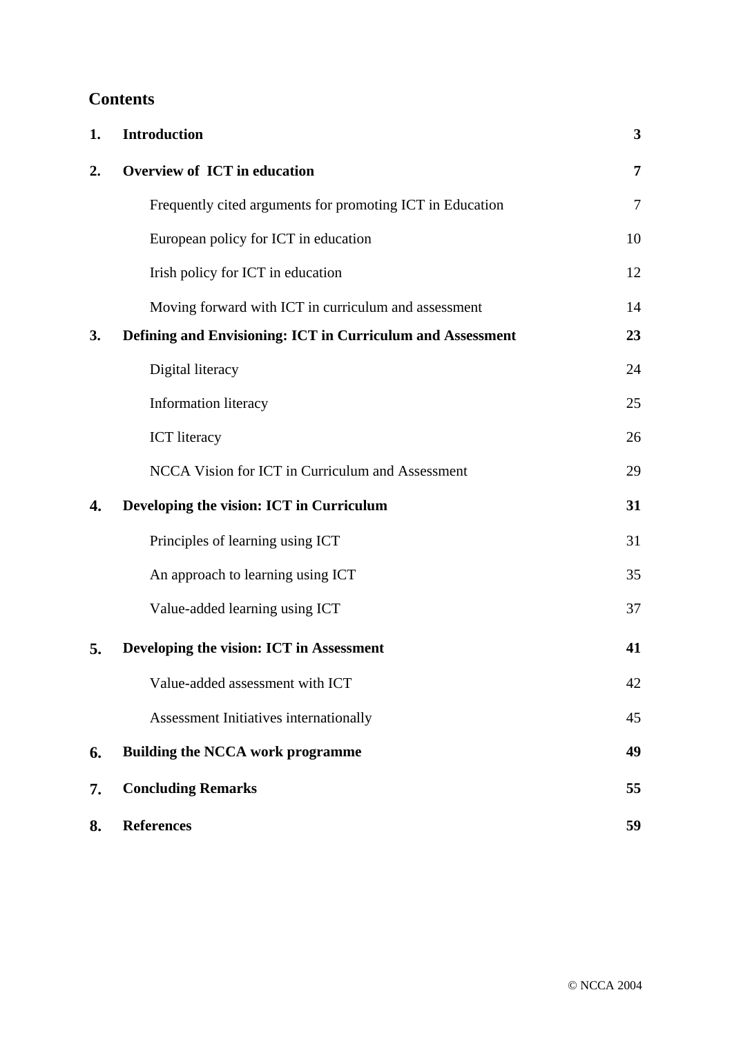## Contents

| | | |
|---|---|---|
| **1.** | **Introduction** | **3** |
| **2.** | **Overview of ICT in education** | **7** |
| | Frequently cited arguments for promoting ICT in Education | 7 |
| | European policy for ICT in education | 10 |
| | Irish policy for ICT in education | 12 |
| | Moving forward with ICT in curriculum and assessment | 14 |
| **3.** | **Defining and Envisioning: ICT in Curriculum and Assessment** | **23** |
| | Digital literacy | 24 |
| | Information literacy | 25 |
| | ICT literacy | 26 |
| | NCCA Vision for ICT in Curriculum and Assessment | 29 |
| **4.** | **Developing the vision: ICT in Curriculum** | **31** |
| | Principles of learning using ICT | 31 |
| | An approach to learning using ICT | 35 |
| | Value-added learning using ICT | 37 |
| **5.** | **Developing the vision: ICT in Assessment** | **41** |
| | Value-added assessment with ICT | 42 |
| | Assessment Initiatives internationally | 45 |
| **6.** | **Building the NCCA work programme** | **49** |
| **7.** | **Concluding Remarks** | **55** |
| **8.** | **References** | **59** |

© NCCA 2004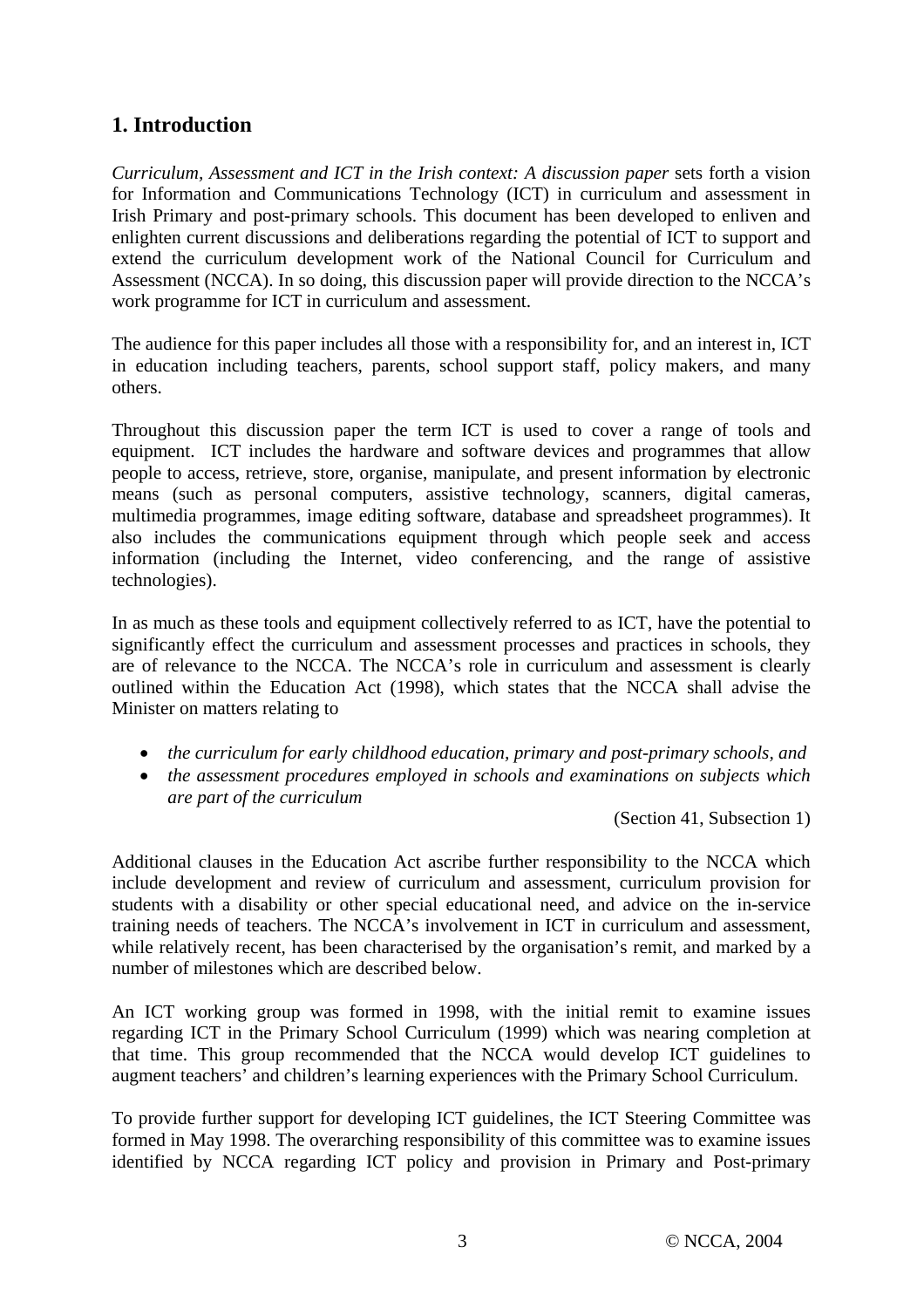## 1. Introduction

*Curriculum, Assessment and ICT in the Irish context: A discussion paper* sets forth a vision for Information and Communications Technology (ICT) in curriculum and assessment in Irish Primary and post-primary schools. This document has been developed to enliven and enlighten current discussions and deliberations regarding the potential of ICT to support and extend the curriculum development work of the National Council for Curriculum and Assessment (NCCA). In so doing, this discussion paper will provide direction to the NCCA's work programme for ICT in curriculum and assessment.

The audience for this paper includes all those with a responsibility for, and an interest in, ICT in education including teachers, parents, school support staff, policy makers, and many others.

Throughout this discussion paper the term ICT is used to cover a range of tools and equipment. ICT includes the hardware and software devices and programmes that allow people to access, retrieve, store, organise, manipulate, and present information by electronic means (such as personal computers, assistive technology, scanners, digital cameras, multimedia programmes, image editing software, database and spreadsheet programmes). It also includes the communications equipment through which people seek and access information (including the Internet, video conferencing, and the range of assistive technologies).

In as much as these tools and equipment collectively referred to as ICT, have the potential to significantly effect the curriculum and assessment processes and practices in schools, they are of relevance to the NCCA. The NCCA's role in curriculum and assessment is clearly outlined within the Education Act (1998), which states that the NCCA shall advise the Minister on matters relating to

- *the curriculum for early childhood education, primary and post-primary schools, and*
- *the assessment procedures employed in schools and examinations on subjects which are part of the curriculum*

(Section 41, Subsection 1)

Additional clauses in the Education Act ascribe further responsibility to the NCCA which include development and review of curriculum and assessment, curriculum provision for students with a disability or other special educational need, and advice on the in-service training needs of teachers. The NCCA's involvement in ICT in curriculum and assessment, while relatively recent, has been characterised by the organisation's remit, and marked by a number of milestones which are described below.

An ICT working group was formed in 1998, with the initial remit to examine issues regarding ICT in the Primary School Curriculum (1999) which was nearing completion at that time. This group recommended that the NCCA would develop ICT guidelines to augment teachers' and children's learning experiences with the Primary School Curriculum.

To provide further support for developing ICT guidelines, the ICT Steering Committee was formed in May 1998. The overarching responsibility of this committee was to examine issues identified by NCCA regarding ICT policy and provision in Primary and Post-primary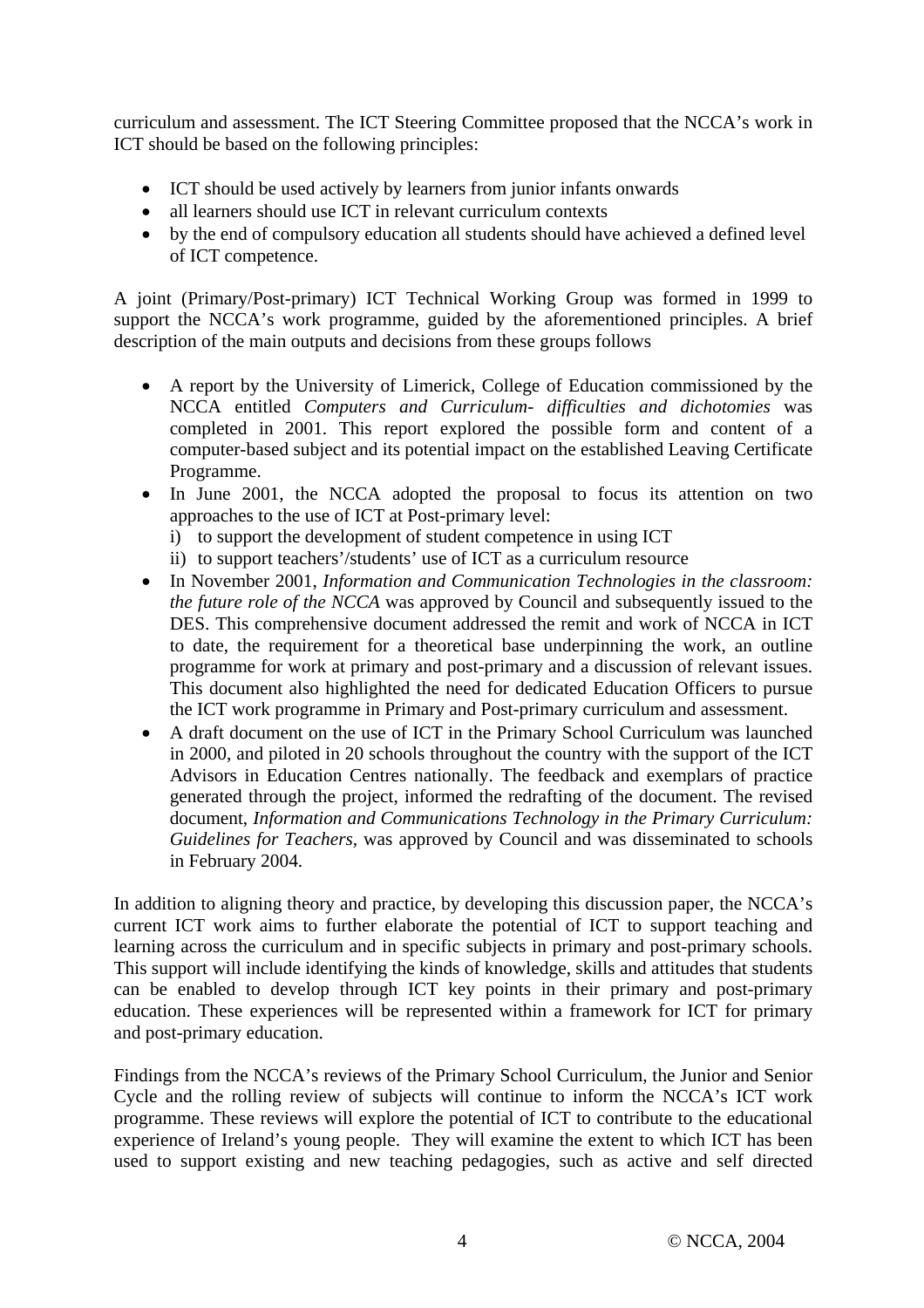curriculum and assessment. The ICT Steering Committee proposed that the NCCA's work in ICT should be based on the following principles:

- ICT should be used actively by learners from junior infants onwards
- all learners should use ICT in relevant curriculum contexts
- by the end of compulsory education all students should have achieved a defined level of ICT competence.

A joint (Primary/Post-primary) ICT Technical Working Group was formed in 1999 to support the NCCA's work programme, guided by the aforementioned principles. A brief description of the main outputs and decisions from these groups follows

- A report by the University of Limerick, College of Education commissioned by the NCCA entitled *Computers and Curriculum- difficulties and dichotomies* was completed in 2001. This report explored the possible form and content of a computer-based subject and its potential impact on the established Leaving Certificate Programme.
- In June 2001, the NCCA adopted the proposal to focus its attention on two approaches to the use of ICT at Post-primary level:
  i) to support the development of student competence in using ICT
  ii) to support teachers'/students' use of ICT as a curriculum resource
- In November 2001, *Information and Communication Technologies in the classroom: the future role of the NCCA* was approved by Council and subsequently issued to the DES. This comprehensive document addressed the remit and work of NCCA in ICT to date, the requirement for a theoretical base underpinning the work, an outline programme for work at primary and post-primary and a discussion of relevant issues. This document also highlighted the need for dedicated Education Officers to pursue the ICT work programme in Primary and Post-primary curriculum and assessment.
- A draft document on the use of ICT in the Primary School Curriculum was launched in 2000, and piloted in 20 schools throughout the country with the support of the ICT Advisors in Education Centres nationally. The feedback and exemplars of practice generated through the project, informed the redrafting of the document. The revised document, *Information and Communications Technology in the Primary Curriculum: Guidelines for Teachers,* was approved by Council and was disseminated to schools in February 2004.

In addition to aligning theory and practice, by developing this discussion paper, the NCCA's current ICT work aims to further elaborate the potential of ICT to support teaching and learning across the curriculum and in specific subjects in primary and post-primary schools. This support will include identifying the kinds of knowledge, skills and attitudes that students can be enabled to develop through ICT key points in their primary and post-primary education. These experiences will be represented within a framework for ICT for primary and post-primary education.

Findings from the NCCA's reviews of the Primary School Curriculum, the Junior and Senior Cycle and the rolling review of subjects will continue to inform the NCCA's ICT work programme. These reviews will explore the potential of ICT to contribute to the educational experience of Ireland's young people. They will examine the extent to which ICT has been used to support existing and new teaching pedagogies, such as active and self directed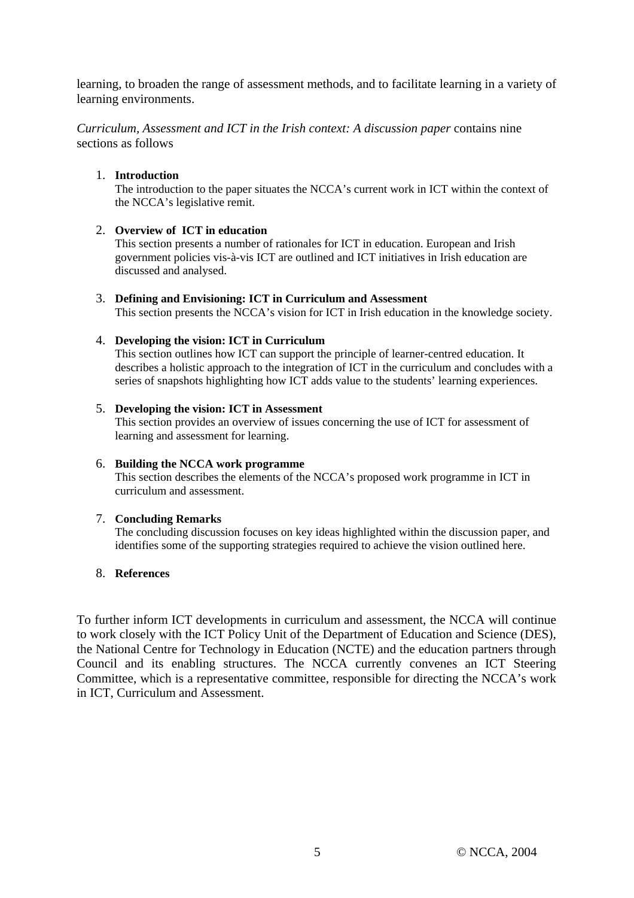learning, to broaden the range of assessment methods, and to facilitate learning in a variety of learning environments.

*Curriculum, Assessment and ICT in the Irish context: A discussion paper* contains nine sections as follows

1. **Introduction**
   The introduction to the paper situates the NCCA's current work in ICT within the context of the NCCA's legislative remit.

2. **Overview of ICT in education**
   This section presents a number of rationales for ICT in education. European and Irish government policies vis-à-vis ICT are outlined and ICT initiatives in Irish education are discussed and analysed.

3. **Defining and Envisioning: ICT in Curriculum and Assessment**
   This section presents the NCCA's vision for ICT in Irish education in the knowledge society.

4. **Developing the vision: ICT in Curriculum**
   This section outlines how ICT can support the principle of learner-centred education. It describes a holistic approach to the integration of ICT in the curriculum and concludes with a series of snapshots highlighting how ICT adds value to the students' learning experiences.

5. **Developing the vision: ICT in Assessment**
   This section provides an overview of issues concerning the use of ICT for assessment of learning and assessment for learning.

6. **Building the NCCA work programme**
   This section describes the elements of the NCCA's proposed work programme in ICT in curriculum and assessment.

7. **Concluding Remarks**
   The concluding discussion focuses on key ideas highlighted within the discussion paper, and identifies some of the supporting strategies required to achieve the vision outlined here.

8. **References**

To further inform ICT developments in curriculum and assessment, the NCCA will continue to work closely with the ICT Policy Unit of the Department of Education and Science (DES), the National Centre for Technology in Education (NCTE) and the education partners through Council and its enabling structures. The NCCA currently convenes an ICT Steering Committee, which is a representative committee, responsible for directing the NCCA's work in ICT, Curriculum and Assessment.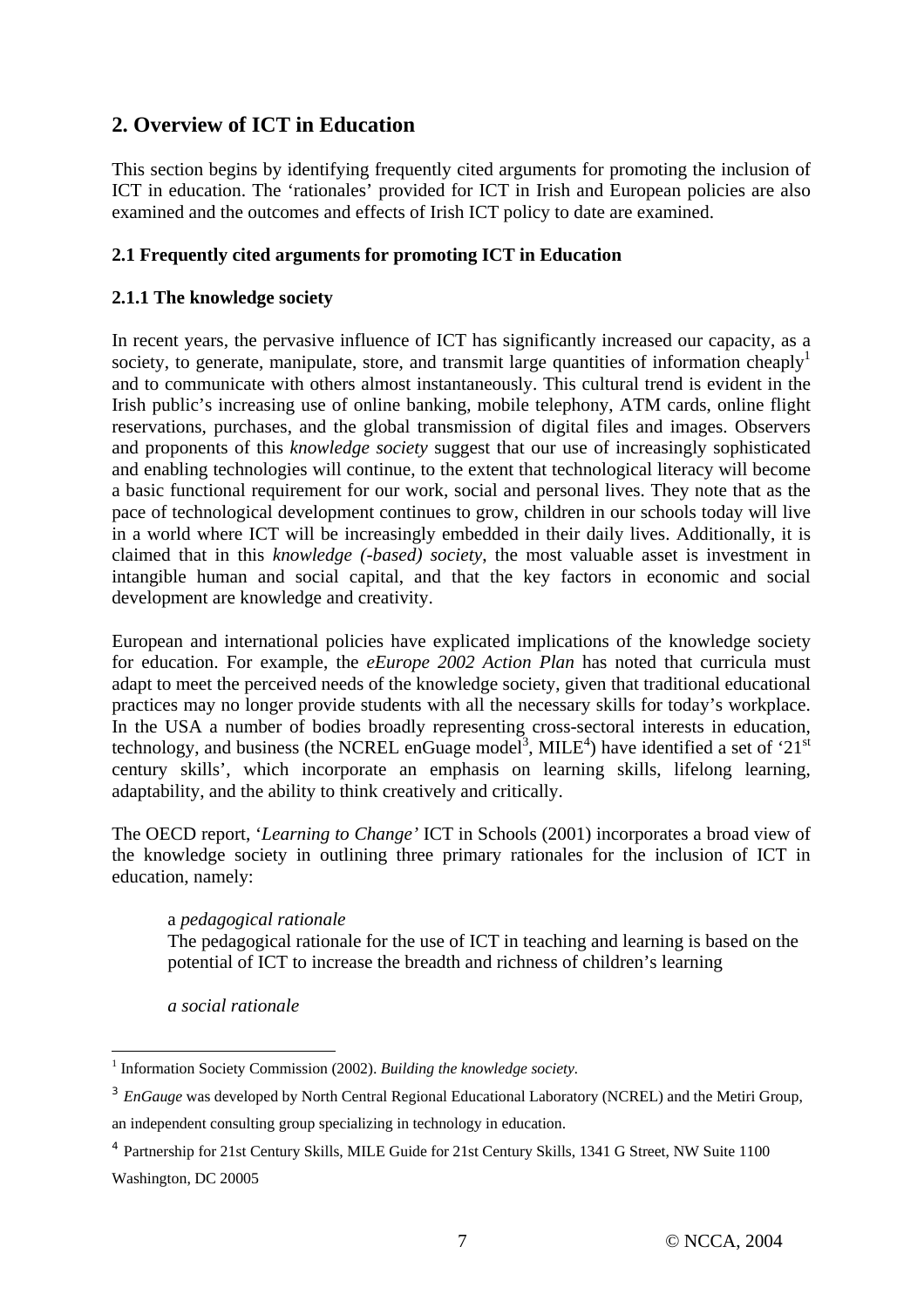## 2. Overview of ICT in Education

This section begins by identifying frequently cited arguments for promoting the inclusion of ICT in education. The 'rationales' provided for ICT in Irish and European policies are also examined and the outcomes and effects of Irish ICT policy to date are examined.

### 2.1 Frequently cited arguments for promoting ICT in Education

#### 2.1.1 The knowledge society

In recent years, the pervasive influence of ICT has significantly increased our capacity, as a society, to generate, manipulate, store, and transmit large quantities of information cheaply[1] and to communicate with others almost instantaneously. This cultural trend is evident in the Irish public's increasing use of online banking, mobile telephony, ATM cards, online flight reservations, purchases, and the global transmission of digital files and images. Observers and proponents of this *knowledge society* suggest that our use of increasingly sophisticated and enabling technologies will continue, to the extent that technological literacy will become a basic functional requirement for our work, social and personal lives. They note that as the pace of technological development continues to grow, children in our schools today will live in a world where ICT will be increasingly embedded in their daily lives. Additionally, it is claimed that in this *knowledge (-based) society*, the most valuable asset is investment in intangible human and social capital, and that the key factors in economic and social development are knowledge and creativity.

European and international policies have explicated implications of the knowledge society for education. For example, the *eEurope 2002 Action Plan* has noted that curricula must adapt to meet the perceived needs of the knowledge society, given that traditional educational practices may no longer provide students with all the necessary skills for today's workplace. In the USA a number of bodies broadly representing cross-sectoral interests in education, technology, and business (the NCREL enGuage model[3], MILE[4]) have identified a set of '21st century skills', which incorporate an emphasis on learning skills, lifelong learning, adaptability, and the ability to think creatively and critically.

The OECD report, '*Learning to Change'* ICT in Schools (2001) incorporates a broad view of the knowledge society in outlining three primary rationales for the inclusion of ICT in education, namely:

> a *pedagogical rationale*
> The pedagogical rationale for the use of ICT in teaching and learning is based on the potential of ICT to increase the breadth and richness of children's learning
>
> *a social rationale*

---

[1] Information Society Commission (2002). *Building the knowledge society*.

[3] *EnGauge* was developed by North Central Regional Educational Laboratory (NCREL) and the Metiri Group, an independent consulting group specializing in technology in education.

[4] Partnership for 21st Century Skills, MILE Guide for 21st Century Skills, 1341 G Street, NW Suite 1100 Washington, DC 20005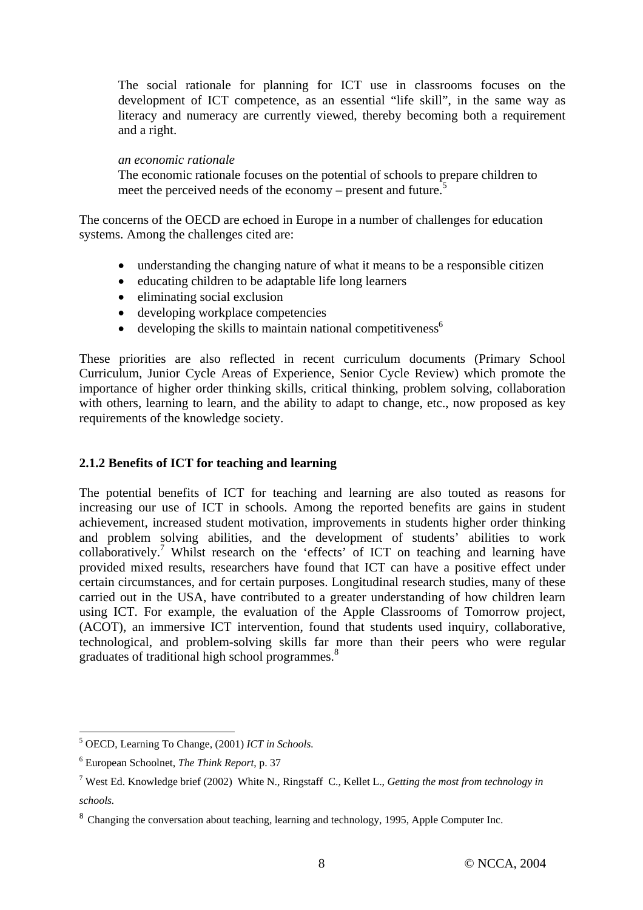The social rationale for planning for ICT use in classrooms focuses on the development of ICT competence, as an essential "life skill", in the same way as literacy and numeracy are currently viewed, thereby becoming both a requirement and a right.

*an economic rationale*
The economic rationale focuses on the potential of schools to prepare children to meet the perceived needs of the economy – present and future.[5]

The concerns of the OECD are echoed in Europe in a number of challenges for education systems. Among the challenges cited are:

- understanding the changing nature of what it means to be a responsible citizen
- educating children to be adaptable life long learners
- eliminating social exclusion
- developing workplace competencies
- developing the skills to maintain national competitiveness[6]

These priorities are also reflected in recent curriculum documents (Primary School Curriculum, Junior Cycle Areas of Experience, Senior Cycle Review) which promote the importance of higher order thinking skills, critical thinking, problem solving, collaboration with others, learning to learn, and the ability to adapt to change, etc., now proposed as key requirements of the knowledge society.

### 2.1.2 Benefits of ICT for teaching and learning

The potential benefits of ICT for teaching and learning are also touted as reasons for increasing our use of ICT in schools. Among the reported benefits are gains in student achievement, increased student motivation, improvements in students higher order thinking and problem solving abilities, and the development of students' abilities to work collaboratively.[7] Whilst research on the 'effects' of ICT on teaching and learning have provided mixed results, researchers have found that ICT can have a positive effect under certain circumstances, and for certain purposes. Longitudinal research studies, many of these carried out in the USA, have contributed to a greater understanding of how children learn using ICT. For example, the evaluation of the Apple Classrooms of Tomorrow project, (ACOT), an immersive ICT intervention, found that students used inquiry, collaborative, technological, and problem-solving skills far more than their peers who were regular graduates of traditional high school programmes.[8]

---

[5] OECD, Learning To Change, (2001) *ICT in Schools.*

[6] European Schoolnet, *The Think Report*, p. 37

[7] West Ed. Knowledge brief (2002) White N., Ringstaff C., Kellet L., *Getting the most from technology in schools.*

[8] Changing the conversation about teaching, learning and technology, 1995, Apple Computer Inc.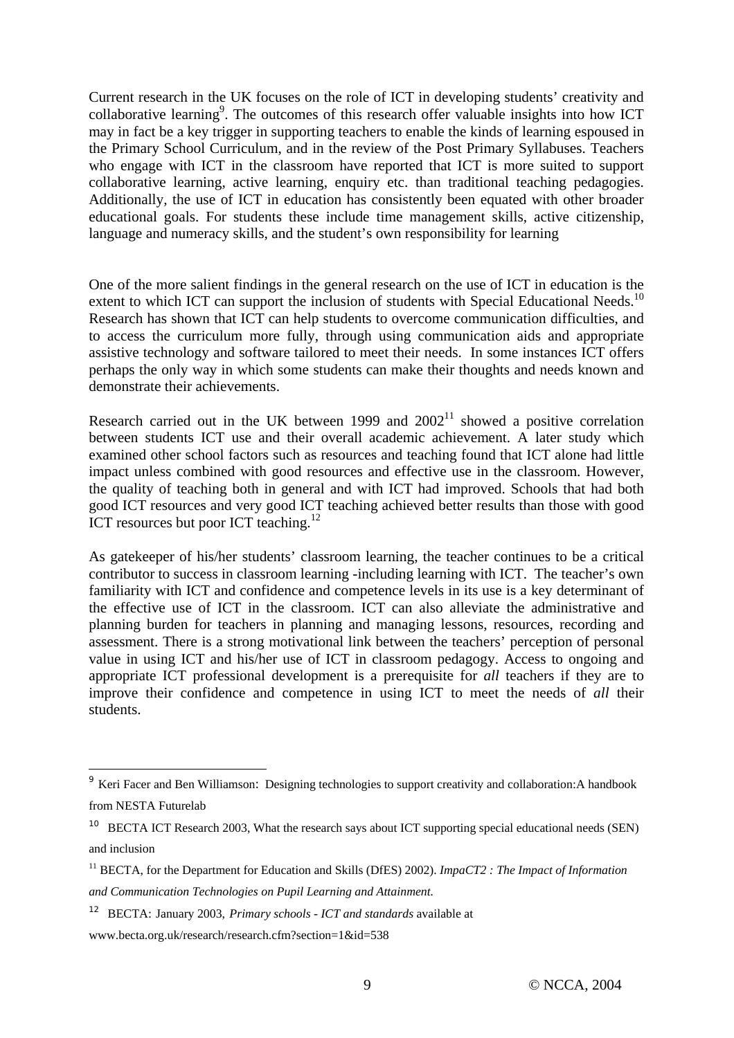Current research in the UK focuses on the role of ICT in developing students' creativity and collaborative learning[9]. The outcomes of this research offer valuable insights into how ICT may in fact be a key trigger in supporting teachers to enable the kinds of learning espoused in the Primary School Curriculum, and in the review of the Post Primary Syllabuses. Teachers who engage with ICT in the classroom have reported that ICT is more suited to support collaborative learning, active learning, enquiry etc. than traditional teaching pedagogies. Additionally, the use of ICT in education has consistently been equated with other broader educational goals. For students these include time management skills, active citizenship, language and numeracy skills, and the student's own responsibility for learning

One of the more salient findings in the general research on the use of ICT in education is the extent to which ICT can support the inclusion of students with Special Educational Needs.[10] Research has shown that ICT can help students to overcome communication difficulties, and to access the curriculum more fully, through using communication aids and appropriate assistive technology and software tailored to meet their needs. In some instances ICT offers perhaps the only way in which some students can make their thoughts and needs known and demonstrate their achievements.

Research carried out in the UK between 1999 and 2002[11] showed a positive correlation between students ICT use and their overall academic achievement. A later study which examined other school factors such as resources and teaching found that ICT alone had little impact unless combined with good resources and effective use in the classroom. However, the quality of teaching both in general and with ICT had improved. Schools that had both good ICT resources and very good ICT teaching achieved better results than those with good ICT resources but poor ICT teaching.[12]

As gatekeeper of his/her students' classroom learning, the teacher continues to be a critical contributor to success in classroom learning -including learning with ICT. The teacher's own familiarity with ICT and confidence and competence levels in its use is a key determinant of the effective use of ICT in the classroom. ICT can also alleviate the administrative and planning burden for teachers in planning and managing lessons, resources, recording and assessment. There is a strong motivational link between the teachers' perception of personal value in using ICT and his/her use of ICT in classroom pedagogy. Access to ongoing and appropriate ICT professional development is a prerequisite for *all* teachers if they are to improve their confidence and competence in using ICT to meet the needs of *all* their students.

---

[9] Keri Facer and Ben Williamson: Designing technologies to support creativity and collaboration:A handbook from NESTA Futurelab

[10] BECTA ICT Research 2003, What the research says about ICT supporting special educational needs (SEN) and inclusion

[11] BECTA, for the Department for Education and Skills (DfES) 2002). *ImpaCT2 : The Impact of Information and Communication Technologies on Pupil Learning and Attainment.*

[12] BECTA: January 2003, *Primary schools - ICT and standards* available at www.becta.org.uk/research/research.cfm?section=1&id=538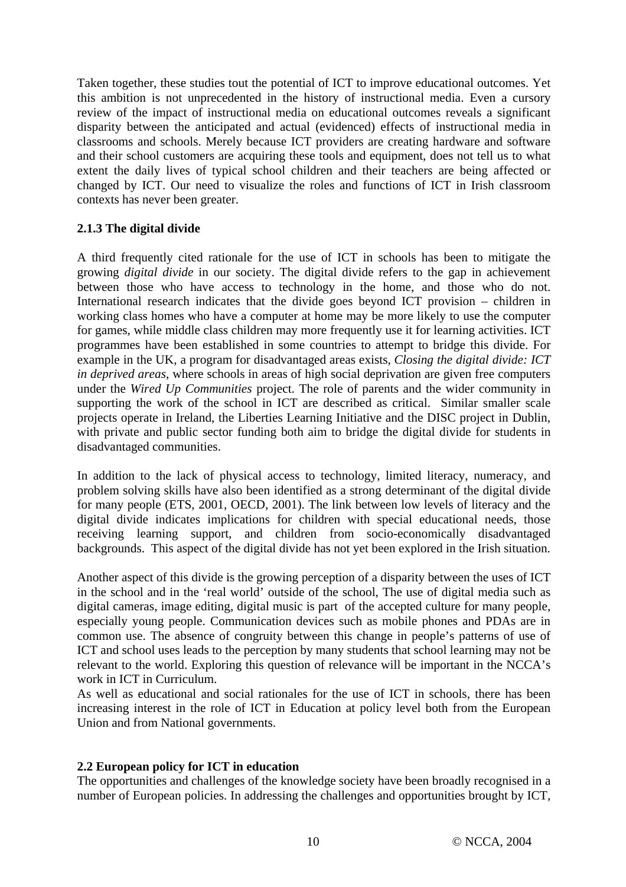Taken together, these studies tout the potential of ICT to improve educational outcomes. Yet this ambition is not unprecedented in the history of instructional media. Even a cursory review of the impact of instructional media on educational outcomes reveals a significant disparity between the anticipated and actual (evidenced) effects of instructional media in classrooms and schools. Merely because ICT providers are creating hardware and software and their school customers are acquiring these tools and equipment, does not tell us to what extent the daily lives of typical school children and their teachers are being affected or changed by ICT. Our need to visualize the roles and functions of ICT in Irish classroom contexts has never been greater.

### 2.1.3 The digital divide

A third frequently cited rationale for the use of ICT in schools has been to mitigate the growing *digital divide* in our society. The digital divide refers to the gap in achievement between those who have access to technology in the home, and those who do not. International research indicates that the divide goes beyond ICT provision – children in working class homes who have a computer at home may be more likely to use the computer for games, while middle class children may more frequently use it for learning activities. ICT programmes have been established in some countries to attempt to bridge this divide. For example in the UK, a program for disadvantaged areas exists, *Closing the digital divide: ICT in deprived areas*, where schools in areas of high social deprivation are given free computers under the *Wired Up Communities* project. The role of parents and the wider community in supporting the work of the school in ICT are described as critical. Similar smaller scale projects operate in Ireland, the Liberties Learning Initiative and the DISC project in Dublin, with private and public sector funding both aim to bridge the digital divide for students in disadvantaged communities.

In addition to the lack of physical access to technology, limited literacy, numeracy, and problem solving skills have also been identified as a strong determinant of the digital divide for many people (ETS, 2001, OECD, 2001). The link between low levels of literacy and the digital divide indicates implications for children with special educational needs, those receiving learning support, and children from socio-economically disadvantaged backgrounds. This aspect of the digital divide has not yet been explored in the Irish situation.

Another aspect of this divide is the growing perception of a disparity between the uses of ICT in the school and in the 'real world' outside of the school, The use of digital media such as digital cameras, image editing, digital music is part of the accepted culture for many people, especially young people. Communication devices such as mobile phones and PDAs are in common use. The absence of congruity between this change in people's patterns of use of ICT and school uses leads to the perception by many students that school learning may not be relevant to the world. Exploring this question of relevance will be important in the NCCA's work in ICT in Curriculum.

As well as educational and social rationales for the use of ICT in schools, there has been increasing interest in the role of ICT in Education at policy level both from the European Union and from National governments.

## 2.2 European policy for ICT in education

The opportunities and challenges of the knowledge society have been broadly recognised in a number of European policies. In addressing the challenges and opportunities brought by ICT,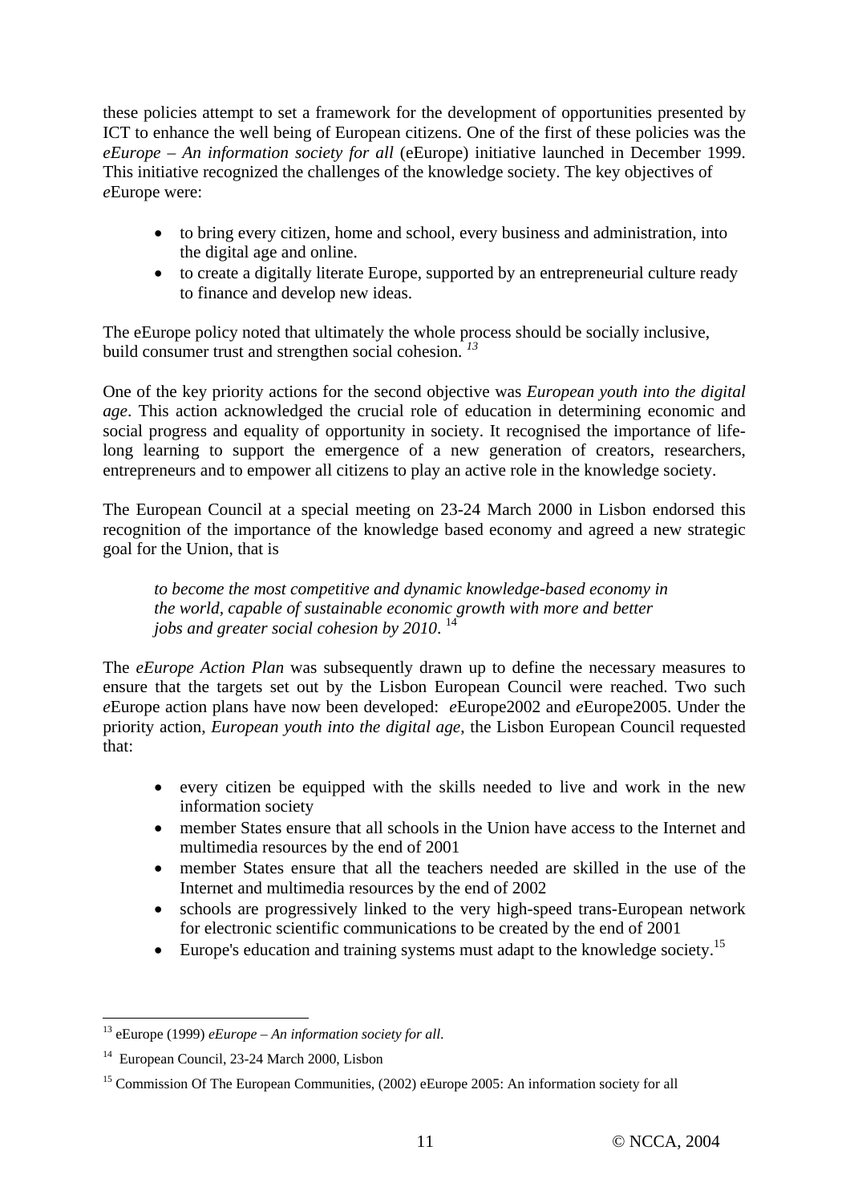these policies attempt to set a framework for the development of opportunities presented by ICT to enhance the well being of European citizens. One of the first of these policies was the *eEurope – An information society for all* (eEurope) initiative launched in December 1999. This initiative recognized the challenges of the knowledge society. The key objectives of *e*Europe were:

- to bring every citizen, home and school, every business and administration, into the digital age and online.
- to create a digitally literate Europe, supported by an entrepreneurial culture ready to finance and develop new ideas.

The eEurope policy noted that ultimately the whole process should be socially inclusive, build consumer trust and strengthen social cohesion. [13]

One of the key priority actions for the second objective was *European youth into the digital age*. This action acknowledged the crucial role of education in determining economic and social progress and equality of opportunity in society. It recognised the importance of life-long learning to support the emergence of a new generation of creators, researchers, entrepreneurs and to empower all citizens to play an active role in the knowledge society.

The European Council at a special meeting on 23-24 March 2000 in Lisbon endorsed this recognition of the importance of the knowledge based economy and agreed a new strategic goal for the Union, that is

> *to become the most competitive and dynamic knowledge-based economy in the world, capable of sustainable economic growth with more and better jobs and greater social cohesion by 2010*. [14]

The *eEurope Action Plan* was subsequently drawn up to define the necessary measures to ensure that the targets set out by the Lisbon European Council were reached. Two such *e*Europe action plans have now been developed: *e*Europe2002 and *e*Europe2005. Under the priority action, *European youth into the digital age*, the Lisbon European Council requested that:

- every citizen be equipped with the skills needed to live and work in the new information society
- member States ensure that all schools in the Union have access to the Internet and multimedia resources by the end of 2001
- member States ensure that all the teachers needed are skilled in the use of the Internet and multimedia resources by the end of 2002
- schools are progressively linked to the very high-speed trans-European network for electronic scientific communications to be created by the end of 2001
- Europe's education and training systems must adapt to the knowledge society.[15]

---

[13] eEurope (1999) *eEurope – An information society for all.*

[14] European Council, 23-24 March 2000, Lisbon

[15] Commission Of The European Communities, (2002) eEurope 2005: An information society for all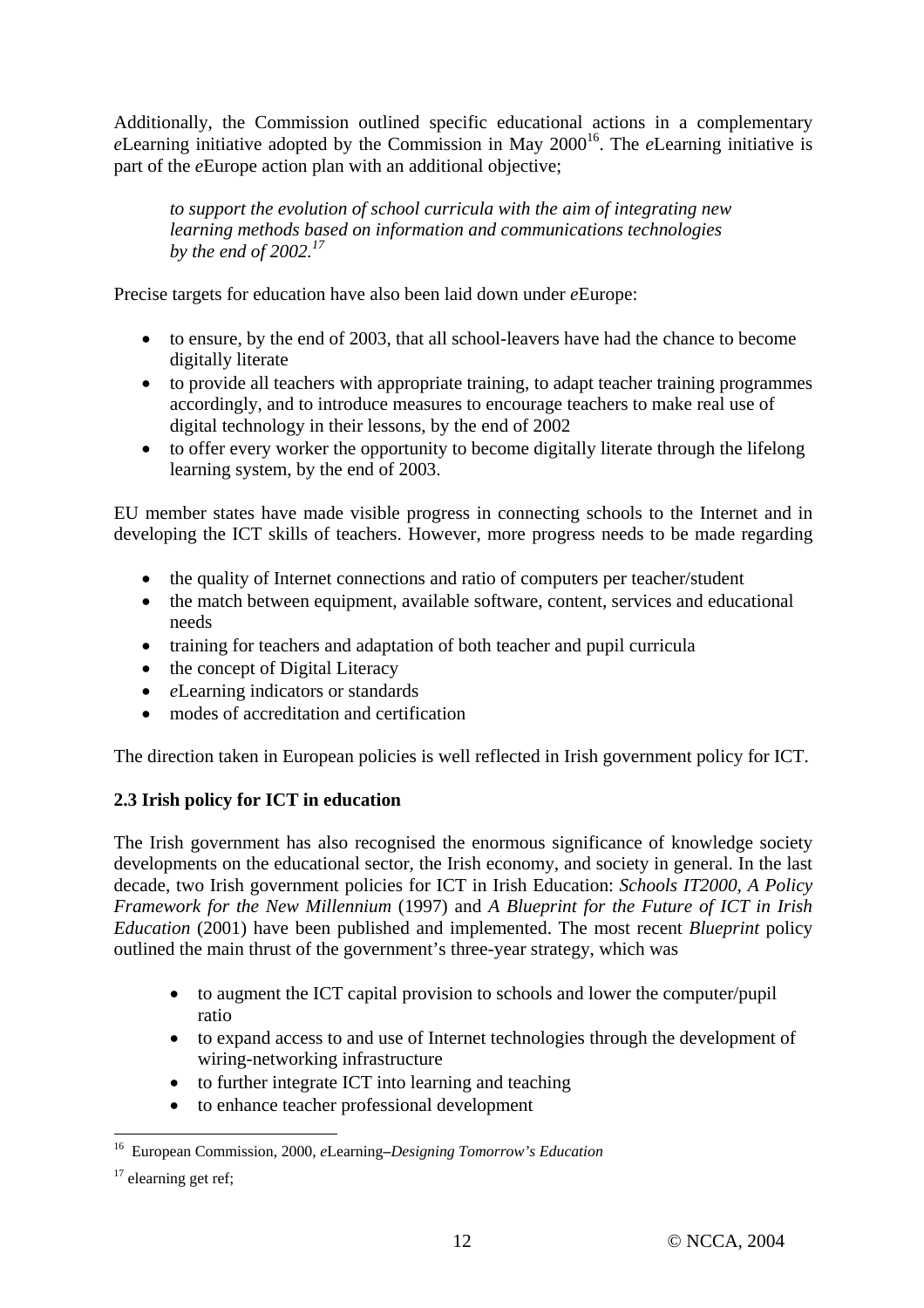Additionally, the Commission outlined specific educational actions in a complementary *e*Learning initiative adopted by the Commission in May 2000[16]. The *e*Learning initiative is part of the *e*Europe action plan with an additional objective;

> *to support the evolution of school curricula with the aim of integrating new learning methods based on information and communications technologies by the end of 2002.*[17]

Precise targets for education have also been laid down under *e*Europe:

- to ensure, by the end of 2003, that all school-leavers have had the chance to become digitally literate
- to provide all teachers with appropriate training, to adapt teacher training programmes accordingly, and to introduce measures to encourage teachers to make real use of digital technology in their lessons, by the end of 2002
- to offer every worker the opportunity to become digitally literate through the lifelong learning system, by the end of 2003.

EU member states have made visible progress in connecting schools to the Internet and in developing the ICT skills of teachers. However, more progress needs to be made regarding

- the quality of Internet connections and ratio of computers per teacher/student
- the match between equipment, available software, content, services and educational needs
- training for teachers and adaptation of both teacher and pupil curricula
- the concept of Digital Literacy
- *e*Learning indicators or standards
- modes of accreditation and certification

The direction taken in European policies is well reflected in Irish government policy for ICT.

### 2.3 Irish policy for ICT in education

The Irish government has also recognised the enormous significance of knowledge society developments on the educational sector, the Irish economy, and society in general. In the last decade, two Irish government policies for ICT in Irish Education: *Schools IT2000, A Policy Framework for the New Millennium* (1997) and *A Blueprint for the Future of ICT in Irish Education* (2001) have been published and implemented. The most recent *Blueprint* policy outlined the main thrust of the government's three-year strategy, which was

- to augment the ICT capital provision to schools and lower the computer/pupil ratio
- to expand access to and use of Internet technologies through the development of wiring-networking infrastructure
- to further integrate ICT into learning and teaching
- to enhance teacher professional development

---

[16] European Commission, 2000, *e*Learning–*Designing Tomorrow's Education*

[17] elearning get ref;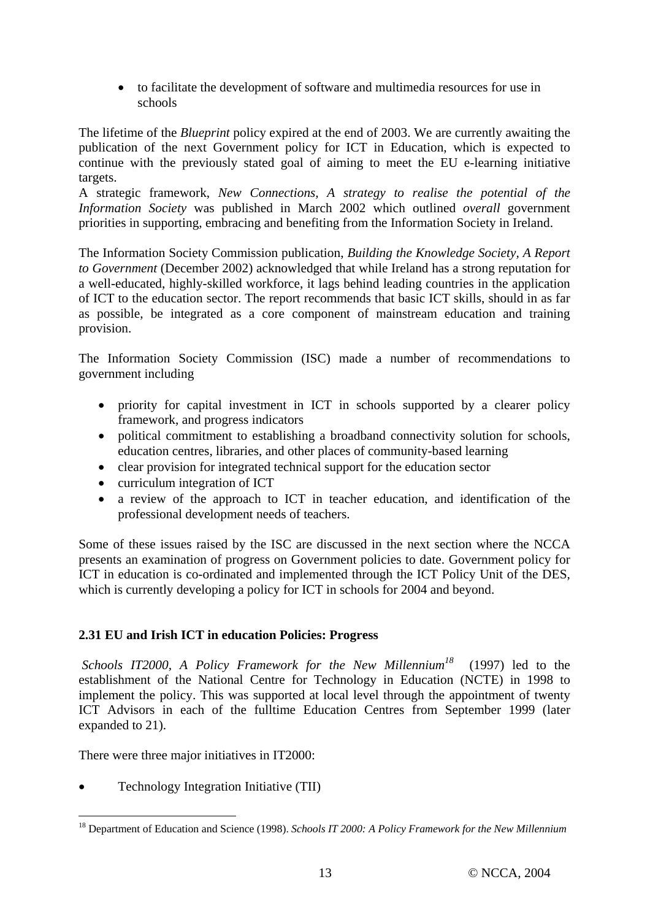- to facilitate the development of software and multimedia resources for use in schools

The lifetime of the *Blueprint* policy expired at the end of 2003. We are currently awaiting the publication of the next Government policy for ICT in Education, which is expected to continue with the previously stated goal of aiming to meet the EU e-learning initiative targets.
A strategic framework, *New Connections, A strategy to realise the potential of the Information Society* was published in March 2002 which outlined *overall* government priorities in supporting, embracing and benefiting from the Information Society in Ireland.

The Information Society Commission publication, *Building the Knowledge Society, A Report to Government* (December 2002) acknowledged that while Ireland has a strong reputation for a well-educated, highly-skilled workforce, it lags behind leading countries in the application of ICT to the education sector. The report recommends that basic ICT skills, should in as far as possible, be integrated as a core component of mainstream education and training provision.

The Information Society Commission (ISC) made a number of recommendations to government including

- priority for capital investment in ICT in schools supported by a clearer policy framework, and progress indicators
- political commitment to establishing a broadband connectivity solution for schools, education centres, libraries, and other places of community-based learning
- clear provision for integrated technical support for the education sector
- curriculum integration of ICT
- a review of the approach to ICT in teacher education, and identification of the professional development needs of teachers.

Some of these issues raised by the ISC are discussed in the next section where the NCCA presents an examination of progress on Government policies to date. Government policy for ICT in education is co-ordinated and implemented through the ICT Policy Unit of the DES, which is currently developing a policy for ICT in schools for 2004 and beyond.

### 2.31 EU and Irish ICT in education Policies: Progress

*Schools IT2000, A Policy Framework for the New Millennium*[18] (1997) led to the establishment of the National Centre for Technology in Education (NCTE) in 1998 to implement the policy. This was supported at local level through the appointment of twenty ICT Advisors in each of the fulltime Education Centres from September 1999 (later expanded to 21).

There were three major initiatives in IT2000:

- Technology Integration Initiative (TII)

[18] Department of Education and Science (1998). *Schools IT 2000: A Policy Framework for the New Millennium*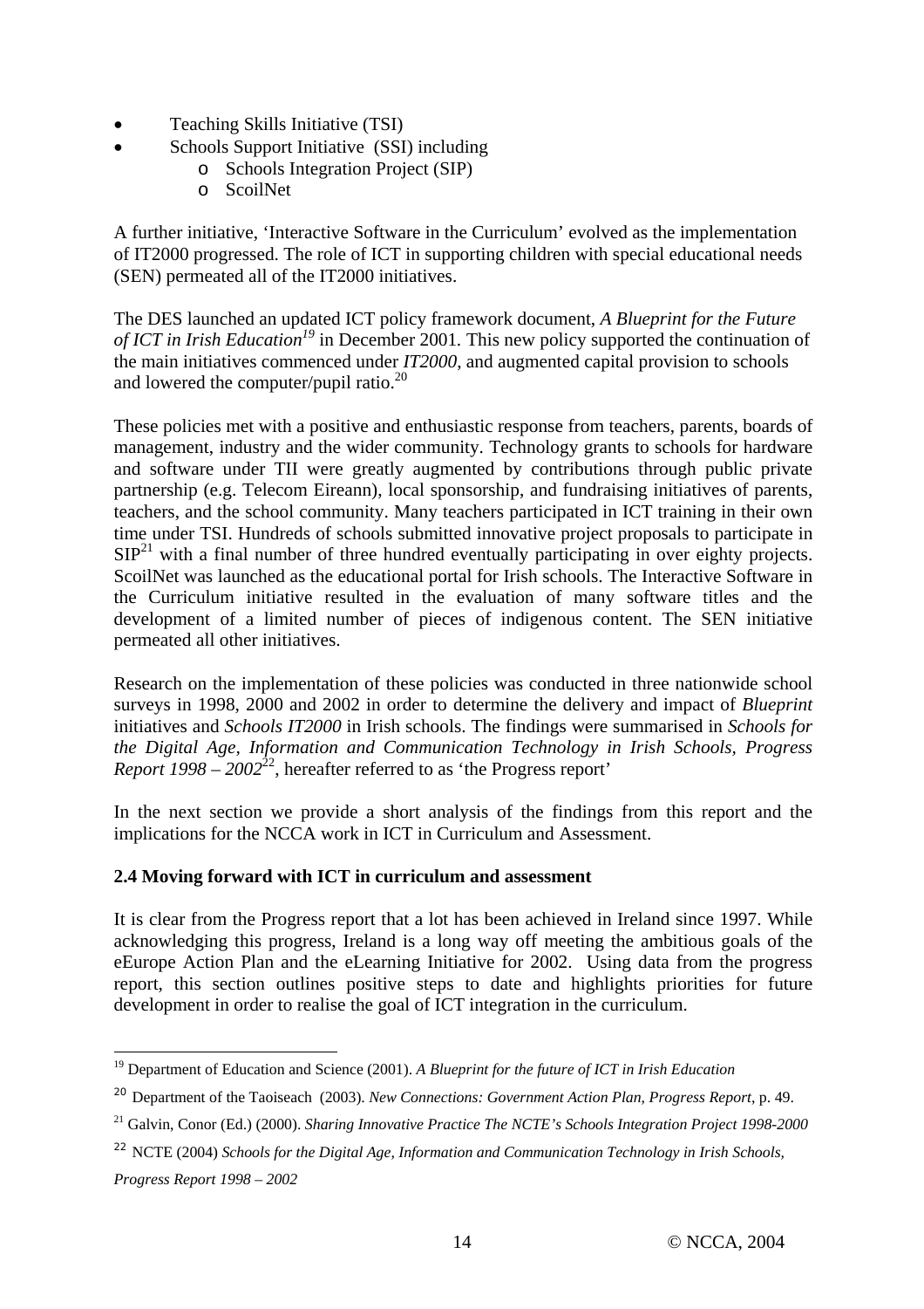- Teaching Skills Initiative (TSI)
- Schools Support Initiative (SSI) including
  - Schools Integration Project (SIP)
  - ScoilNet

A further initiative, 'Interactive Software in the Curriculum' evolved as the implementation of IT2000 progressed. The role of ICT in supporting children with special educational needs (SEN) permeated all of the IT2000 initiatives.

The DES launched an updated ICT policy framework document, *A Blueprint for the Future of ICT in Irish Education*[19] in December 2001. This new policy supported the continuation of the main initiatives commenced under *IT2000*, and augmented capital provision to schools and lowered the computer/pupil ratio.[20]

These policies met with a positive and enthusiastic response from teachers, parents, boards of management, industry and the wider community. Technology grants to schools for hardware and software under TII were greatly augmented by contributions through public private partnership (e.g. Telecom Eireann), local sponsorship, and fundraising initiatives of parents, teachers, and the school community. Many teachers participated in ICT training in their own time under TSI. Hundreds of schools submitted innovative project proposals to participate in SIP[21] with a final number of three hundred eventually participating in over eighty projects. ScoilNet was launched as the educational portal for Irish schools. The Interactive Software in the Curriculum initiative resulted in the evaluation of many software titles and the development of a limited number of pieces of indigenous content. The SEN initiative permeated all other initiatives.

Research on the implementation of these policies was conducted in three nationwide school surveys in 1998, 2000 and 2002 in order to determine the delivery and impact of *Blueprint* initiatives and *Schools IT2000* in Irish schools. The findings were summarised in *Schools for the Digital Age, Information and Communication Technology in Irish Schools, Progress Report 1998 – 2002*[22], hereafter referred to as 'the Progress report'

In the next section we provide a short analysis of the findings from this report and the implications for the NCCA work in ICT in Curriculum and Assessment.

### 2.4 Moving forward with ICT in curriculum and assessment

It is clear from the Progress report that a lot has been achieved in Ireland since 1997. While acknowledging this progress, Ireland is a long way off meeting the ambitious goals of the eEurope Action Plan and the eLearning Initiative for 2002. Using data from the progress report, this section outlines positive steps to date and highlights priorities for future development in order to realise the goal of ICT integration in the curriculum.

---

[19] Department of Education and Science (2001). *A Blueprint for the future of ICT in Irish Education*

[20] Department of the Taoiseach (2003). *New Connections: Government Action Plan, Progress Report*, p. 49.

[21] Galvin, Conor (Ed.) (2000). *Sharing Innovative Practice The NCTE's Schools Integration Project 1998-2000*

[22] NCTE (2004) *Schools for the Digital Age, Information and Communication Technology in Irish Schools, Progress Report 1998 – 2002*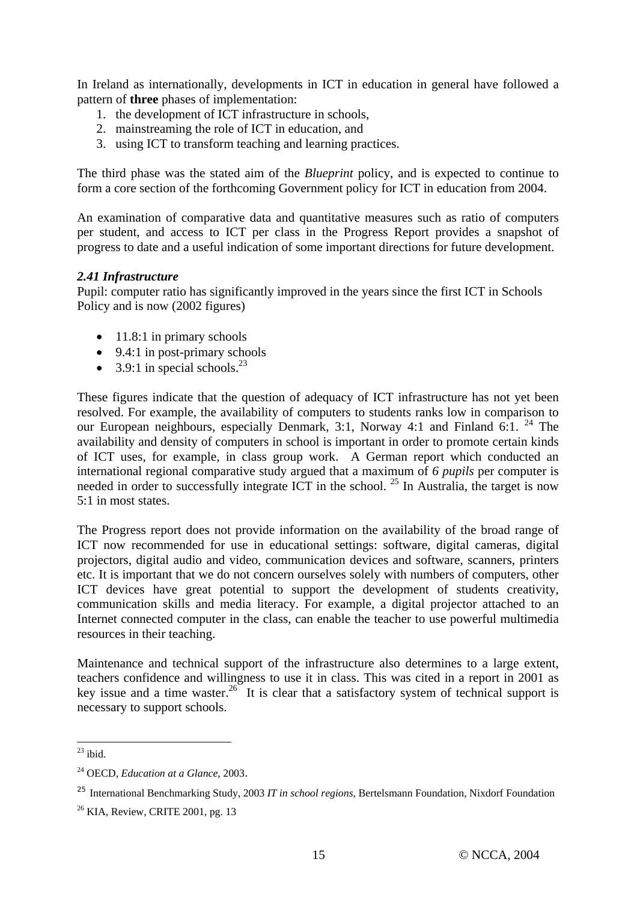In Ireland as internationally, developments in ICT in education in general have followed a pattern of **three** phases of implementation:

1. the development of ICT infrastructure in schools,
2. mainstreaming the role of ICT in education, and
3. using ICT to transform teaching and learning practices.

The third phase was the stated aim of the *Blueprint* policy, and is expected to continue to form a core section of the forthcoming Government policy for ICT in education from 2004.

An examination of comparative data and quantitative measures such as ratio of computers per student, and access to ICT per class in the Progress Report provides a snapshot of progress to date and a useful indication of some important directions for future development.

### *2.41 Infrastructure*

Pupil: computer ratio has significantly improved in the years since the first ICT in Schools Policy and is now (2002 figures)

- 11.8:1 in primary schools
- 9.4:1 in post-primary schools
- 3.9:1 in special schools.[23]

These figures indicate that the question of adequacy of ICT infrastructure has not yet been resolved. For example, the availability of computers to students ranks low in comparison to our European neighbours, especially Denmark, 3:1, Norway 4:1 and Finland 6:1. [24] The availability and density of computers in school is important in order to promote certain kinds of ICT uses, for example, in class group work. A German report which conducted an international regional comparative study argued that a maximum of *6 pupils* per computer is needed in order to successfully integrate ICT in the school. [25] In Australia, the target is now 5:1 in most states.

The Progress report does not provide information on the availability of the broad range of ICT now recommended for use in educational settings: software, digital cameras, digital projectors, digital audio and video, communication devices and software, scanners, printers etc. It is important that we do not concern ourselves solely with numbers of computers, other ICT devices have great potential to support the development of students creativity, communication skills and media literacy. For example, a digital projector attached to an Internet connected computer in the class, can enable the teacher to use powerful multimedia resources in their teaching.

Maintenance and technical support of the infrastructure also determines to a large extent, teachers confidence and willingness to use it in class. This was cited in a report in 2001 as key issue and a time waster.[26] It is clear that a satisfactory system of technical support is necessary to support schools.

---

[23] ibid.

[24] OECD, *Education at a Glance*, 2003.

[25] International Benchmarking Study, 2003 *IT in school regions*, Bertelsmann Foundation, Nixdorf Foundation

[26] KIA, Review, CRITE 2001, pg. 13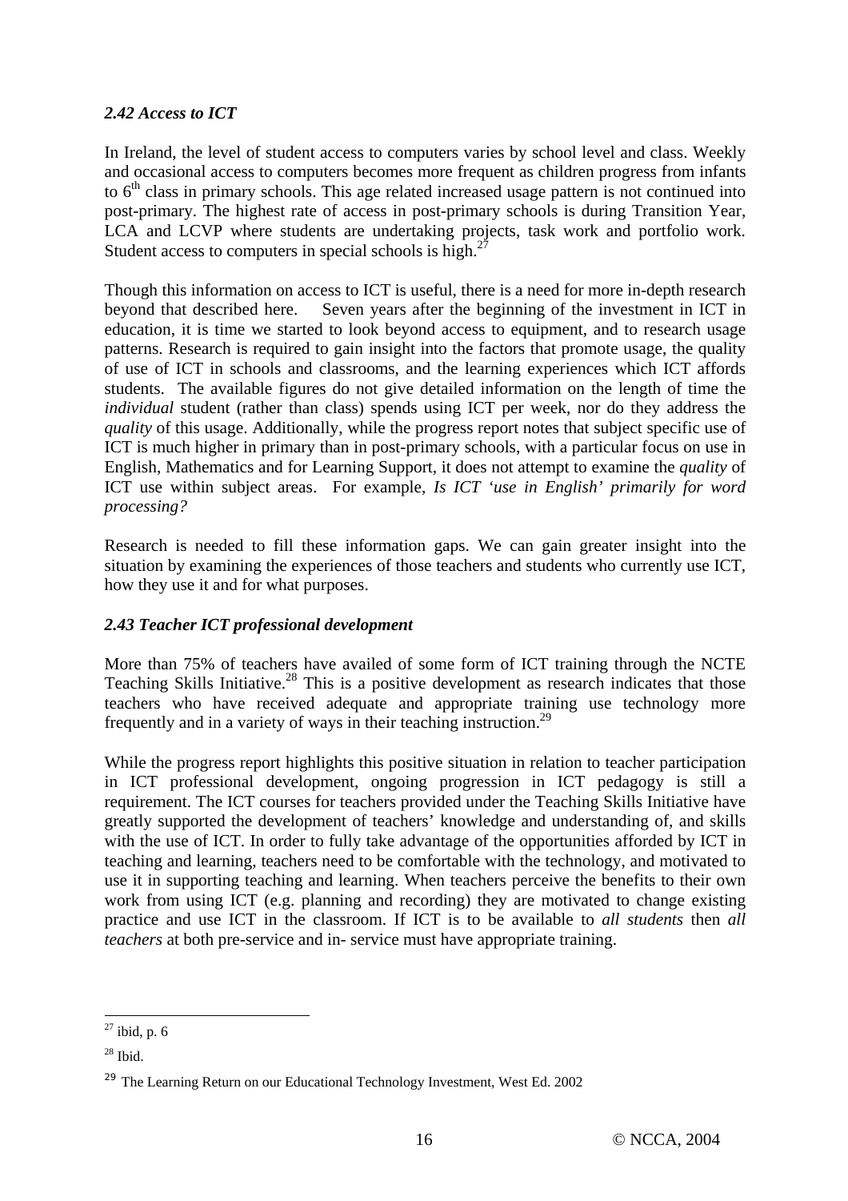### *2.42 Access to ICT*

In Ireland, the level of student access to computers varies by school level and class. Weekly and occasional access to computers becomes more frequent as children progress from infants to 6th class in primary schools. This age related increased usage pattern is not continued into post-primary. The highest rate of access in post-primary schools is during Transition Year, LCA and LCVP where students are undertaking projects, task work and portfolio work. Student access to computers in special schools is high.[27]

Though this information on access to ICT is useful, there is a need for more in-depth research beyond that described here. Seven years after the beginning of the investment in ICT in education, it is time we started to look beyond access to equipment, and to research usage patterns. Research is required to gain insight into the factors that promote usage, the quality of use of ICT in schools and classrooms, and the learning experiences which ICT affords students. The available figures do not give detailed information on the length of time the *individual* student (rather than class) spends using ICT per week, nor do they address the *quality* of this usage. Additionally, while the progress report notes that subject specific use of ICT is much higher in primary than in post-primary schools, with a particular focus on use in English, Mathematics and for Learning Support, it does not attempt to examine the *quality* of ICT use within subject areas. For example, *Is ICT 'use in English' primarily for word processing?*

Research is needed to fill these information gaps. We can gain greater insight into the situation by examining the experiences of those teachers and students who currently use ICT, how they use it and for what purposes.

### *2.43 Teacher ICT professional development*

More than 75% of teachers have availed of some form of ICT training through the NCTE Teaching Skills Initiative.[28] This is a positive development as research indicates that those teachers who have received adequate and appropriate training use technology more frequently and in a variety of ways in their teaching instruction.[29]

While the progress report highlights this positive situation in relation to teacher participation in ICT professional development, ongoing progression in ICT pedagogy is still a requirement. The ICT courses for teachers provided under the Teaching Skills Initiative have greatly supported the development of teachers' knowledge and understanding of, and skills with the use of ICT. In order to fully take advantage of the opportunities afforded by ICT in teaching and learning, teachers need to be comfortable with the technology, and motivated to use it in supporting teaching and learning. When teachers perceive the benefits to their own work from using ICT (e.g. planning and recording) they are motivated to change existing practice and use ICT in the classroom. If ICT is to be available to *all students* then *all teachers* at both pre-service and in- service must have appropriate training.

---

[27] ibid, p. 6

[28] Ibid.

[29] The Learning Return on our Educational Technology Investment, West Ed. 2002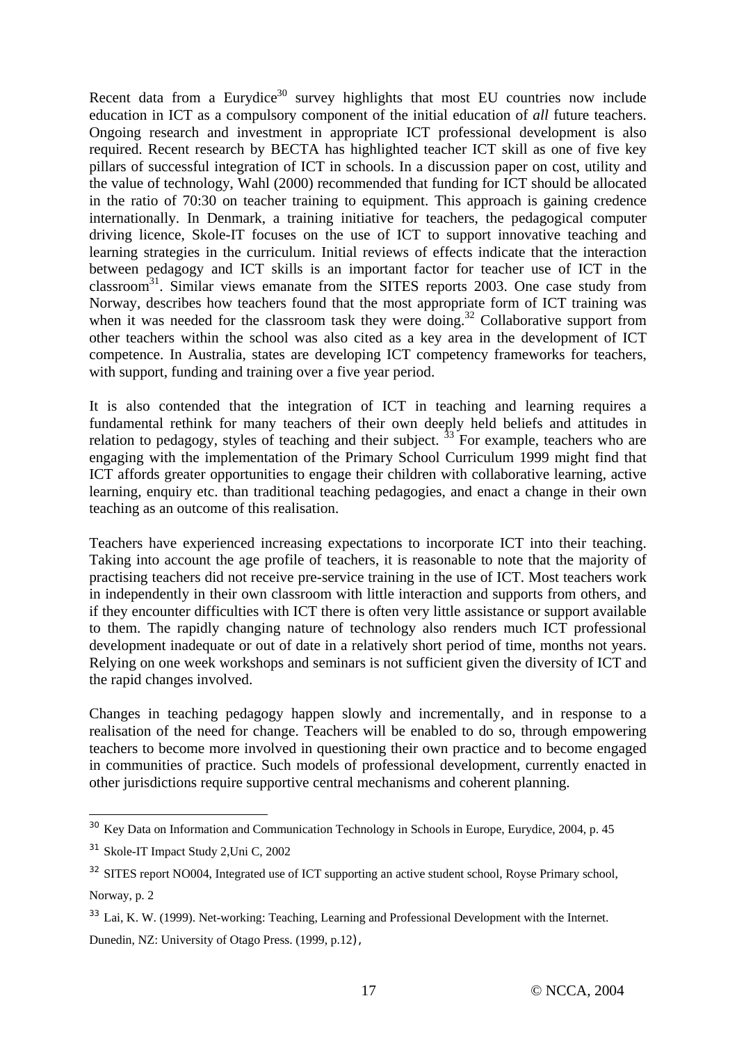Recent data from a Eurydice[30] survey highlights that most EU countries now include education in ICT as a compulsory component of the initial education of *all* future teachers. Ongoing research and investment in appropriate ICT professional development is also required. Recent research by BECTA has highlighted teacher ICT skill as one of five key pillars of successful integration of ICT in schools. In a discussion paper on cost, utility and the value of technology, Wahl (2000) recommended that funding for ICT should be allocated in the ratio of 70:30 on teacher training to equipment. This approach is gaining credence internationally. In Denmark, a training initiative for teachers, the pedagogical computer driving licence, Skole-IT focuses on the use of ICT to support innovative teaching and learning strategies in the curriculum. Initial reviews of effects indicate that the interaction between pedagogy and ICT skills is an important factor for teacher use of ICT in the classroom[31]. Similar views emanate from the SITES reports 2003. One case study from Norway, describes how teachers found that the most appropriate form of ICT training was when it was needed for the classroom task they were doing.[32] Collaborative support from other teachers within the school was also cited as a key area in the development of ICT competence. In Australia, states are developing ICT competency frameworks for teachers, with support, funding and training over a five year period.

It is also contended that the integration of ICT in teaching and learning requires a fundamental rethink for many teachers of their own deeply held beliefs and attitudes in relation to pedagogy, styles of teaching and their subject. [33] For example, teachers who are engaging with the implementation of the Primary School Curriculum 1999 might find that ICT affords greater opportunities to engage their children with collaborative learning, active learning, enquiry etc. than traditional teaching pedagogies, and enact a change in their own teaching as an outcome of this realisation.

Teachers have experienced increasing expectations to incorporate ICT into their teaching. Taking into account the age profile of teachers, it is reasonable to note that the majority of practising teachers did not receive pre-service training in the use of ICT. Most teachers work in independently in their own classroom with little interaction and supports from others, and if they encounter difficulties with ICT there is often very little assistance or support available to them. The rapidly changing nature of technology also renders much ICT professional development inadequate or out of date in a relatively short period of time, months not years. Relying on one week workshops and seminars is not sufficient given the diversity of ICT and the rapid changes involved.

Changes in teaching pedagogy happen slowly and incrementally, and in response to a realisation of the need for change. Teachers will be enabled to do so, through empowering teachers to become more involved in questioning their own practice and to become engaged in communities of practice. Such models of professional development, currently enacted in other jurisdictions require supportive central mechanisms and coherent planning.

---

[30] Key Data on Information and Communication Technology in Schools in Europe, Eurydice, 2004, p. 45

[31] Skole-IT Impact Study 2,Uni C, 2002

[32] SITES report NO004, Integrated use of ICT supporting an active student school, Royse Primary school, Norway, p. 2

[33] Lai, K. W. (1999). Net-working: Teaching, Learning and Professional Development with the Internet. Dunedin, NZ: University of Otago Press. (1999, p.12),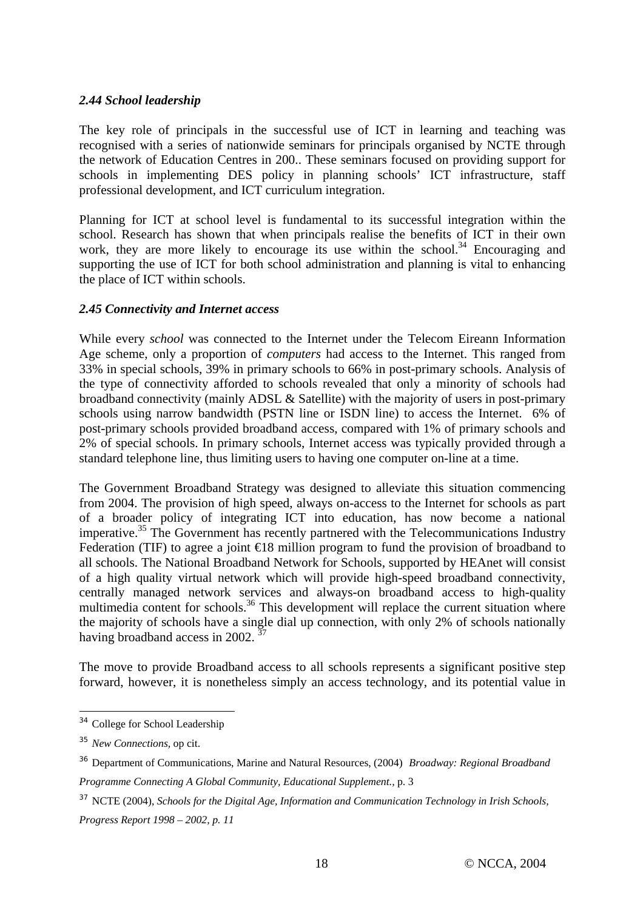### *2.44 School leadership*

The key role of principals in the successful use of ICT in learning and teaching was recognised with a series of nationwide seminars for principals organised by NCTE through the network of Education Centres in 200.. These seminars focused on providing support for schools in implementing DES policy in planning schools' ICT infrastructure, staff professional development, and ICT curriculum integration.

Planning for ICT at school level is fundamental to its successful integration within the school. Research has shown that when principals realise the benefits of ICT in their own work, they are more likely to encourage its use within the school.[34] Encouraging and supporting the use of ICT for both school administration and planning is vital to enhancing the place of ICT within schools.

### *2.45 Connectivity and Internet access*

While every *school* was connected to the Internet under the Telecom Eireann Information Age scheme, only a proportion of *computers* had access to the Internet. This ranged from 33% in special schools, 39% in primary schools to 66% in post-primary schools. Analysis of the type of connectivity afforded to schools revealed that only a minority of schools had broadband connectivity (mainly ADSL & Satellite) with the majority of users in post-primary schools using narrow bandwidth (PSTN line or ISDN line) to access the Internet. 6% of post-primary schools provided broadband access, compared with 1% of primary schools and 2% of special schools. In primary schools, Internet access was typically provided through a standard telephone line, thus limiting users to having one computer on-line at a time.

The Government Broadband Strategy was designed to alleviate this situation commencing from 2004. The provision of high speed, always on-access to the Internet for schools as part of a broader policy of integrating ICT into education, has now become a national imperative.[35] The Government has recently partnered with the Telecommunications Industry Federation (TIF) to agree a joint €18 million program to fund the provision of broadband to all schools. The National Broadband Network for Schools, supported by HEAnet will consist of a high quality virtual network which will provide high-speed broadband connectivity, centrally managed network services and always-on broadband access to high-quality multimedia content for schools.[36] This development will replace the current situation where the majority of schools have a single dial up connection, with only 2% of schools nationally having broadband access in 2002. [37]

The move to provide Broadband access to all schools represents a significant positive step forward, however, it is nonetheless simply an access technology, and its potential value in

---

[34] College for School Leadership

[35] *New Connections*, op cit.

[36] Department of Communications, Marine and Natural Resources, (2004) *Broadway: Regional Broadband Programme Connecting A Global Community, Educational Supplement.*, p. 3

[37] NCTE (2004), *Schools for the Digital Age, Information and Communication Technology in Irish Schools, Progress Report 1998 – 2002, p. 11*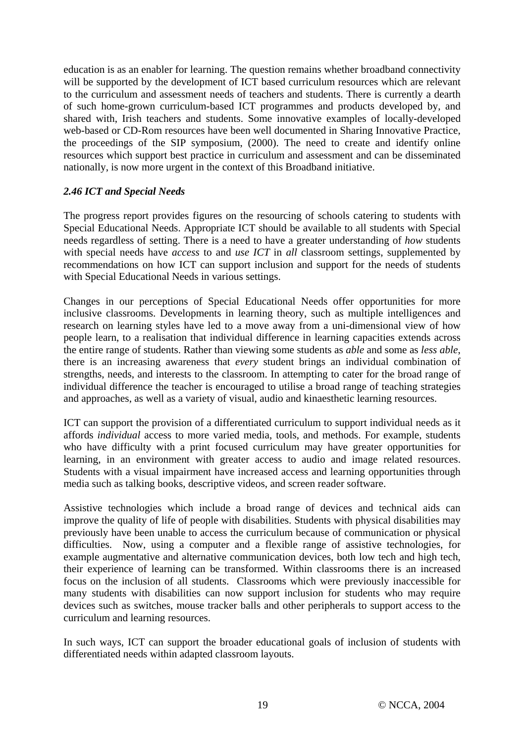education is as an enabler for learning. The question remains whether broadband connectivity will be supported by the development of ICT based curriculum resources which are relevant to the curriculum and assessment needs of teachers and students. There is currently a dearth of such home-grown curriculum-based ICT programmes and products developed by, and shared with, Irish teachers and students. Some innovative examples of locally-developed web-based or CD-Rom resources have been well documented in Sharing Innovative Practice, the proceedings of the SIP symposium, (2000). The need to create and identify online resources which support best practice in curriculum and assessment and can be disseminated nationally, is now more urgent in the context of this Broadband initiative.

### *2.46 ICT and Special Needs*

The progress report provides figures on the resourcing of schools catering to students with Special Educational Needs. Appropriate ICT should be available to all students with Special needs regardless of setting. There is a need to have a greater understanding of *how* students with special needs have *access* to and *use ICT* in *all* classroom settings, supplemented by recommendations on how ICT can support inclusion and support for the needs of students with Special Educational Needs in various settings.

Changes in our perceptions of Special Educational Needs offer opportunities for more inclusive classrooms. Developments in learning theory, such as multiple intelligences and research on learning styles have led to a move away from a uni-dimensional view of how people learn, to a realisation that individual difference in learning capacities extends across the entire range of students. Rather than viewing some students as *able* and some as *less able*, there is an increasing awareness that *every* student brings an individual combination of strengths, needs, and interests to the classroom. In attempting to cater for the broad range of individual difference the teacher is encouraged to utilise a broad range of teaching strategies and approaches, as well as a variety of visual, audio and kinaesthetic learning resources.

ICT can support the provision of a differentiated curriculum to support individual needs as it affords *individual* access to more varied media, tools, and methods. For example, students who have difficulty with a print focused curriculum may have greater opportunities for learning, in an environment with greater access to audio and image related resources. Students with a visual impairment have increased access and learning opportunities through media such as talking books, descriptive videos, and screen reader software.

Assistive technologies which include a broad range of devices and technical aids can improve the quality of life of people with disabilities. Students with physical disabilities may previously have been unable to access the curriculum because of communication or physical difficulties. Now, using a computer and a flexible range of assistive technologies, for example augmentative and alternative communication devices, both low tech and high tech, their experience of learning can be transformed. Within classrooms there is an increased focus on the inclusion of all students. Classrooms which were previously inaccessible for many students with disabilities can now support inclusion for students who may require devices such as switches, mouse tracker balls and other peripherals to support access to the curriculum and learning resources.

In such ways, ICT can support the broader educational goals of inclusion of students with differentiated needs within adapted classroom layouts.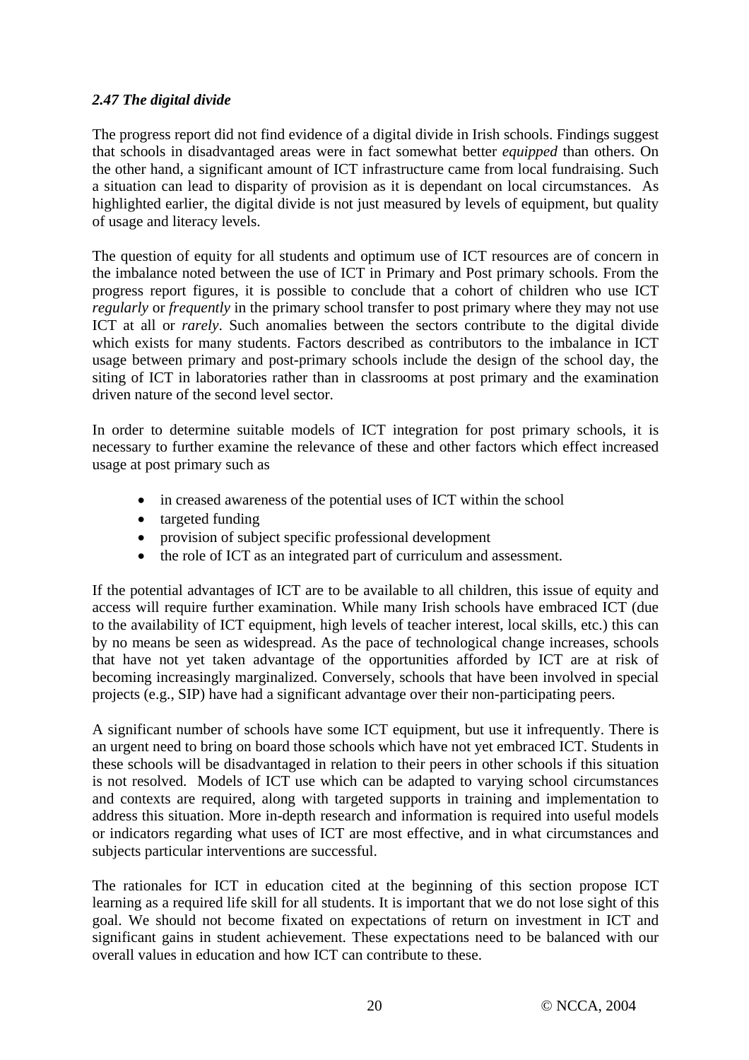### *2.47 The digital divide*

The progress report did not find evidence of a digital divide in Irish schools. Findings suggest that schools in disadvantaged areas were in fact somewhat better *equipped* than others. On the other hand, a significant amount of ICT infrastructure came from local fundraising. Such a situation can lead to disparity of provision as it is dependant on local circumstances. As highlighted earlier, the digital divide is not just measured by levels of equipment, but quality of usage and literacy levels.

The question of equity for all students and optimum use of ICT resources are of concern in the imbalance noted between the use of ICT in Primary and Post primary schools. From the progress report figures, it is possible to conclude that a cohort of children who use ICT *regularly* or *frequently* in the primary school transfer to post primary where they may not use ICT at all or *rarely*. Such anomalies between the sectors contribute to the digital divide which exists for many students. Factors described as contributors to the imbalance in ICT usage between primary and post-primary schools include the design of the school day, the siting of ICT in laboratories rather than in classrooms at post primary and the examination driven nature of the second level sector.

In order to determine suitable models of ICT integration for post primary schools, it is necessary to further examine the relevance of these and other factors which effect increased usage at post primary such as

- in creased awareness of the potential uses of ICT within the school
- targeted funding
- provision of subject specific professional development
- the role of ICT as an integrated part of curriculum and assessment.

If the potential advantages of ICT are to be available to all children, this issue of equity and access will require further examination. While many Irish schools have embraced ICT (due to the availability of ICT equipment, high levels of teacher interest, local skills, etc.) this can by no means be seen as widespread. As the pace of technological change increases, schools that have not yet taken advantage of the opportunities afforded by ICT are at risk of becoming increasingly marginalized. Conversely, schools that have been involved in special projects (e.g., SIP) have had a significant advantage over their non-participating peers.

A significant number of schools have some ICT equipment, but use it infrequently. There is an urgent need to bring on board those schools which have not yet embraced ICT. Students in these schools will be disadvantaged in relation to their peers in other schools if this situation is not resolved. Models of ICT use which can be adapted to varying school circumstances and contexts are required, along with targeted supports in training and implementation to address this situation. More in-depth research and information is required into useful models or indicators regarding what uses of ICT are most effective, and in what circumstances and subjects particular interventions are successful.

The rationales for ICT in education cited at the beginning of this section propose ICT learning as a required life skill for all students. It is important that we do not lose sight of this goal. We should not become fixated on expectations of return on investment in ICT and significant gains in student achievement. These expectations need to be balanced with our overall values in education and how ICT can contribute to these.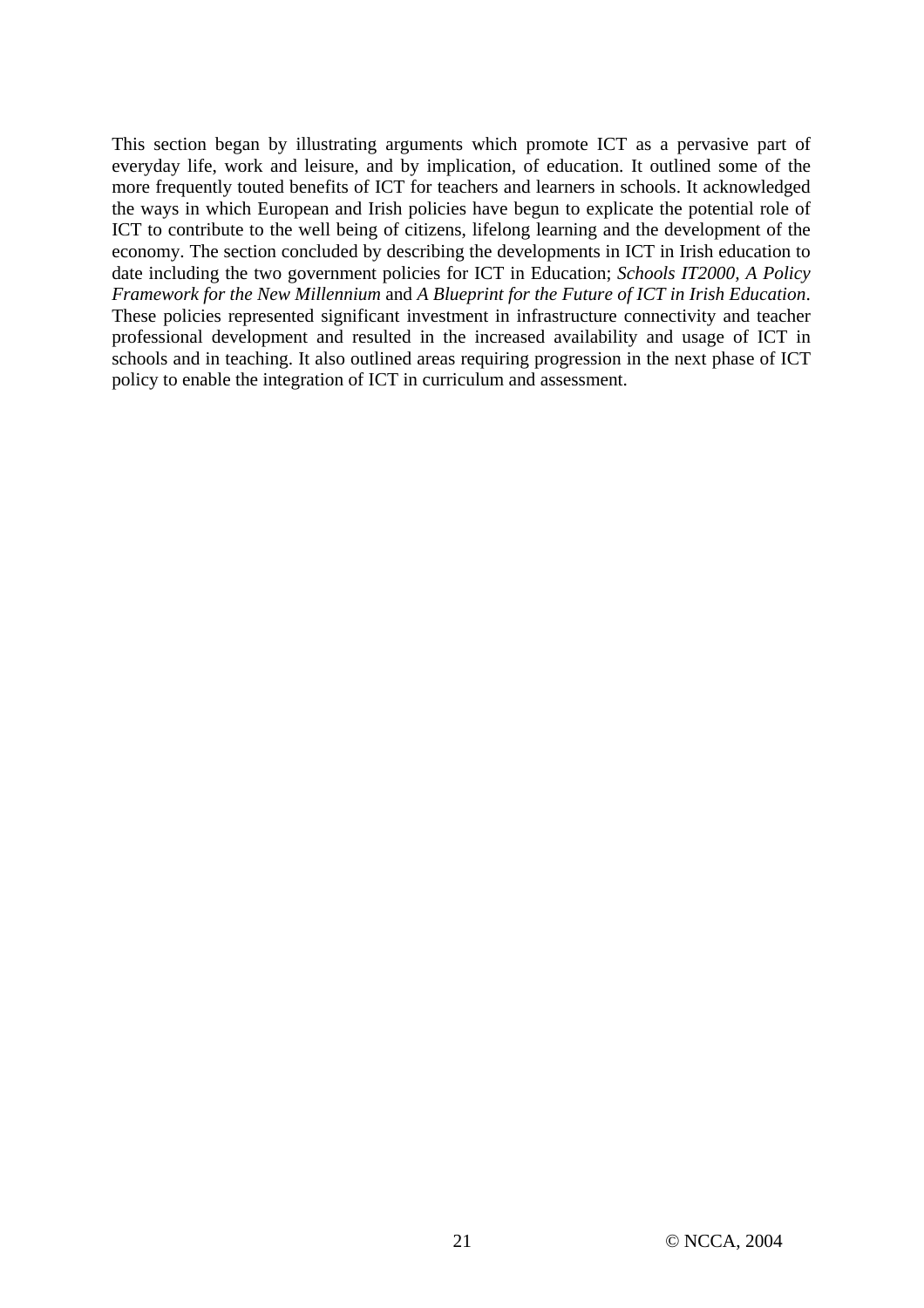This section began by illustrating arguments which promote ICT as a pervasive part of everyday life, work and leisure, and by implication, of education. It outlined some of the more frequently touted benefits of ICT for teachers and learners in schools. It acknowledged the ways in which European and Irish policies have begun to explicate the potential role of ICT to contribute to the well being of citizens, lifelong learning and the development of the economy. The section concluded by describing the developments in ICT in Irish education to date including the two government policies for ICT in Education; *Schools IT2000, A Policy Framework for the New Millennium* and *A Blueprint for the Future of ICT in Irish Education*. These policies represented significant investment in infrastructure connectivity and teacher professional development and resulted in the increased availability and usage of ICT in schools and in teaching. It also outlined areas requiring progression in the next phase of ICT policy to enable the integration of ICT in curriculum and assessment.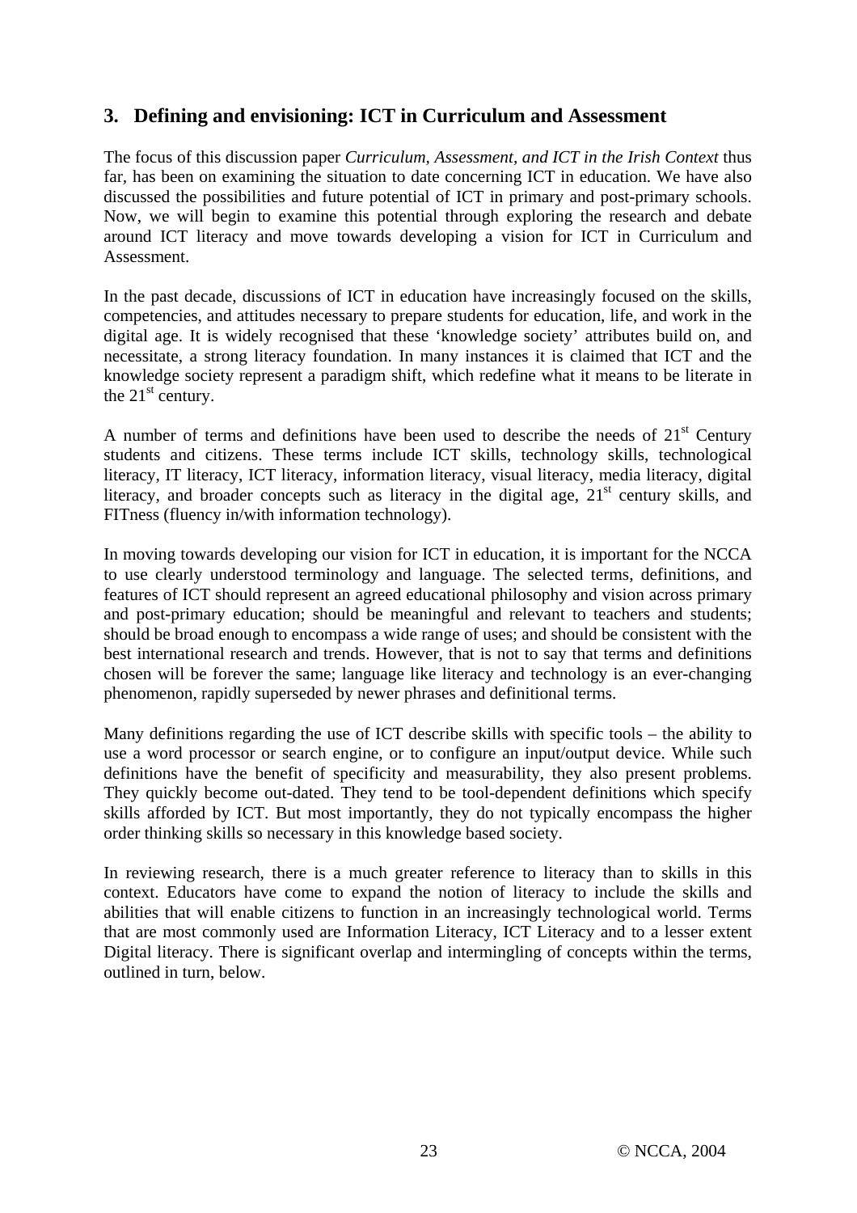## 3. Defining and envisioning: ICT in Curriculum and Assessment

The focus of this discussion paper *Curriculum, Assessment, and ICT in the Irish Context* thus far, has been on examining the situation to date concerning ICT in education. We have also discussed the possibilities and future potential of ICT in primary and post-primary schools. Now, we will begin to examine this potential through exploring the research and debate around ICT literacy and move towards developing a vision for ICT in Curriculum and Assessment.

In the past decade, discussions of ICT in education have increasingly focused on the skills, competencies, and attitudes necessary to prepare students for education, life, and work in the digital age. It is widely recognised that these 'knowledge society' attributes build on, and necessitate, a strong literacy foundation. In many instances it is claimed that ICT and the knowledge society represent a paradigm shift, which redefine what it means to be literate in the 21st century.

A number of terms and definitions have been used to describe the needs of 21st Century students and citizens. These terms include ICT skills, technology skills, technological literacy, IT literacy, ICT literacy, information literacy, visual literacy, media literacy, digital literacy, and broader concepts such as literacy in the digital age, 21st century skills, and FITness (fluency in/with information technology).

In moving towards developing our vision for ICT in education, it is important for the NCCA to use clearly understood terminology and language. The selected terms, definitions, and features of ICT should represent an agreed educational philosophy and vision across primary and post-primary education; should be meaningful and relevant to teachers and students; should be broad enough to encompass a wide range of uses; and should be consistent with the best international research and trends. However, that is not to say that terms and definitions chosen will be forever the same; language like literacy and technology is an ever-changing phenomenon, rapidly superseded by newer phrases and definitional terms.

Many definitions regarding the use of ICT describe skills with specific tools – the ability to use a word processor or search engine, or to configure an input/output device. While such definitions have the benefit of specificity and measurability, they also present problems. They quickly become out-dated. They tend to be tool-dependent definitions which specify skills afforded by ICT. But most importantly, they do not typically encompass the higher order thinking skills so necessary in this knowledge based society.

In reviewing research, there is a much greater reference to literacy than to skills in this context. Educators have come to expand the notion of literacy to include the skills and abilities that will enable citizens to function in an increasingly technological world. Terms that are most commonly used are Information Literacy, ICT Literacy and to a lesser extent Digital literacy. There is significant overlap and intermingling of concepts within the terms, outlined in turn, below.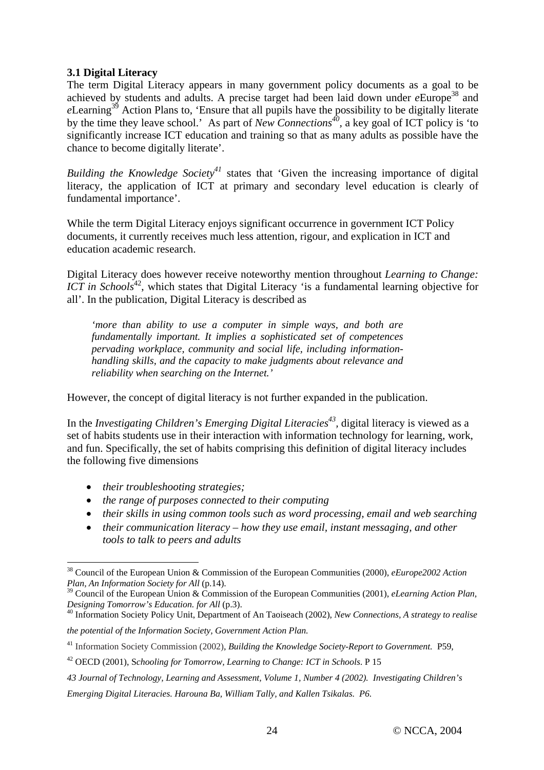### 3.1 Digital Literacy

The term Digital Literacy appears in many government policy documents as a goal to be achieved by students and adults. A precise target had been laid down under *e*Europe[38] and *e*Learning[39] Action Plans to, 'Ensure that all pupils have the possibility to be digitally literate by the time they leave school.' As part of *New Connections*[40], a key goal of ICT policy is 'to significantly increase ICT education and training so that as many adults as possible have the chance to become digitally literate'.

*Building the Knowledge Society*[41] states that 'Given the increasing importance of digital literacy, the application of ICT at primary and secondary level education is clearly of fundamental importance'.

While the term Digital Literacy enjoys significant occurrence in government ICT Policy documents, it currently receives much less attention, rigour, and explication in ICT and education academic research.

Digital Literacy does however receive noteworthy mention throughout *Learning to Change: ICT in Schools*[42], which states that Digital Literacy 'is a fundamental learning objective for all'. In the publication, Digital Literacy is described as

> *'more than ability to use a computer in simple ways, and both are fundamentally important. It implies a sophisticated set of competences pervading workplace, community and social life, including information-handling skills, and the capacity to make judgments about relevance and reliability when searching on the Internet.'*

However, the concept of digital literacy is not further expanded in the publication.

In the *Investigating Children's Emerging Digital Literacies*[43], digital literacy is viewed as a set of habits students use in their interaction with information technology for learning, work, and fun. Specifically, the set of habits comprising this definition of digital literacy includes the following five dimensions

- *their troubleshooting strategies;*
- *the range of purposes connected to their computing*
- *their skills in using common tools such as word processing, email and web searching*
- *their communication literacy – how they use email, instant messaging, and other tools to talk to peers and adults*

---

[38] Council of the European Union & Commission of the European Communities (2000), *eEurope2002 Action Plan, An Information Society for All* (p.14).

[39] Council of the European Union & Commission of the European Communities (2001), *eLearning Action Plan, Designing Tomorrow's Education. for All* (p.3).

[40] Information Society Policy Unit, Department of An Taoiseach (2002), *New Connections, A strategy to realise the potential of the Information Society, Government Action Plan.*

[41] Information Society Commission (2002), *Building the Knowledge Society-Report to Government.* P59,

[42] OECD (2001), S*chooling for Tomorrow, Learning to Change: ICT in Schools*. P 15

*43 Journal of Technology, Learning and Assessment, Volume 1, Number 4 (2002). Investigating Children's Emerging Digital Literacies. Harouna Ba, William Tally, and Kallen Tsikalas. P6.*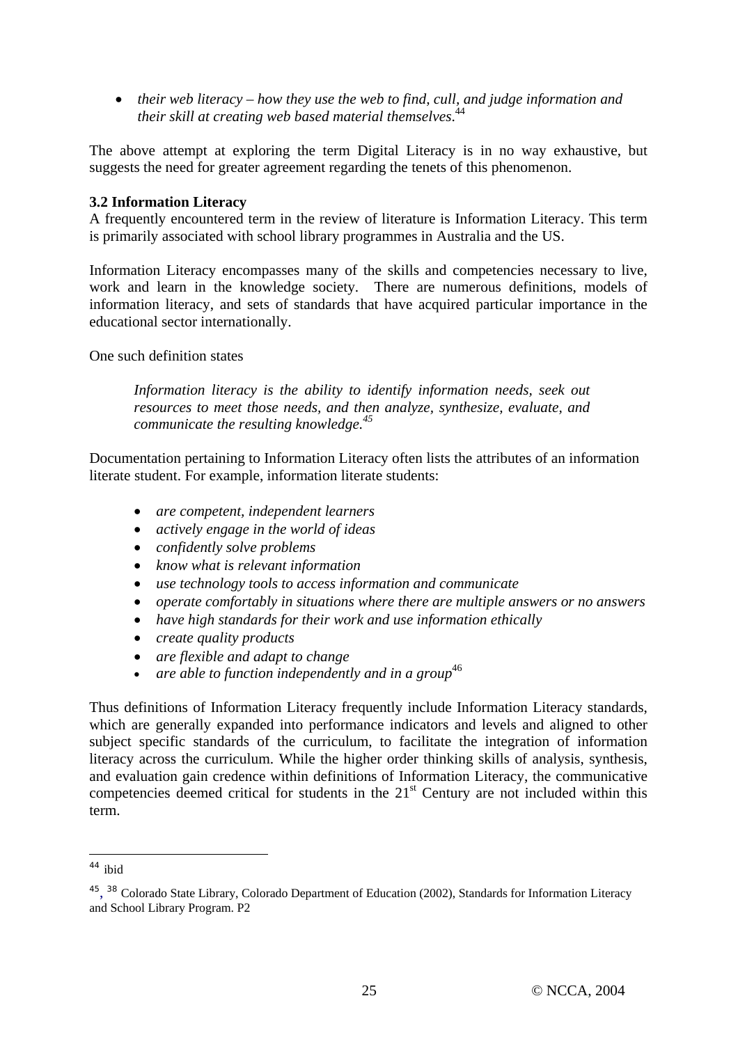- *their web literacy – how they use the web to find, cull, and judge information and their skill at creating web based material themselves*.[44]

The above attempt at exploring the term Digital Literacy is in no way exhaustive, but suggests the need for greater agreement regarding the tenets of this phenomenon.

### 3.2 Information Literacy

A frequently encountered term in the review of literature is Information Literacy. This term is primarily associated with school library programmes in Australia and the US.

Information Literacy encompasses many of the skills and competencies necessary to live, work and learn in the knowledge society. There are numerous definitions, models of information literacy, and sets of standards that have acquired particular importance in the educational sector internationally.

One such definition states

> *Information literacy is the ability to identify information needs, seek out resources to meet those needs, and then analyze, synthesize, evaluate, and communicate the resulting knowledge.*[45]

Documentation pertaining to Information Literacy often lists the attributes of an information literate student. For example, information literate students:

- *are competent, independent learners*
- *actively engage in the world of ideas*
- *confidently solve problems*
- *know what is relevant information*
- *use technology tools to access information and communicate*
- *operate comfortably in situations where there are multiple answers or no answers*
- *have high standards for their work and use information ethically*
- *create quality products*
- *are flexible and adapt to change*
- *are able to function independently and in a group*[46]

Thus definitions of Information Literacy frequently include Information Literacy standards, which are generally expanded into performance indicators and levels and aligned to other subject specific standards of the curriculum, to facilitate the integration of information literacy across the curriculum. While the higher order thinking skills of analysis, synthesis, and evaluation gain credence within definitions of Information Literacy, the communicative competencies deemed critical for students in the 21st Century are not included within this term.

---

[44] ibid

[45], [38] Colorado State Library, Colorado Department of Education (2002), Standards for Information Literacy and School Library Program. P2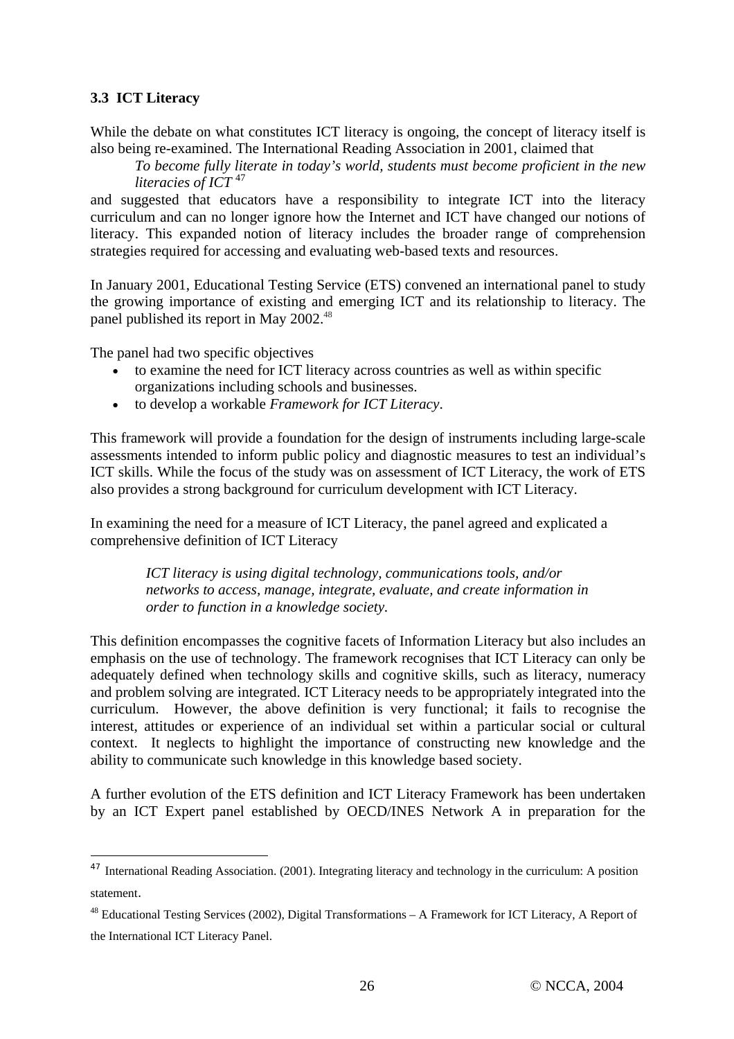### 3.3 ICT Literacy

While the debate on what constitutes ICT literacy is ongoing, the concept of literacy itself is also being re-examined. The International Reading Association in 2001, claimed that

> *To become fully literate in today's world, students must become proficient in the new literacies of ICT* [47]

and suggested that educators have a responsibility to integrate ICT into the literacy curriculum and can no longer ignore how the Internet and ICT have changed our notions of literacy. This expanded notion of literacy includes the broader range of comprehension strategies required for accessing and evaluating web-based texts and resources.

In January 2001, Educational Testing Service (ETS) convened an international panel to study the growing importance of existing and emerging ICT and its relationship to literacy. The panel published its report in May 2002.[48]

The panel had two specific objectives

- to examine the need for ICT literacy across countries as well as within specific organizations including schools and businesses.
- to develop a workable *Framework for ICT Literacy*.

This framework will provide a foundation for the design of instruments including large-scale assessments intended to inform public policy and diagnostic measures to test an individual's ICT skills. While the focus of the study was on assessment of ICT Literacy, the work of ETS also provides a strong background for curriculum development with ICT Literacy.

In examining the need for a measure of ICT Literacy, the panel agreed and explicated a comprehensive definition of ICT Literacy

> *ICT literacy is using digital technology, communications tools, and/or networks to access, manage, integrate, evaluate, and create information in order to function in a knowledge society.*

This definition encompasses the cognitive facets of Information Literacy but also includes an emphasis on the use of technology. The framework recognises that ICT Literacy can only be adequately defined when technology skills and cognitive skills, such as literacy, numeracy and problem solving are integrated. ICT Literacy needs to be appropriately integrated into the curriculum. However, the above definition is very functional; it fails to recognise the interest, attitudes or experience of an individual set within a particular social or cultural context. It neglects to highlight the importance of constructing new knowledge and the ability to communicate such knowledge in this knowledge based society.

A further evolution of the ETS definition and ICT Literacy Framework has been undertaken by an ICT Expert panel established by OECD/INES Network A in preparation for the

---

[47] International Reading Association. (2001). Integrating literacy and technology in the curriculum: A position statement.

[48] Educational Testing Services (2002), Digital Transformations – A Framework for ICT Literacy, A Report of the International ICT Literacy Panel.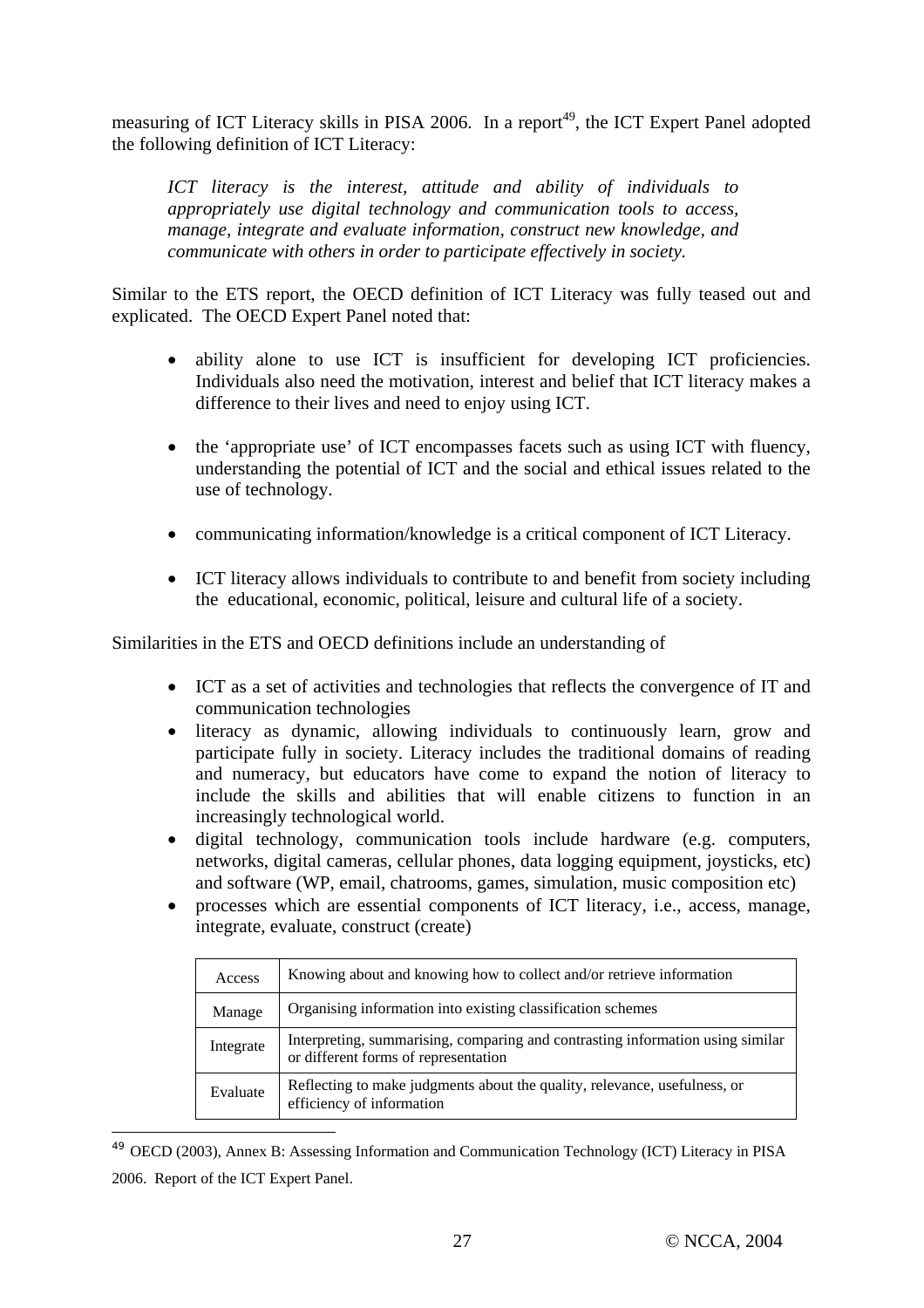measuring of ICT Literacy skills in PISA 2006. In a report[49], the ICT Expert Panel adopted the following definition of ICT Literacy:

> *ICT literacy is the interest, attitude and ability of individuals to appropriately use digital technology and communication tools to access, manage, integrate and evaluate information, construct new knowledge, and communicate with others in order to participate effectively in society.*

Similar to the ETS report, the OECD definition of ICT Literacy was fully teased out and explicated. The OECD Expert Panel noted that:

- ability alone to use ICT is insufficient for developing ICT proficiencies. Individuals also need the motivation, interest and belief that ICT literacy makes a difference to their lives and need to enjoy using ICT.

- the 'appropriate use' of ICT encompasses facets such as using ICT with fluency, understanding the potential of ICT and the social and ethical issues related to the use of technology.

- communicating information/knowledge is a critical component of ICT Literacy.

- ICT literacy allows individuals to contribute to and benefit from society including the educational, economic, political, leisure and cultural life of a society.

Similarities in the ETS and OECD definitions include an understanding of

- ICT as a set of activities and technologies that reflects the convergence of IT and communication technologies
- literacy as dynamic, allowing individuals to continuously learn, grow and participate fully in society. Literacy includes the traditional domains of reading and numeracy, but educators have come to expand the notion of literacy to include the skills and abilities that will enable citizens to function in an increasingly technological world.
- digital technology, communication tools include hardware (e.g. computers, networks, digital cameras, cellular phones, data logging equipment, joysticks, etc) and software (WP, email, chatrooms, games, simulation, music composition etc)
- processes which are essential components of ICT literacy, i.e., access, manage, integrate, evaluate, construct (create)

| | |
|---|---|
| Access | Knowing about and knowing how to collect and/or retrieve information |
| Manage | Organising information into existing classification schemes |
| Integrate | Interpreting, summarising, comparing and contrasting information using similar or different forms of representation |
| Evaluate | Reflecting to make judgments about the quality, relevance, usefulness, or efficiency of information |

[49] OECD (2003), Annex B: Assessing Information and Communication Technology (ICT) Literacy in PISA 2006. Report of the ICT Expert Panel.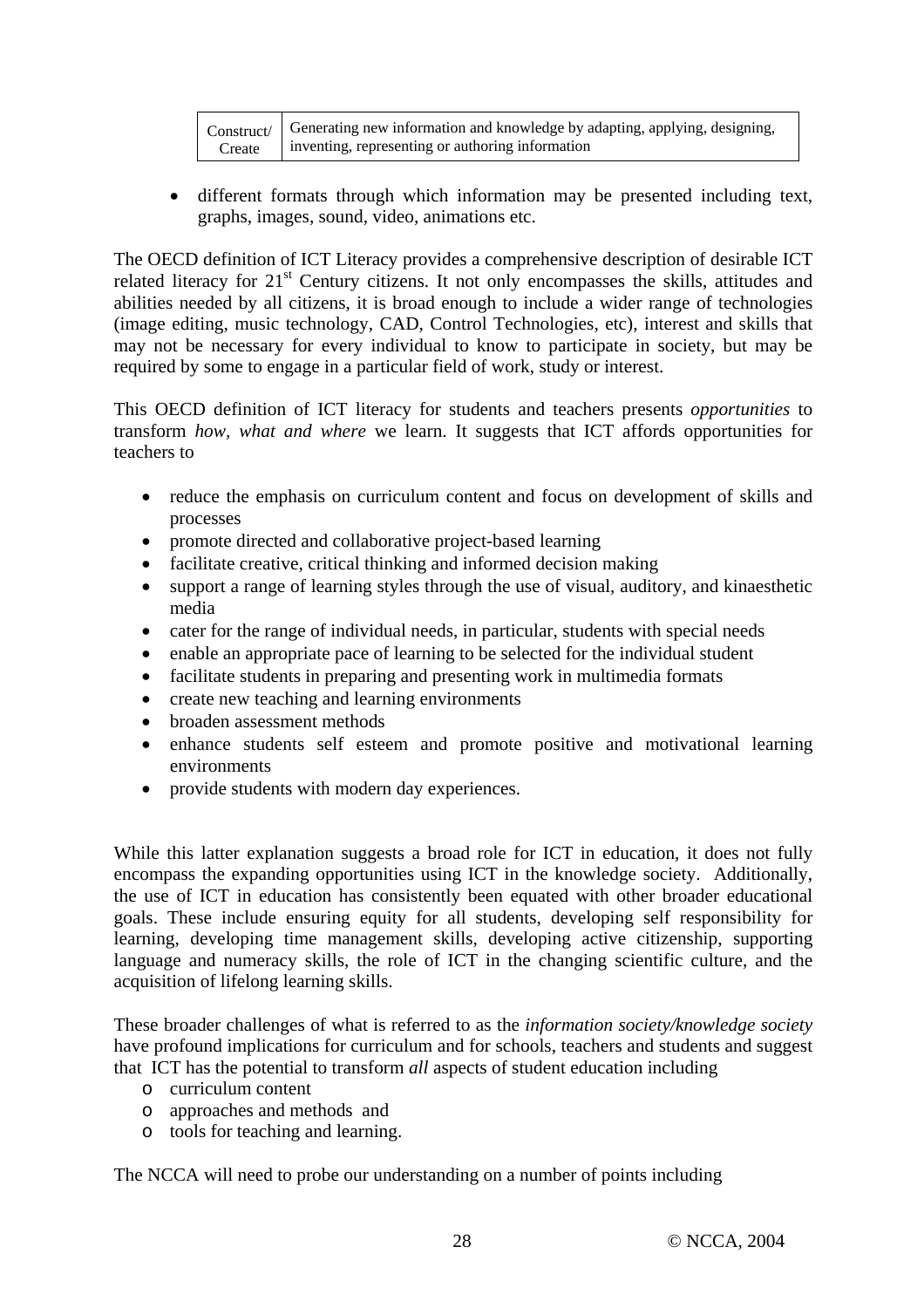| Construct/ Create | Generating new information and knowledge by adapting, applying, designing, inventing, representing or authoring information |
|---|---|

- different formats through which information may be presented including text, graphs, images, sound, video, animations etc.

The OECD definition of ICT Literacy provides a comprehensive description of desirable ICT related literacy for 21st Century citizens. It not only encompasses the skills, attitudes and abilities needed by all citizens, it is broad enough to include a wider range of technologies (image editing, music technology, CAD, Control Technologies, etc), interest and skills that may not be necessary for every individual to know to participate in society, but may be required by some to engage in a particular field of work, study or interest.

This OECD definition of ICT literacy for students and teachers presents *opportunities* to transform *how, what and where* we learn. It suggests that ICT affords opportunities for teachers to

- reduce the emphasis on curriculum content and focus on development of skills and processes
- promote directed and collaborative project-based learning
- facilitate creative, critical thinking and informed decision making
- support a range of learning styles through the use of visual, auditory, and kinaesthetic media
- cater for the range of individual needs, in particular, students with special needs
- enable an appropriate pace of learning to be selected for the individual student
- facilitate students in preparing and presenting work in multimedia formats
- create new teaching and learning environments
- broaden assessment methods
- enhance students self esteem and promote positive and motivational learning environments
- provide students with modern day experiences.

While this latter explanation suggests a broad role for ICT in education, it does not fully encompass the expanding opportunities using ICT in the knowledge society. Additionally, the use of ICT in education has consistently been equated with other broader educational goals. These include ensuring equity for all students, developing self responsibility for learning, developing time management skills, developing active citizenship, supporting language and numeracy skills, the role of ICT in the changing scientific culture, and the acquisition of lifelong learning skills.

These broader challenges of what is referred to as the *information society/knowledge society* have profound implications for curriculum and for schools, teachers and students and suggest that ICT has the potential to transform *all* aspects of student education including

- curriculum content
- approaches and methods and
- tools for teaching and learning.

The NCCA will need to probe our understanding on a number of points including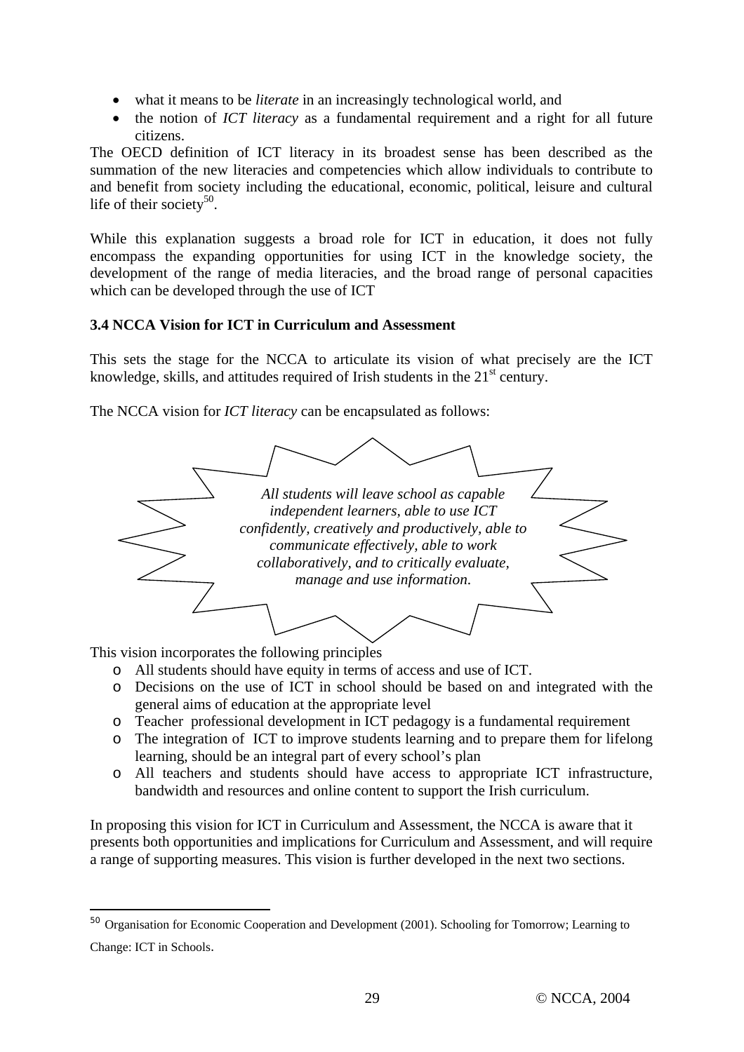- what it means to be *literate* in an increasingly technological world, and
- the notion of *ICT literacy* as a fundamental requirement and a right for all future citizens.

The OECD definition of ICT literacy in its broadest sense has been described as the summation of the new literacies and competencies which allow individuals to contribute to and benefit from society including the educational, economic, political, leisure and cultural life of their society[50].

While this explanation suggests a broad role for ICT in education, it does not fully encompass the expanding opportunities for using ICT in the knowledge society, the development of the range of media literacies, and the broad range of personal capacities which can be developed through the use of ICT

**3.4 NCCA Vision for ICT in Curriculum and Assessment**

This sets the stage for the NCCA to articulate its vision of what precisely are the ICT knowledge, skills, and attitudes required of Irish students in the 21st century.

The NCCA vision for *ICT literacy* can be encapsulated as follows:

*All students will leave school as capable independent learners, able to use ICT confidently, creatively and productively, able to communicate effectively, able to work collaboratively, and to critically evaluate, manage and use information.*

This vision incorporates the following principles

- All students should have equity in terms of access and use of ICT.
- Decisions on the use of ICT in school should be based on and integrated with the general aims of education at the appropriate level
- Teacher professional development in ICT pedagogy is a fundamental requirement
- The integration of ICT to improve students learning and to prepare them for lifelong learning, should be an integral part of every school's plan
- All teachers and students should have access to appropriate ICT infrastructure, bandwidth and resources and online content to support the Irish curriculum.

In proposing this vision for ICT in Curriculum and Assessment, the NCCA is aware that it presents both opportunities and implications for Curriculum and Assessment, and will require a range of supporting measures. This vision is further developed in the next two sections.

---

[50] Organisation for Economic Cooperation and Development (2001). Schooling for Tomorrow; Learning to Change: ICT in Schools.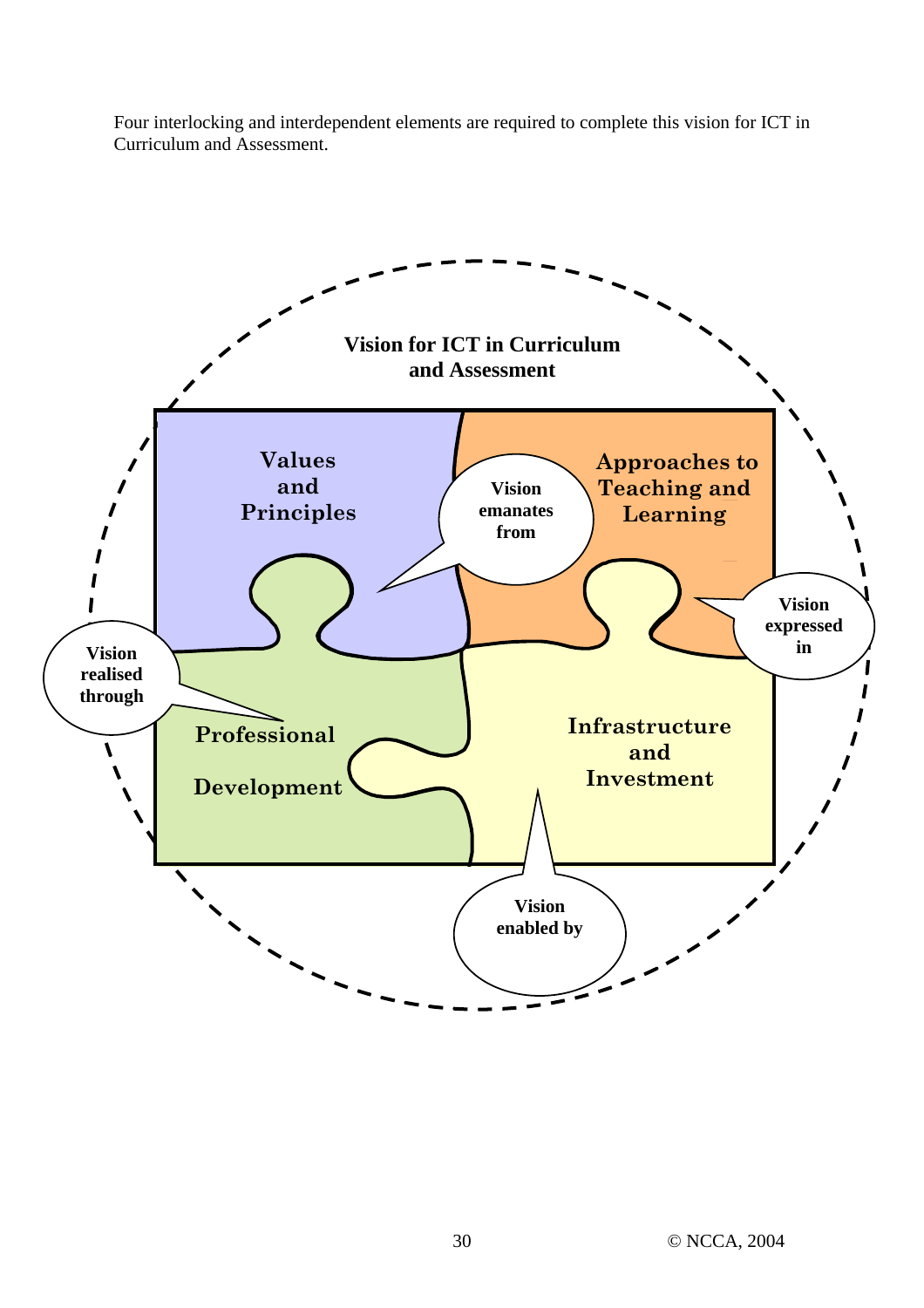Four interlocking and interdependent elements are required to complete this vision for ICT in Curriculum and Assessment.

**Vision for ICT in Curriculum and Assessment**

**Values and Principles** — Vision emanates from

**Approaches to Teaching and Learning** — Vision expressed in

**Professional Development** — Vision realised through

**Infrastructure and Investment** — Vision enabled by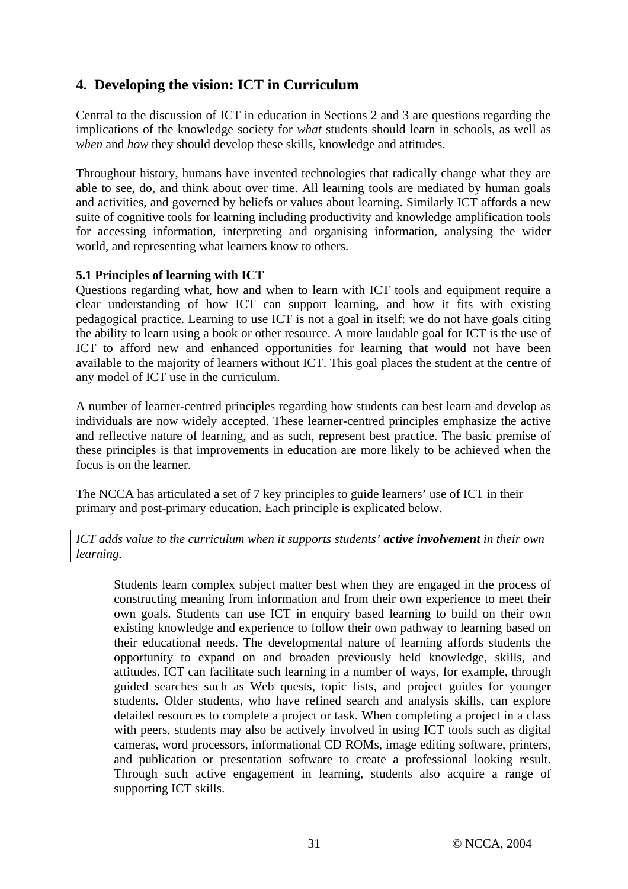## 4. Developing the vision: ICT in Curriculum

Central to the discussion of ICT in education in Sections 2 and 3 are questions regarding the implications of the knowledge society for *what* students should learn in schools, as well as *when* and *how* they should develop these skills, knowledge and attitudes.

Throughout history, humans have invented technologies that radically change what they are able to see, do, and think about over time. All learning tools are mediated by human goals and activities, and governed by beliefs or values about learning. Similarly ICT affords a new suite of cognitive tools for learning including productivity and knowledge amplification tools for accessing information, interpreting and organising information, analysing the wider world, and representing what learners know to others.

### 5.1 Principles of learning with ICT

Questions regarding what, how and when to learn with ICT tools and equipment require a clear understanding of how ICT can support learning, and how it fits with existing pedagogical practice. Learning to use ICT is not a goal in itself: we do not have goals citing the ability to learn using a book or other resource. A more laudable goal for ICT is the use of ICT to afford new and enhanced opportunities for learning that would not have been available to the majority of learners without ICT. This goal places the student at the centre of any model of ICT use in the curriculum.

A number of learner-centred principles regarding how students can best learn and develop as individuals are now widely accepted. These learner-centred principles emphasize the active and reflective nature of learning, and as such, represent best practice. The basic premise of these principles is that improvements in education are more likely to be achieved when the focus is on the learner.

The NCCA has articulated a set of 7 key principles to guide learners' use of ICT in their primary and post-primary education. Each principle is explicated below.

*ICT adds value to the curriculum when it supports students'* ***active involvement*** *in their own learning.*

Students learn complex subject matter best when they are engaged in the process of constructing meaning from information and from their own experience to meet their own goals. Students can use ICT in enquiry based learning to build on their own existing knowledge and experience to follow their own pathway to learning based on their educational needs. The developmental nature of learning affords students the opportunity to expand on and broaden previously held knowledge, skills, and attitudes. ICT can facilitate such learning in a number of ways, for example, through guided searches such as Web quests, topic lists, and project guides for younger students. Older students, who have refined search and analysis skills, can explore detailed resources to complete a project or task. When completing a project in a class with peers, students may also be actively involved in using ICT tools such as digital cameras, word processors, informational CD ROMs, image editing software, printers, and publication or presentation software to create a professional looking result. Through such active engagement in learning, students also acquire a range of supporting ICT skills.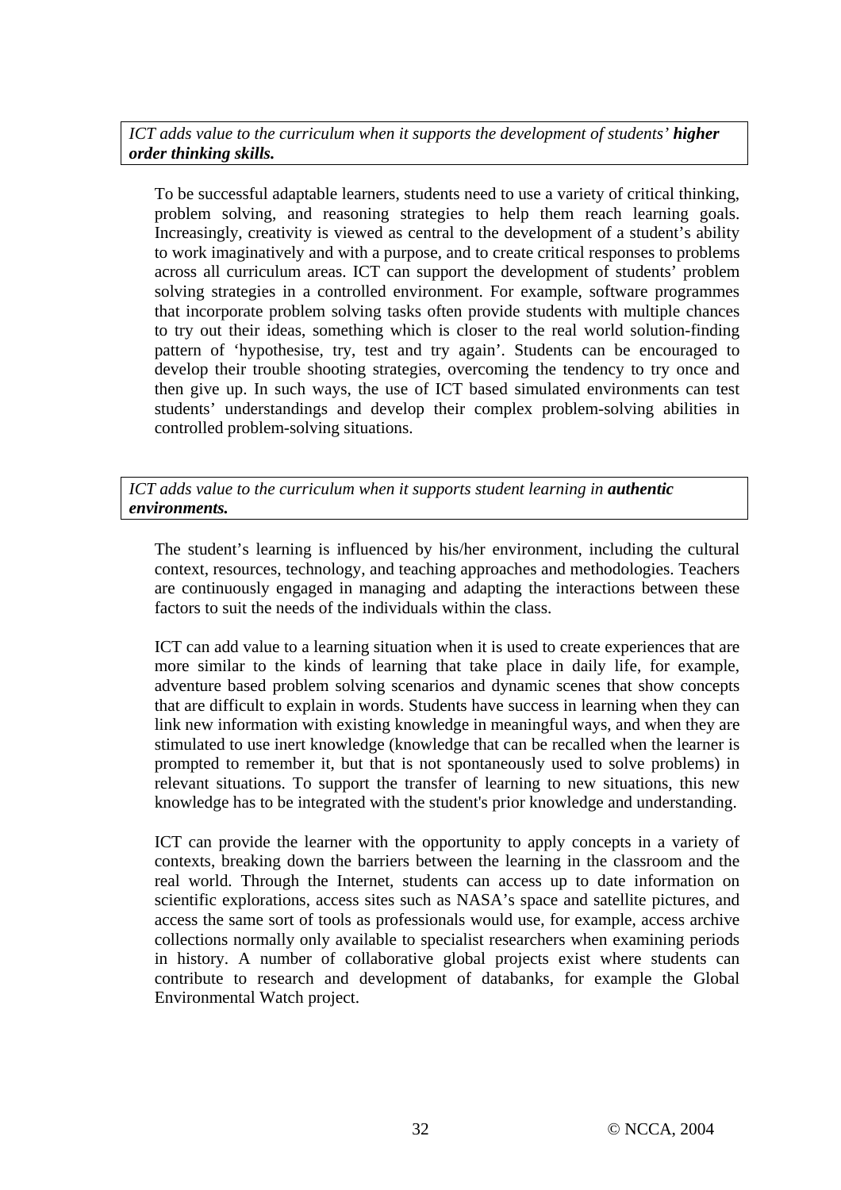*ICT adds value to the curriculum when it supports the development of students' **higher order thinking skills.***

To be successful adaptable learners, students need to use a variety of critical thinking, problem solving, and reasoning strategies to help them reach learning goals. Increasingly, creativity is viewed as central to the development of a student's ability to work imaginatively and with a purpose, and to create critical responses to problems across all curriculum areas. ICT can support the development of students' problem solving strategies in a controlled environment. For example, software programmes that incorporate problem solving tasks often provide students with multiple chances to try out their ideas, something which is closer to the real world solution-finding pattern of 'hypothesise, try, test and try again'. Students can be encouraged to develop their trouble shooting strategies, overcoming the tendency to try once and then give up. In such ways, the use of ICT based simulated environments can test students' understandings and develop their complex problem-solving abilities in controlled problem-solving situations.

*ICT adds value to the curriculum when it supports student learning in **authentic environments.***

The student's learning is influenced by his/her environment, including the cultural context, resources, technology, and teaching approaches and methodologies. Teachers are continuously engaged in managing and adapting the interactions between these factors to suit the needs of the individuals within the class.

ICT can add value to a learning situation when it is used to create experiences that are more similar to the kinds of learning that take place in daily life, for example, adventure based problem solving scenarios and dynamic scenes that show concepts that are difficult to explain in words. Students have success in learning when they can link new information with existing knowledge in meaningful ways, and when they are stimulated to use inert knowledge (knowledge that can be recalled when the learner is prompted to remember it, but that is not spontaneously used to solve problems) in relevant situations. To support the transfer of learning to new situations, this new knowledge has to be integrated with the student's prior knowledge and understanding.

ICT can provide the learner with the opportunity to apply concepts in a variety of contexts, breaking down the barriers between the learning in the classroom and the real world. Through the Internet, students can access up to date information on scientific explorations, access sites such as NASA's space and satellite pictures, and access the same sort of tools as professionals would use, for example, access archive collections normally only available to specialist researchers when examining periods in history. A number of collaborative global projects exist where students can contribute to research and development of databanks, for example the Global Environmental Watch project.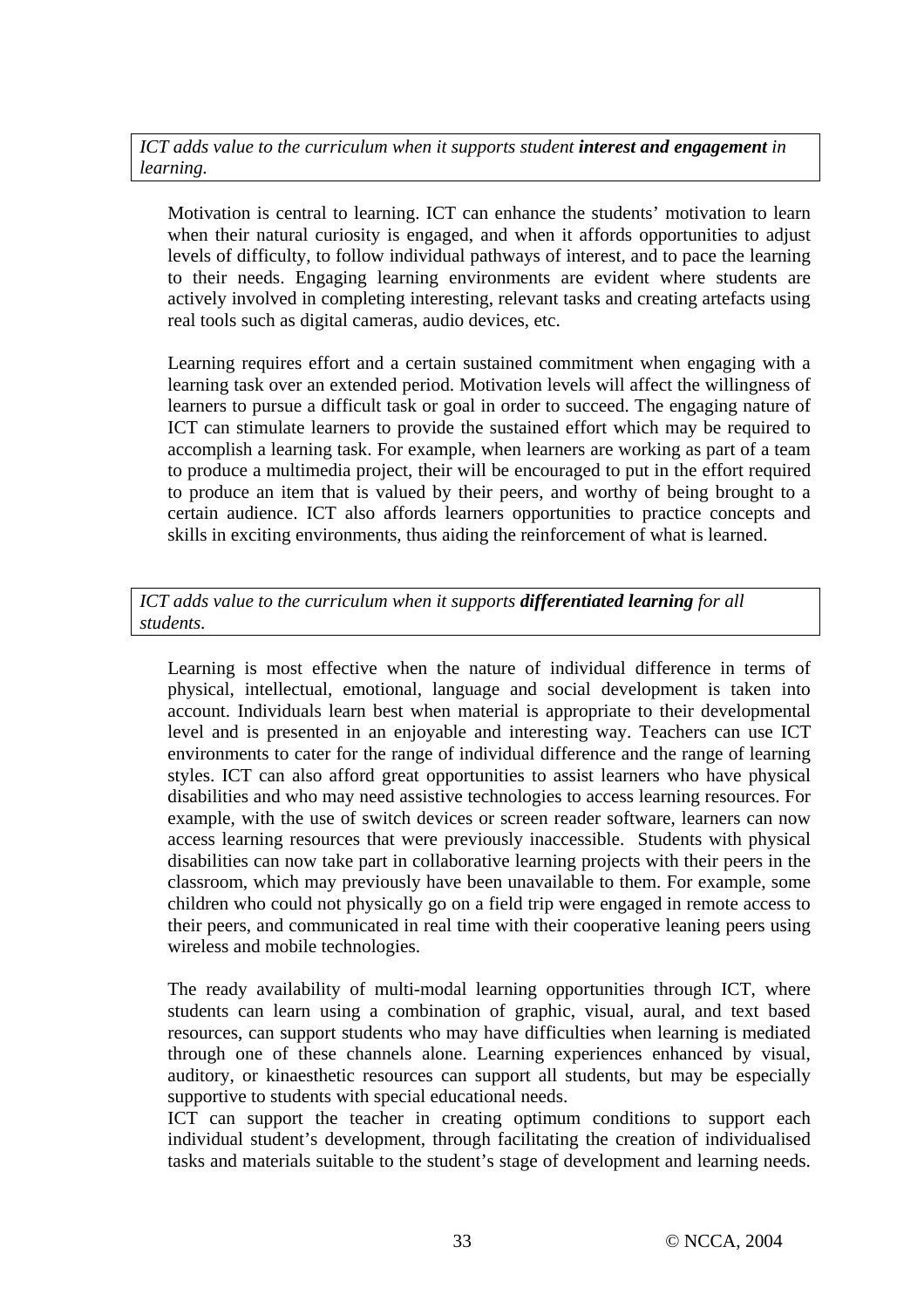*ICT adds value to the curriculum when it supports student **interest and engagement** in learning.*

Motivation is central to learning. ICT can enhance the students' motivation to learn when their natural curiosity is engaged, and when it affords opportunities to adjust levels of difficulty, to follow individual pathways of interest, and to pace the learning to their needs. Engaging learning environments are evident where students are actively involved in completing interesting, relevant tasks and creating artefacts using real tools such as digital cameras, audio devices, etc.

Learning requires effort and a certain sustained commitment when engaging with a learning task over an extended period. Motivation levels will affect the willingness of learners to pursue a difficult task or goal in order to succeed. The engaging nature of ICT can stimulate learners to provide the sustained effort which may be required to accomplish a learning task. For example, when learners are working as part of a team to produce a multimedia project, their will be encouraged to put in the effort required to produce an item that is valued by their peers, and worthy of being brought to a certain audience. ICT also affords learners opportunities to practice concepts and skills in exciting environments, thus aiding the reinforcement of what is learned.

*ICT adds value to the curriculum when it supports **differentiated learning** for all students.*

Learning is most effective when the nature of individual difference in terms of physical, intellectual, emotional, language and social development is taken into account. Individuals learn best when material is appropriate to their developmental level and is presented in an enjoyable and interesting way. Teachers can use ICT environments to cater for the range of individual difference and the range of learning styles. ICT can also afford great opportunities to assist learners who have physical disabilities and who may need assistive technologies to access learning resources. For example, with the use of switch devices or screen reader software, learners can now access learning resources that were previously inaccessible. Students with physical disabilities can now take part in collaborative learning projects with their peers in the classroom, which may previously have been unavailable to them. For example, some children who could not physically go on a field trip were engaged in remote access to their peers, and communicated in real time with their cooperative leaning peers using wireless and mobile technologies.

The ready availability of multi-modal learning opportunities through ICT, where students can learn using a combination of graphic, visual, aural, and text based resources, can support students who may have difficulties when learning is mediated through one of these channels alone. Learning experiences enhanced by visual, auditory, or kinaesthetic resources can support all students, but may be especially supportive to students with special educational needs.

ICT can support the teacher in creating optimum conditions to support each individual student's development, through facilitating the creation of individualised tasks and materials suitable to the student's stage of development and learning needs.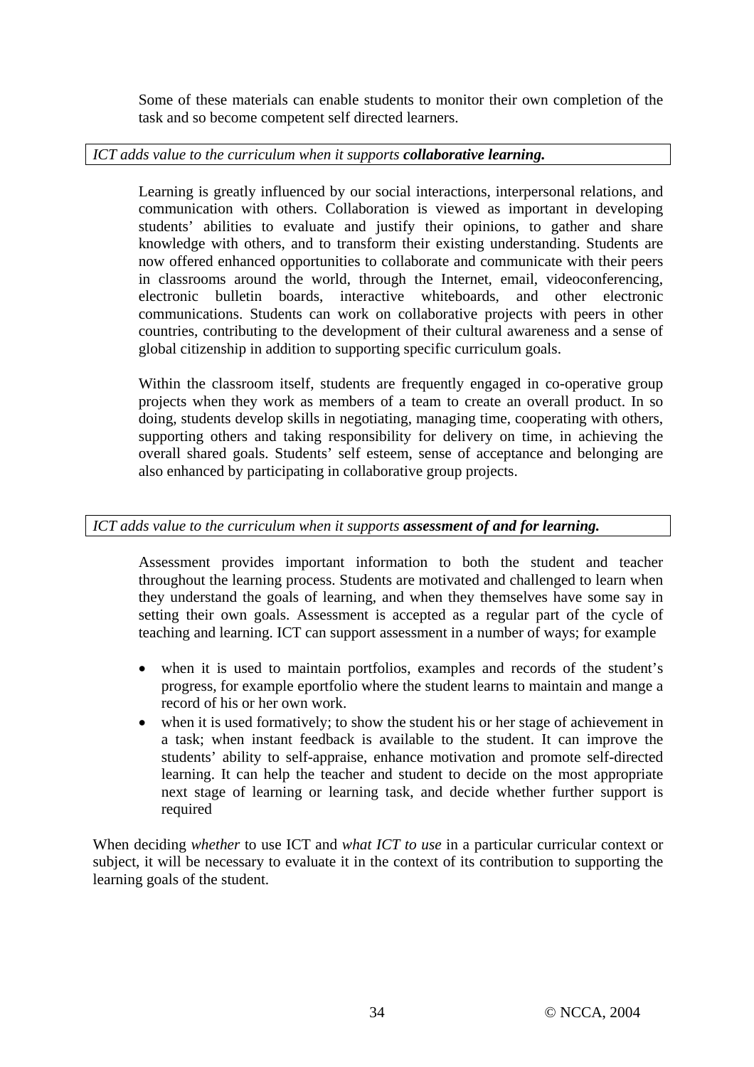Some of these materials can enable students to monitor their own completion of the task and so become competent self directed learners.

*ICT adds value to the curriculum when it supports* ***collaborative learning.***

Learning is greatly influenced by our social interactions, interpersonal relations, and communication with others. Collaboration is viewed as important in developing students' abilities to evaluate and justify their opinions, to gather and share knowledge with others, and to transform their existing understanding. Students are now offered enhanced opportunities to collaborate and communicate with their peers in classrooms around the world, through the Internet, email, videoconferencing, electronic bulletin boards, interactive whiteboards, and other electronic communications. Students can work on collaborative projects with peers in other countries, contributing to the development of their cultural awareness and a sense of global citizenship in addition to supporting specific curriculum goals.

Within the classroom itself, students are frequently engaged in co-operative group projects when they work as members of a team to create an overall product. In so doing, students develop skills in negotiating, managing time, cooperating with others, supporting others and taking responsibility for delivery on time, in achieving the overall shared goals. Students' self esteem, sense of acceptance and belonging are also enhanced by participating in collaborative group projects.

*ICT adds value to the curriculum when it supports* ***assessment of and for learning.***

Assessment provides important information to both the student and teacher throughout the learning process. Students are motivated and challenged to learn when they understand the goals of learning, and when they themselves have some say in setting their own goals. Assessment is accepted as a regular part of the cycle of teaching and learning. ICT can support assessment in a number of ways; for example

- when it is used to maintain portfolios, examples and records of the student's progress, for example eportfolio where the student learns to maintain and mange a record of his or her own work.
- when it is used formatively; to show the student his or her stage of achievement in a task; when instant feedback is available to the student. It can improve the students' ability to self-appraise, enhance motivation and promote self-directed learning. It can help the teacher and student to decide on the most appropriate next stage of learning or learning task, and decide whether further support is required

When deciding *whether* to use ICT and *what ICT to use* in a particular curricular context or subject, it will be necessary to evaluate it in the context of its contribution to supporting the learning goals of the student.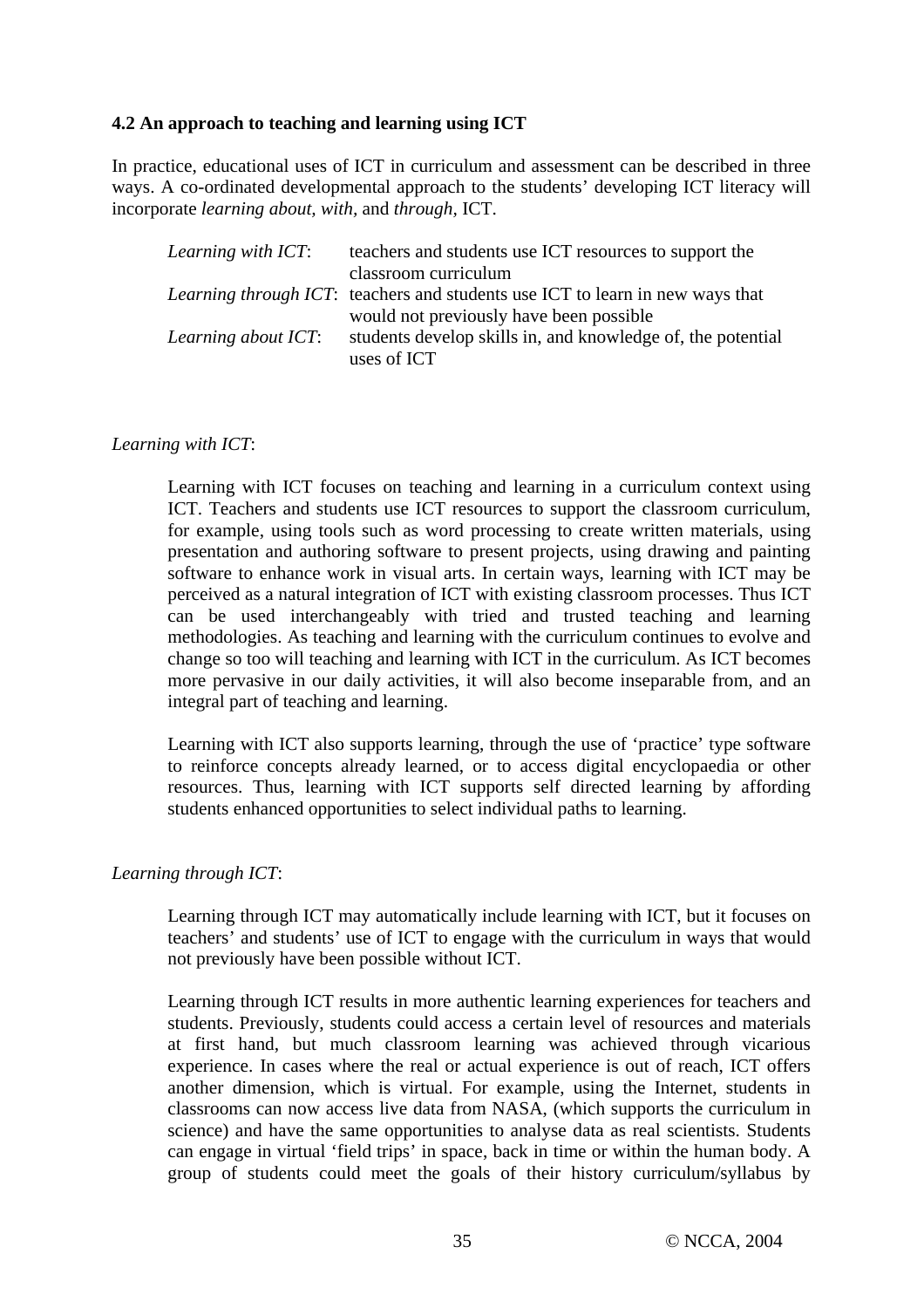### 4.2 An approach to teaching and learning using ICT

In practice, educational uses of ICT in curriculum and assessment can be described in three ways. A co-ordinated developmental approach to the students' developing ICT literacy will incorporate *learning about, with,* and *through,* ICT.

| | |
|---|---|
| *Learning with ICT*: | teachers and students use ICT resources to support the classroom curriculum |
| *Learning through ICT*: | teachers and students use ICT to learn in new ways that would not previously have been possible |
| *Learning about ICT*: | students develop skills in, and knowledge of, the potential uses of ICT |

*Learning with ICT*:

Learning with ICT focuses on teaching and learning in a curriculum context using ICT. Teachers and students use ICT resources to support the classroom curriculum, for example, using tools such as word processing to create written materials, using presentation and authoring software to present projects, using drawing and painting software to enhance work in visual arts. In certain ways, learning with ICT may be perceived as a natural integration of ICT with existing classroom processes. Thus ICT can be used interchangeably with tried and trusted teaching and learning methodologies. As teaching and learning with the curriculum continues to evolve and change so too will teaching and learning with ICT in the curriculum. As ICT becomes more pervasive in our daily activities, it will also become inseparable from, and an integral part of teaching and learning.

Learning with ICT also supports learning, through the use of 'practice' type software to reinforce concepts already learned, or to access digital encyclopaedia or other resources. Thus, learning with ICT supports self directed learning by affording students enhanced opportunities to select individual paths to learning.

*Learning through ICT*:

Learning through ICT may automatically include learning with ICT, but it focuses on teachers' and students' use of ICT to engage with the curriculum in ways that would not previously have been possible without ICT.

Learning through ICT results in more authentic learning experiences for teachers and students. Previously, students could access a certain level of resources and materials at first hand, but much classroom learning was achieved through vicarious experience. In cases where the real or actual experience is out of reach, ICT offers another dimension, which is virtual. For example, using the Internet, students in classrooms can now access live data from NASA, (which supports the curriculum in science) and have the same opportunities to analyse data as real scientists. Students can engage in virtual 'field trips' in space, back in time or within the human body. A group of students could meet the goals of their history curriculum/syllabus by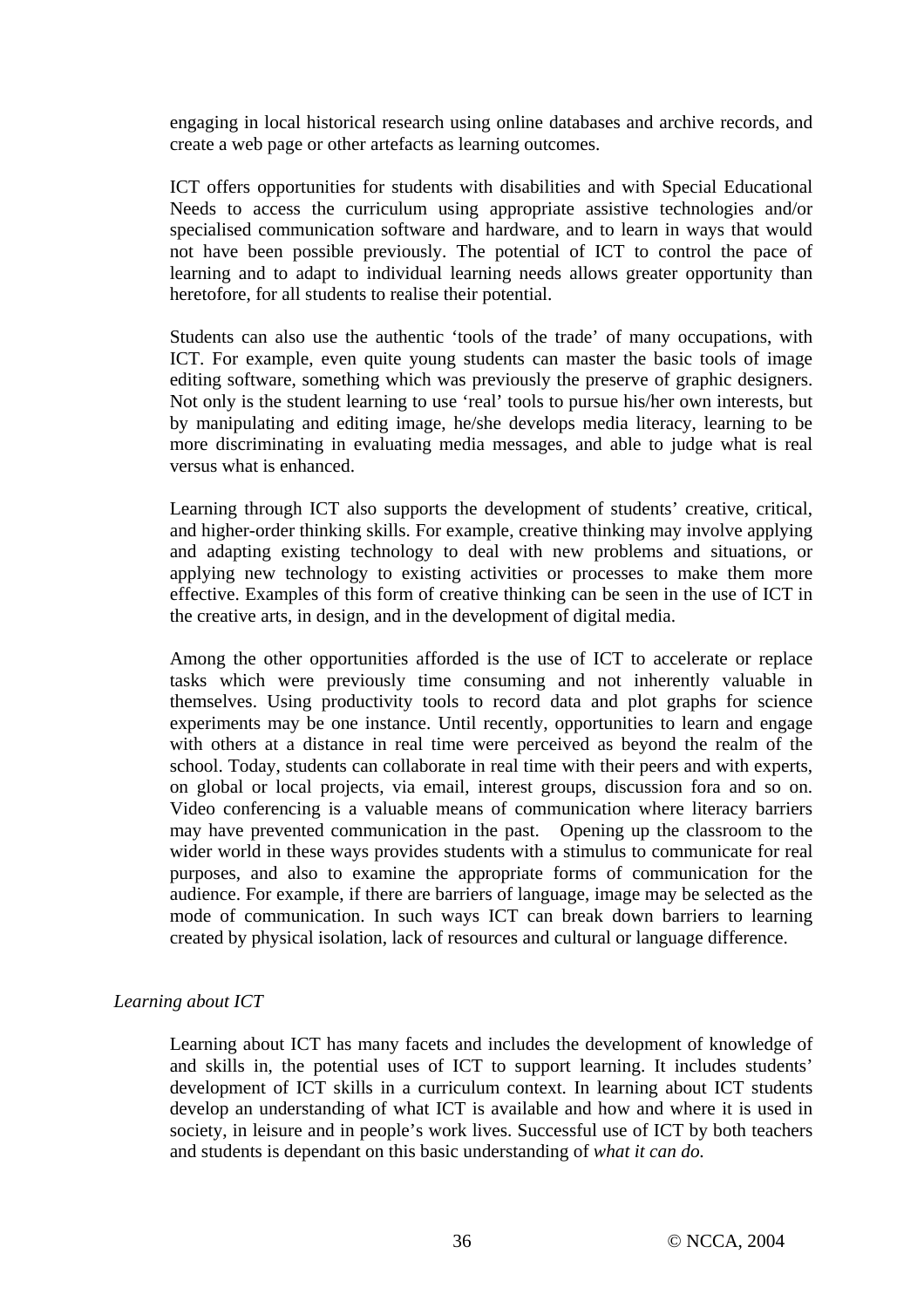engaging in local historical research using online databases and archive records, and create a web page or other artefacts as learning outcomes.

ICT offers opportunities for students with disabilities and with Special Educational Needs to access the curriculum using appropriate assistive technologies and/or specialised communication software and hardware, and to learn in ways that would not have been possible previously. The potential of ICT to control the pace of learning and to adapt to individual learning needs allows greater opportunity than heretofore, for all students to realise their potential.

Students can also use the authentic 'tools of the trade' of many occupations, with ICT. For example, even quite young students can master the basic tools of image editing software, something which was previously the preserve of graphic designers. Not only is the student learning to use 'real' tools to pursue his/her own interests, but by manipulating and editing image, he/she develops media literacy, learning to be more discriminating in evaluating media messages, and able to judge what is real versus what is enhanced.

Learning through ICT also supports the development of students' creative, critical, and higher-order thinking skills. For example, creative thinking may involve applying and adapting existing technology to deal with new problems and situations, or applying new technology to existing activities or processes to make them more effective. Examples of this form of creative thinking can be seen in the use of ICT in the creative arts, in design, and in the development of digital media.

Among the other opportunities afforded is the use of ICT to accelerate or replace tasks which were previously time consuming and not inherently valuable in themselves. Using productivity tools to record data and plot graphs for science experiments may be one instance. Until recently, opportunities to learn and engage with others at a distance in real time were perceived as beyond the realm of the school. Today, students can collaborate in real time with their peers and with experts, on global or local projects, via email, interest groups, discussion fora and so on. Video conferencing is a valuable means of communication where literacy barriers may have prevented communication in the past. Opening up the classroom to the wider world in these ways provides students with a stimulus to communicate for real purposes, and also to examine the appropriate forms of communication for the audience. For example, if there are barriers of language, image may be selected as the mode of communication. In such ways ICT can break down barriers to learning created by physical isolation, lack of resources and cultural or language difference.

*Learning about ICT*

Learning about ICT has many facets and includes the development of knowledge of and skills in, the potential uses of ICT to support learning. It includes students' development of ICT skills in a curriculum context. In learning about ICT students develop an understanding of what ICT is available and how and where it is used in society, in leisure and in people's work lives. Successful use of ICT by both teachers and students is dependant on this basic understanding of *what it can do.*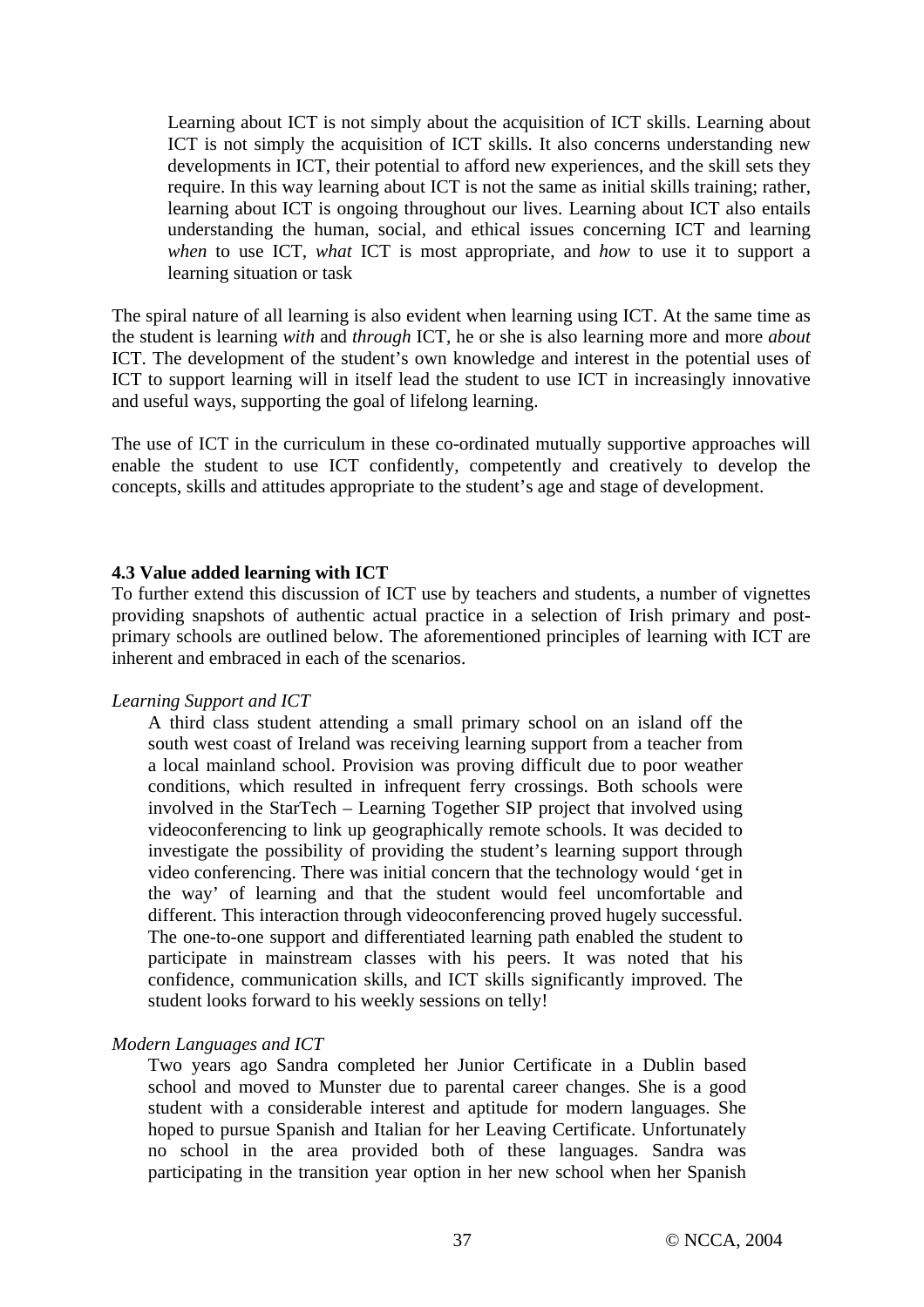> Learning about ICT is not simply about the acquisition of ICT skills. Learning about ICT is not simply the acquisition of ICT skills. It also concerns understanding new developments in ICT, their potential to afford new experiences, and the skill sets they require. In this way learning about ICT is not the same as initial skills training; rather, learning about ICT is ongoing throughout our lives. Learning about ICT also entails understanding the human, social, and ethical issues concerning ICT and learning *when* to use ICT, *what* ICT is most appropriate, and *how* to use it to support a learning situation or task

The spiral nature of all learning is also evident when learning using ICT. At the same time as the student is learning *with* and *through* ICT, he or she is also learning more and more *about* ICT. The development of the student's own knowledge and interest in the potential uses of ICT to support learning will in itself lead the student to use ICT in increasingly innovative and useful ways, supporting the goal of lifelong learning.

The use of ICT in the curriculum in these co-ordinated mutually supportive approaches will enable the student to use ICT confidently, competently and creatively to develop the concepts, skills and attitudes appropriate to the student's age and stage of development.

### 4.3 Value added learning with ICT

To further extend this discussion of ICT use by teachers and students, a number of vignettes providing snapshots of authentic actual practice in a selection of Irish primary and post-primary schools are outlined below. The aforementioned principles of learning with ICT are inherent and embraced in each of the scenarios.

*Learning Support and ICT*

> A third class student attending a small primary school on an island off the south west coast of Ireland was receiving learning support from a teacher from a local mainland school. Provision was proving difficult due to poor weather conditions, which resulted in infrequent ferry crossings. Both schools were involved in the StarTech – Learning Together SIP project that involved using videoconferencing to link up geographically remote schools. It was decided to investigate the possibility of providing the student's learning support through video conferencing. There was initial concern that the technology would 'get in the way' of learning and that the student would feel uncomfortable and different. This interaction through videoconferencing proved hugely successful. The one-to-one support and differentiated learning path enabled the student to participate in mainstream classes with his peers. It was noted that his confidence, communication skills, and ICT skills significantly improved. The student looks forward to his weekly sessions on telly!

*Modern Languages and ICT*

> Two years ago Sandra completed her Junior Certificate in a Dublin based school and moved to Munster due to parental career changes. She is a good student with a considerable interest and aptitude for modern languages. She hoped to pursue Spanish and Italian for her Leaving Certificate. Unfortunately no school in the area provided both of these languages. Sandra was participating in the transition year option in her new school when her Spanish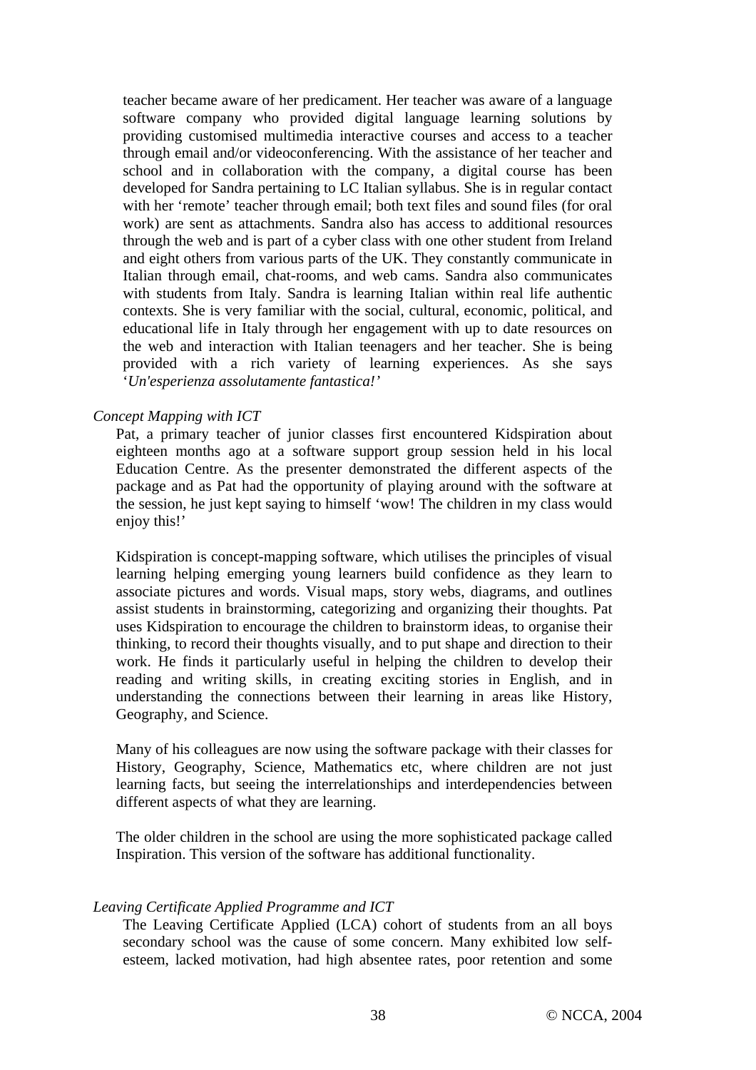teacher became aware of her predicament. Her teacher was aware of a language software company who provided digital language learning solutions by providing customised multimedia interactive courses and access to a teacher through email and/or videoconferencing. With the assistance of her teacher and school and in collaboration with the company, a digital course has been developed for Sandra pertaining to LC Italian syllabus. She is in regular contact with her 'remote' teacher through email; both text files and sound files (for oral work) are sent as attachments. Sandra also has access to additional resources through the web and is part of a cyber class with one other student from Ireland and eight others from various parts of the UK. They constantly communicate in Italian through email, chat-rooms, and web cams. Sandra also communicates with students from Italy. Sandra is learning Italian within real life authentic contexts. She is very familiar with the social, cultural, economic, political, and educational life in Italy through her engagement with up to date resources on the web and interaction with Italian teenagers and her teacher. She is being provided with a rich variety of learning experiences. As she says '*Un'esperienza assolutamente fantastica!*'

*Concept Mapping with ICT*

Pat, a primary teacher of junior classes first encountered Kidspiration about eighteen months ago at a software support group session held in his local Education Centre. As the presenter demonstrated the different aspects of the package and as Pat had the opportunity of playing around with the software at the session, he just kept saying to himself 'wow! The children in my class would enjoy this!'

Kidspiration is concept-mapping software, which utilises the principles of visual learning helping emerging young learners build confidence as they learn to associate pictures and words. Visual maps, story webs, diagrams, and outlines assist students in brainstorming, categorizing and organizing their thoughts. Pat uses Kidspiration to encourage the children to brainstorm ideas, to organise their thinking, to record their thoughts visually, and to put shape and direction to their work. He finds it particularly useful in helping the children to develop their reading and writing skills, in creating exciting stories in English, and in understanding the connections between their learning in areas like History, Geography, and Science.

Many of his colleagues are now using the software package with their classes for History, Geography, Science, Mathematics etc, where children are not just learning facts, but seeing the interrelationships and interdependencies between different aspects of what they are learning.

The older children in the school are using the more sophisticated package called Inspiration. This version of the software has additional functionality.

*Leaving Certificate Applied Programme and ICT*

The Leaving Certificate Applied (LCA) cohort of students from an all boys secondary school was the cause of some concern. Many exhibited low self-esteem, lacked motivation, had high absentee rates, poor retention and some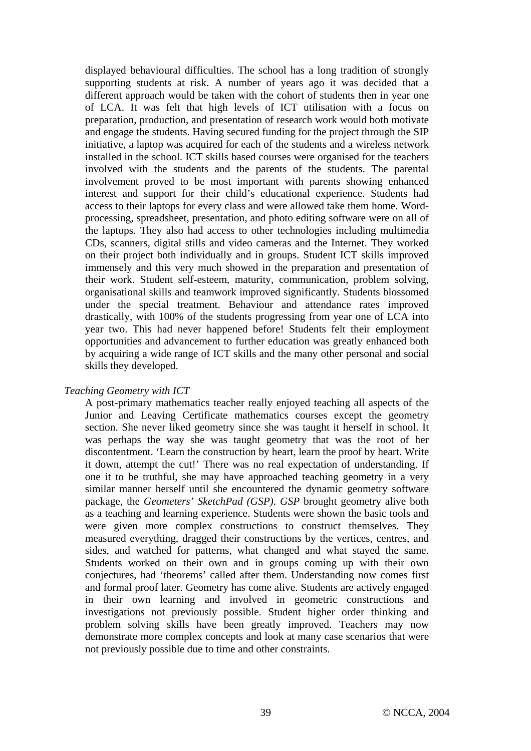displayed behavioural difficulties. The school has a long tradition of strongly supporting students at risk. A number of years ago it was decided that a different approach would be taken with the cohort of students then in year one of LCA. It was felt that high levels of ICT utilisation with a focus on preparation, production, and presentation of research work would both motivate and engage the students. Having secured funding for the project through the SIP initiative, a laptop was acquired for each of the students and a wireless network installed in the school. ICT skills based courses were organised for the teachers involved with the students and the parents of the students. The parental involvement proved to be most important with parents showing enhanced interest and support for their child's educational experience. Students had access to their laptops for every class and were allowed take them home. Word-processing, spreadsheet, presentation, and photo editing software were on all of the laptops. They also had access to other technologies including multimedia CDs, scanners, digital stills and video cameras and the Internet. They worked on their project both individually and in groups. Student ICT skills improved immensely and this very much showed in the preparation and presentation of their work. Student self-esteem, maturity, communication, problem solving, organisational skills and teamwork improved significantly. Students blossomed under the special treatment. Behaviour and attendance rates improved drastically, with 100% of the students progressing from year one of LCA into year two. This had never happened before! Students felt their employment opportunities and advancement to further education was greatly enhanced both by acquiring a wide range of ICT skills and the many other personal and social skills they developed.

*Teaching Geometry with ICT*

A post-primary mathematics teacher really enjoyed teaching all aspects of the Junior and Leaving Certificate mathematics courses except the geometry section. She never liked geometry since she was taught it herself in school. It was perhaps the way she was taught geometry that was the root of her discontentment. 'Learn the construction by heart, learn the proof by heart. Write it down, attempt the cut!' There was no real expectation of understanding. If one it to be truthful, she may have approached teaching geometry in a very similar manner herself until she encountered the dynamic geometry software package, the *Geometers' SketchPad (GSP). GSP* brought geometry alive both as a teaching and learning experience. Students were shown the basic tools and were given more complex constructions to construct themselves. They measured everything, dragged their constructions by the vertices, centres, and sides, and watched for patterns, what changed and what stayed the same. Students worked on their own and in groups coming up with their own conjectures, had 'theorems' called after them. Understanding now comes first and formal proof later. Geometry has come alive. Students are actively engaged in their own learning and involved in geometric constructions and investigations not previously possible. Student higher order thinking and problem solving skills have been greatly improved. Teachers may now demonstrate more complex concepts and look at many case scenarios that were not previously possible due to time and other constraints.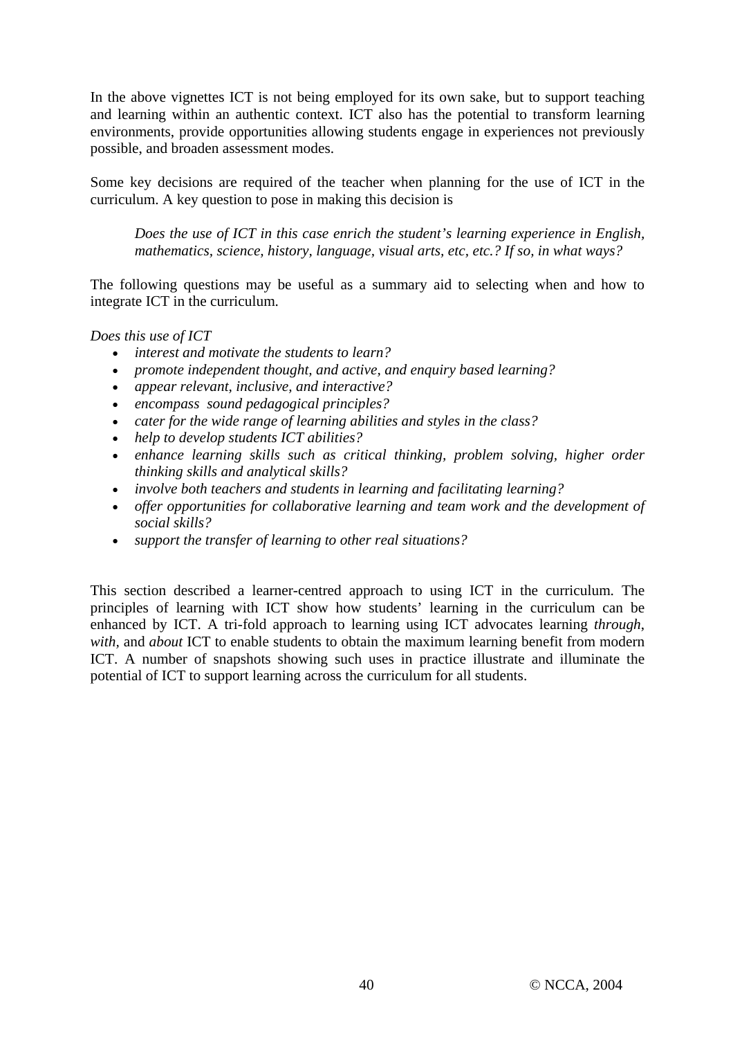In the above vignettes ICT is not being employed for its own sake, but to support teaching and learning within an authentic context. ICT also has the potential to transform learning environments, provide opportunities allowing students engage in experiences not previously possible, and broaden assessment modes.

Some key decisions are required of the teacher when planning for the use of ICT in the curriculum. A key question to pose in making this decision is

> *Does the use of ICT in this case enrich the student's learning experience in English, mathematics, science, history, language, visual arts, etc, etc.? If so, in what ways?*

The following questions may be useful as a summary aid to selecting when and how to integrate ICT in the curriculum.

*Does this use of ICT*

- *interest and motivate the students to learn?*
- *promote independent thought, and active, and enquiry based learning?*
- *appear relevant, inclusive, and interactive?*
- *encompass sound pedagogical principles?*
- *cater for the wide range of learning abilities and styles in the class?*
- *help to develop students ICT abilities?*
- *enhance learning skills such as critical thinking, problem solving, higher order thinking skills and analytical skills?*
- *involve both teachers and students in learning and facilitating learning?*
- *offer opportunities for collaborative learning and team work and the development of social skills?*
- *support the transfer of learning to other real situations?*

This section described a learner-centred approach to using ICT in the curriculum. The principles of learning with ICT show how students' learning in the curriculum can be enhanced by ICT. A tri-fold approach to learning using ICT advocates learning *through*, *with*, and *about* ICT to enable students to obtain the maximum learning benefit from modern ICT. A number of snapshots showing such uses in practice illustrate and illuminate the potential of ICT to support learning across the curriculum for all students.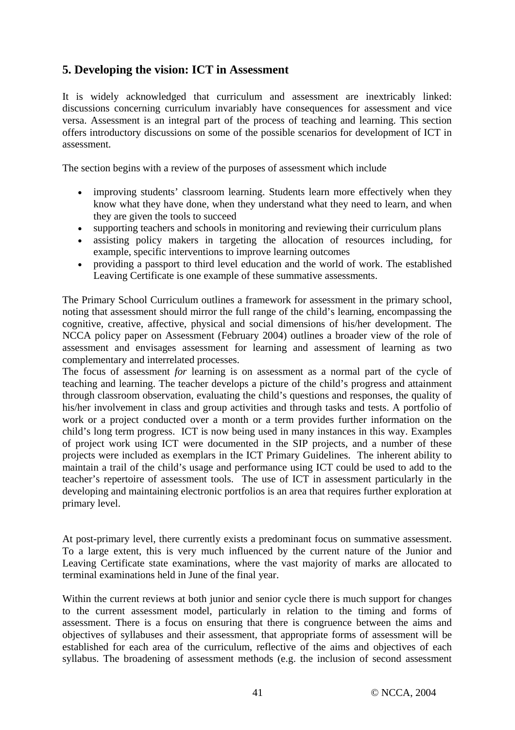## 5. Developing the vision: ICT in Assessment

It is widely acknowledged that curriculum and assessment are inextricably linked: discussions concerning curriculum invariably have consequences for assessment and vice versa. Assessment is an integral part of the process of teaching and learning. This section offers introductory discussions on some of the possible scenarios for development of ICT in assessment.

The section begins with a review of the purposes of assessment which include

- improving students' classroom learning. Students learn more effectively when they know what they have done, when they understand what they need to learn, and when they are given the tools to succeed
- supporting teachers and schools in monitoring and reviewing their curriculum plans
- assisting policy makers in targeting the allocation of resources including, for example, specific interventions to improve learning outcomes
- providing a passport to third level education and the world of work. The established Leaving Certificate is one example of these summative assessments.

The Primary School Curriculum outlines a framework for assessment in the primary school, noting that assessment should mirror the full range of the child's learning, encompassing the cognitive, creative, affective, physical and social dimensions of his/her development. The NCCA policy paper on Assessment (February 2004) outlines a broader view of the role of assessment and envisages assessment for learning and assessment of learning as two complementary and interrelated processes.
The focus of assessment *for* learning is on assessment as a normal part of the cycle of teaching and learning. The teacher develops a picture of the child's progress and attainment through classroom observation, evaluating the child's questions and responses, the quality of his/her involvement in class and group activities and through tasks and tests. A portfolio of work or a project conducted over a month or a term provides further information on the child's long term progress. ICT is now being used in many instances in this way. Examples of project work using ICT were documented in the SIP projects, and a number of these projects were included as exemplars in the ICT Primary Guidelines. The inherent ability to maintain a trail of the child's usage and performance using ICT could be used to add to the teacher's repertoire of assessment tools. The use of ICT in assessment particularly in the developing and maintaining electronic portfolios is an area that requires further exploration at primary level.

At post-primary level, there currently exists a predominant focus on summative assessment. To a large extent, this is very much influenced by the current nature of the Junior and Leaving Certificate state examinations, where the vast majority of marks are allocated to terminal examinations held in June of the final year.

Within the current reviews at both junior and senior cycle there is much support for changes to the current assessment model, particularly in relation to the timing and forms of assessment. There is a focus on ensuring that there is congruence between the aims and objectives of syllabuses and their assessment, that appropriate forms of assessment will be established for each area of the curriculum, reflective of the aims and objectives of each syllabus. The broadening of assessment methods (e.g. the inclusion of second assessment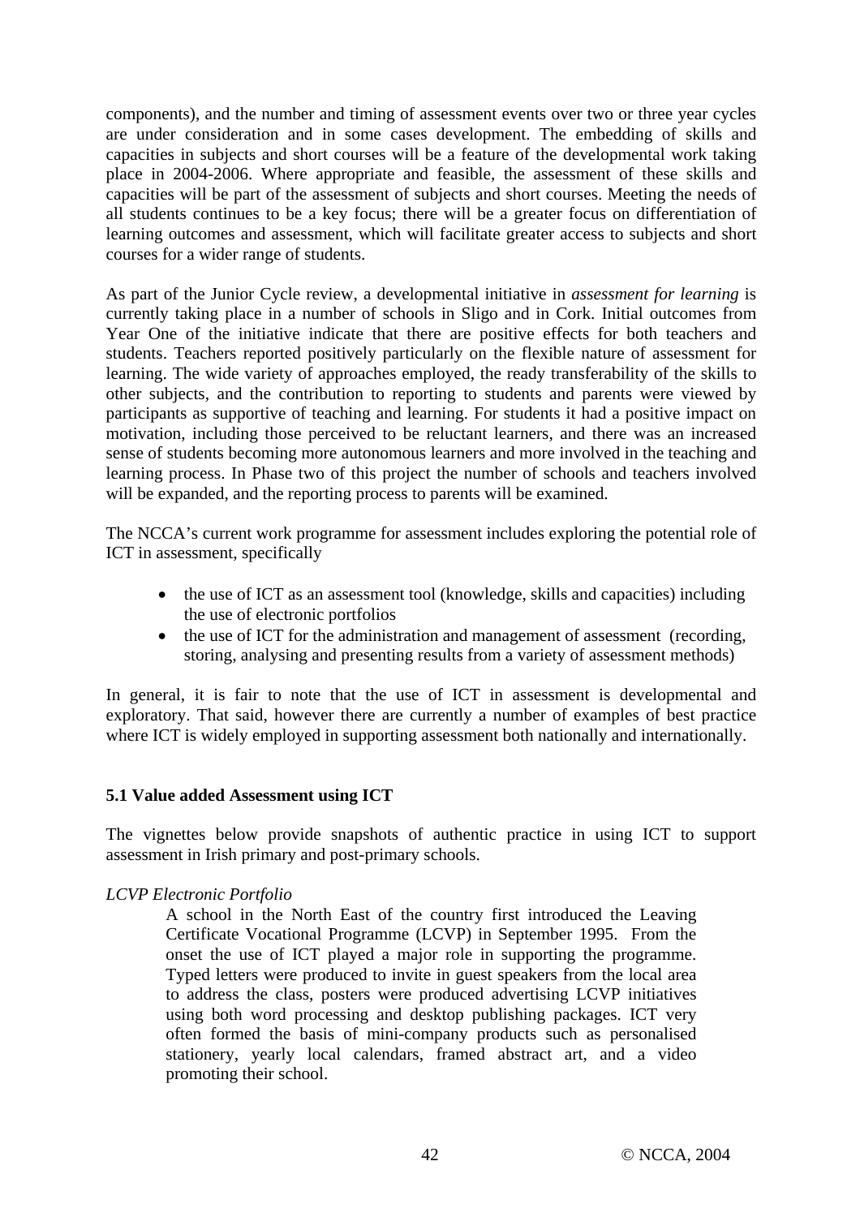components), and the number and timing of assessment events over two or three year cycles are under consideration and in some cases development. The embedding of skills and capacities in subjects and short courses will be a feature of the developmental work taking place in 2004-2006. Where appropriate and feasible, the assessment of these skills and capacities will be part of the assessment of subjects and short courses. Meeting the needs of all students continues to be a key focus; there will be a greater focus on differentiation of learning outcomes and assessment, which will facilitate greater access to subjects and short courses for a wider range of students.

As part of the Junior Cycle review, a developmental initiative in *assessment for learning* is currently taking place in a number of schools in Sligo and in Cork. Initial outcomes from Year One of the initiative indicate that there are positive effects for both teachers and students. Teachers reported positively particularly on the flexible nature of assessment for learning. The wide variety of approaches employed, the ready transferability of the skills to other subjects, and the contribution to reporting to students and parents were viewed by participants as supportive of teaching and learning. For students it had a positive impact on motivation, including those perceived to be reluctant learners, and there was an increased sense of students becoming more autonomous learners and more involved in the teaching and learning process. In Phase two of this project the number of schools and teachers involved will be expanded, and the reporting process to parents will be examined.

The NCCA's current work programme for assessment includes exploring the potential role of ICT in assessment, specifically

- the use of ICT as an assessment tool (knowledge, skills and capacities) including the use of electronic portfolios
- the use of ICT for the administration and management of assessment (recording, storing, analysing and presenting results from a variety of assessment methods)

In general, it is fair to note that the use of ICT in assessment is developmental and exploratory. That said, however there are currently a number of examples of best practice where ICT is widely employed in supporting assessment both nationally and internationally.

### 5.1 Value added Assessment using ICT

The vignettes below provide snapshots of authentic practice in using ICT to support assessment in Irish primary and post-primary schools.

*LCVP Electronic Portfolio*

> A school in the North East of the country first introduced the Leaving Certificate Vocational Programme (LCVP) in September 1995. From the onset the use of ICT played a major role in supporting the programme. Typed letters were produced to invite in guest speakers from the local area to address the class, posters were produced advertising LCVP initiatives using both word processing and desktop publishing packages. ICT very often formed the basis of mini-company products such as personalised stationery, yearly local calendars, framed abstract art, and a video promoting their school.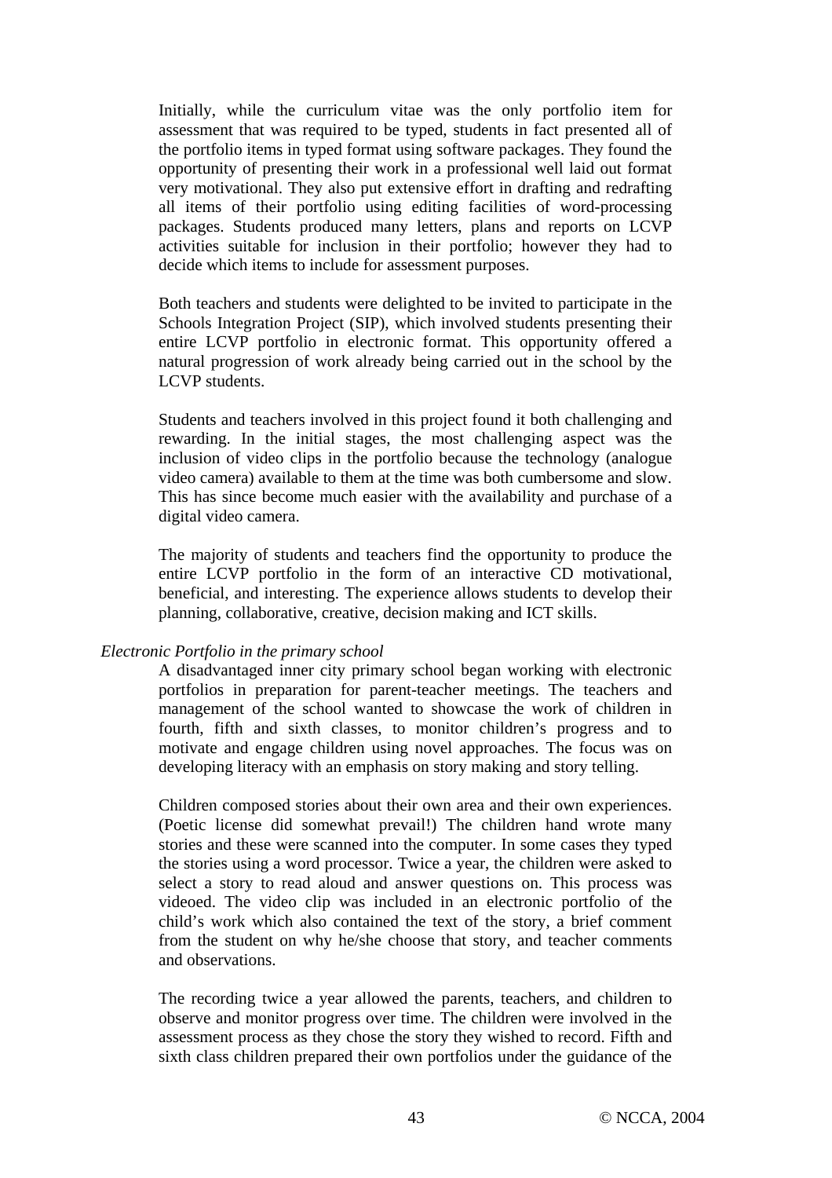Initially, while the curriculum vitae was the only portfolio item for assessment that was required to be typed, students in fact presented all of the portfolio items in typed format using software packages. They found the opportunity of presenting their work in a professional well laid out format very motivational. They also put extensive effort in drafting and redrafting all items of their portfolio using editing facilities of word-processing packages. Students produced many letters, plans and reports on LCVP activities suitable for inclusion in their portfolio; however they had to decide which items to include for assessment purposes.

Both teachers and students were delighted to be invited to participate in the Schools Integration Project (SIP), which involved students presenting their entire LCVP portfolio in electronic format. This opportunity offered a natural progression of work already being carried out in the school by the LCVP students.

Students and teachers involved in this project found it both challenging and rewarding. In the initial stages, the most challenging aspect was the inclusion of video clips in the portfolio because the technology (analogue video camera) available to them at the time was both cumbersome and slow. This has since become much easier with the availability and purchase of a digital video camera.

The majority of students and teachers find the opportunity to produce the entire LCVP portfolio in the form of an interactive CD motivational, beneficial, and interesting. The experience allows students to develop their planning, collaborative, creative, decision making and ICT skills.

*Electronic Portfolio in the primary school*

A disadvantaged inner city primary school began working with electronic portfolios in preparation for parent-teacher meetings. The teachers and management of the school wanted to showcase the work of children in fourth, fifth and sixth classes, to monitor children's progress and to motivate and engage children using novel approaches. The focus was on developing literacy with an emphasis on story making and story telling.

Children composed stories about their own area and their own experiences. (Poetic license did somewhat prevail!) The children hand wrote many stories and these were scanned into the computer. In some cases they typed the stories using a word processor. Twice a year, the children were asked to select a story to read aloud and answer questions on. This process was videoed. The video clip was included in an electronic portfolio of the child's work which also contained the text of the story, a brief comment from the student on why he/she choose that story, and teacher comments and observations.

The recording twice a year allowed the parents, teachers, and children to observe and monitor progress over time. The children were involved in the assessment process as they chose the story they wished to record. Fifth and sixth class children prepared their own portfolios under the guidance of the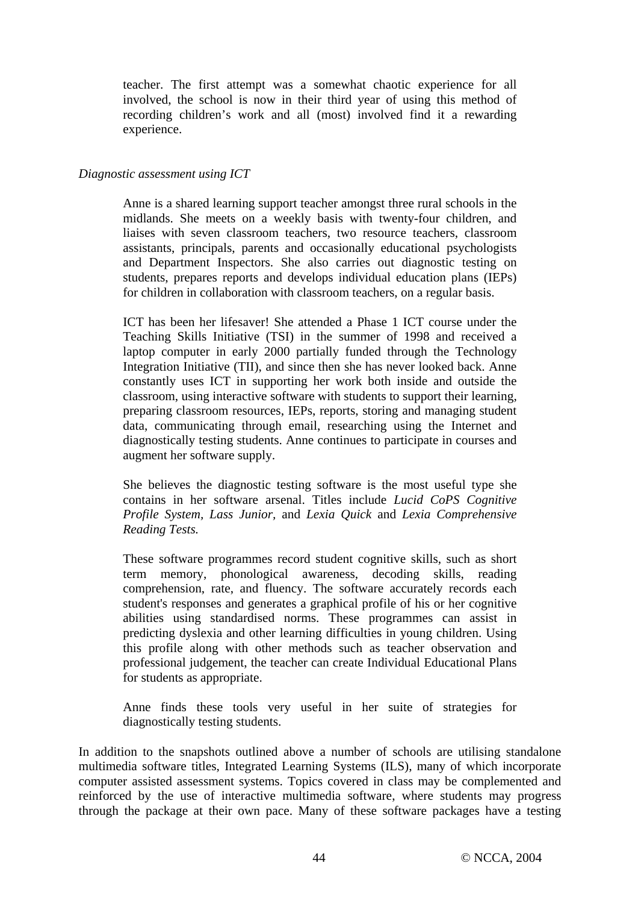teacher. The first attempt was a somewhat chaotic experience for all involved, the school is now in their third year of using this method of recording children's work and all (most) involved find it a rewarding experience.

*Diagnostic assessment using ICT*

Anne is a shared learning support teacher amongst three rural schools in the midlands. She meets on a weekly basis with twenty-four children, and liaises with seven classroom teachers, two resource teachers, classroom assistants, principals, parents and occasionally educational psychologists and Department Inspectors. She also carries out diagnostic testing on students, prepares reports and develops individual education plans (IEPs) for children in collaboration with classroom teachers, on a regular basis.

ICT has been her lifesaver! She attended a Phase 1 ICT course under the Teaching Skills Initiative (TSI) in the summer of 1998 and received a laptop computer in early 2000 partially funded through the Technology Integration Initiative (TII), and since then she has never looked back. Anne constantly uses ICT in supporting her work both inside and outside the classroom, using interactive software with students to support their learning, preparing classroom resources, IEPs, reports, storing and managing student data, communicating through email, researching using the Internet and diagnostically testing students. Anne continues to participate in courses and augment her software supply.

She believes the diagnostic testing software is the most useful type she contains in her software arsenal. Titles include *Lucid CoPS Cognitive Profile System, Lass Junior,* and *Lexia Quick* and *Lexia Comprehensive Reading Tests.*

These software programmes record student cognitive skills, such as short term memory, phonological awareness, decoding skills, reading comprehension, rate, and fluency. The software accurately records each student's responses and generates a graphical profile of his or her cognitive abilities using standardised norms. These programmes can assist in predicting dyslexia and other learning difficulties in young children. Using this profile along with other methods such as teacher observation and professional judgement, the teacher can create Individual Educational Plans for students as appropriate.

Anne finds these tools very useful in her suite of strategies for diagnostically testing students.

In addition to the snapshots outlined above a number of schools are utilising standalone multimedia software titles, Integrated Learning Systems (ILS), many of which incorporate computer assisted assessment systems. Topics covered in class may be complemented and reinforced by the use of interactive multimedia software, where students may progress through the package at their own pace. Many of these software packages have a testing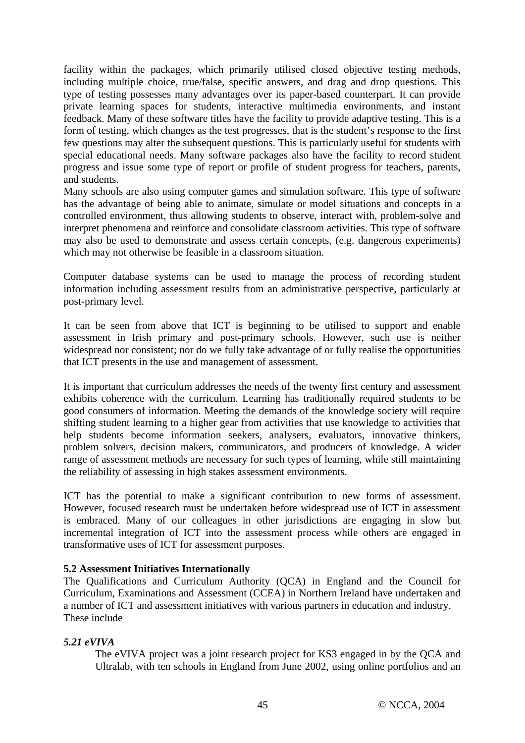facility within the packages, which primarily utilised closed objective testing methods, including multiple choice, true/false, specific answers, and drag and drop questions. This type of testing possesses many advantages over its paper-based counterpart. It can provide private learning spaces for students, interactive multimedia environments, and instant feedback. Many of these software titles have the facility to provide adaptive testing. This is a form of testing, which changes as the test progresses, that is the student's response to the first few questions may alter the subsequent questions. This is particularly useful for students with special educational needs. Many software packages also have the facility to record student progress and issue some type of report or profile of student progress for teachers, parents, and students.

Many schools are also using computer games and simulation software. This type of software has the advantage of being able to animate, simulate or model situations and concepts in a controlled environment, thus allowing students to observe, interact with, problem-solve and interpret phenomena and reinforce and consolidate classroom activities. This type of software may also be used to demonstrate and assess certain concepts, (e.g. dangerous experiments) which may not otherwise be feasible in a classroom situation.

Computer database systems can be used to manage the process of recording student information including assessment results from an administrative perspective, particularly at post-primary level.

It can be seen from above that ICT is beginning to be utilised to support and enable assessment in Irish primary and post-primary schools. However, such use is neither widespread nor consistent; nor do we fully take advantage of or fully realise the opportunities that ICT presents in the use and management of assessment.

It is important that curriculum addresses the needs of the twenty first century and assessment exhibits coherence with the curriculum. Learning has traditionally required students to be good consumers of information. Meeting the demands of the knowledge society will require shifting student learning to a higher gear from activities that use knowledge to activities that help students become information seekers, analysers, evaluators, innovative thinkers, problem solvers, decision makers, communicators, and producers of knowledge. A wider range of assessment methods are necessary for such types of learning, while still maintaining the reliability of assessing in high stakes assessment environments.

ICT has the potential to make a significant contribution to new forms of assessment. However, focused research must be undertaken before widespread use of ICT in assessment is embraced. Many of our colleagues in other jurisdictions are engaging in slow but incremental integration of ICT into the assessment process while others are engaged in transformative uses of ICT for assessment purposes.

**5.2 Assessment Initiatives Internationally**

The Qualifications and Curriculum Authority (QCA) in England and the Council for Curriculum, Examinations and Assessment (CCEA) in Northern Ireland have undertaken and a number of ICT and assessment initiatives with various partners in education and industry. These include

***5.21 eVIVA***

The eVIVA project was a joint research project for KS3 engaged in by the QCA and Ultralab, with ten schools in England from June 2002, using online portfolios and an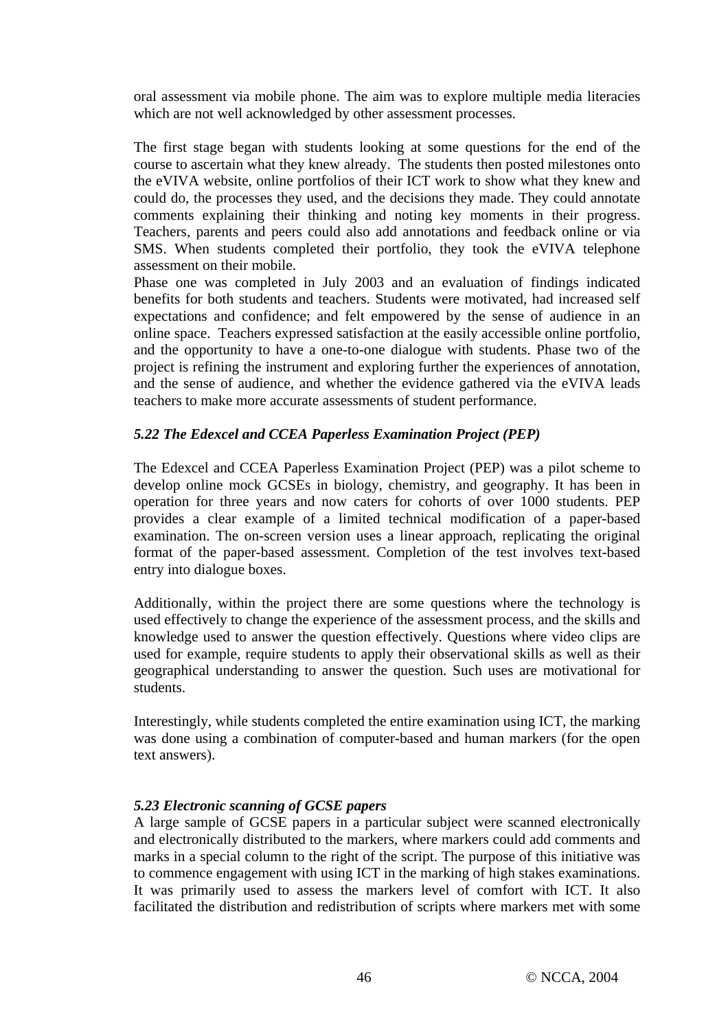oral assessment via mobile phone. The aim was to explore multiple media literacies which are not well acknowledged by other assessment processes.

The first stage began with students looking at some questions for the end of the course to ascertain what they knew already. The students then posted milestones onto the eVIVA website, online portfolios of their ICT work to show what they knew and could do, the processes they used, and the decisions they made. They could annotate comments explaining their thinking and noting key moments in their progress. Teachers, parents and peers could also add annotations and feedback online or via SMS. When students completed their portfolio, they took the eVIVA telephone assessment on their mobile.

Phase one was completed in July 2003 and an evaluation of findings indicated benefits for both students and teachers. Students were motivated, had increased self expectations and confidence; and felt empowered by the sense of audience in an online space. Teachers expressed satisfaction at the easily accessible online portfolio, and the opportunity to have a one-to-one dialogue with students. Phase two of the project is refining the instrument and exploring further the experiences of annotation, and the sense of audience, and whether the evidence gathered via the eVIVA leads teachers to make more accurate assessments of student performance.

### *5.22 The Edexcel and CCEA Paperless Examination Project (PEP)*

The Edexcel and CCEA Paperless Examination Project (PEP) was a pilot scheme to develop online mock GCSEs in biology, chemistry, and geography. It has been in operation for three years and now caters for cohorts of over 1000 students. PEP provides a clear example of a limited technical modification of a paper-based examination. The on-screen version uses a linear approach, replicating the original format of the paper-based assessment. Completion of the test involves text-based entry into dialogue boxes.

Additionally, within the project there are some questions where the technology is used effectively to change the experience of the assessment process, and the skills and knowledge used to answer the question effectively. Questions where video clips are used for example, require students to apply their observational skills as well as their geographical understanding to answer the question. Such uses are motivational for students.

Interestingly, while students completed the entire examination using ICT, the marking was done using a combination of computer-based and human markers (for the open text answers).

### *5.23 Electronic scanning of GCSE papers*

A large sample of GCSE papers in a particular subject were scanned electronically and electronically distributed to the markers, where markers could add comments and marks in a special column to the right of the script. The purpose of this initiative was to commence engagement with using ICT in the marking of high stakes examinations. It was primarily used to assess the markers level of comfort with ICT. It also facilitated the distribution and redistribution of scripts where markers met with some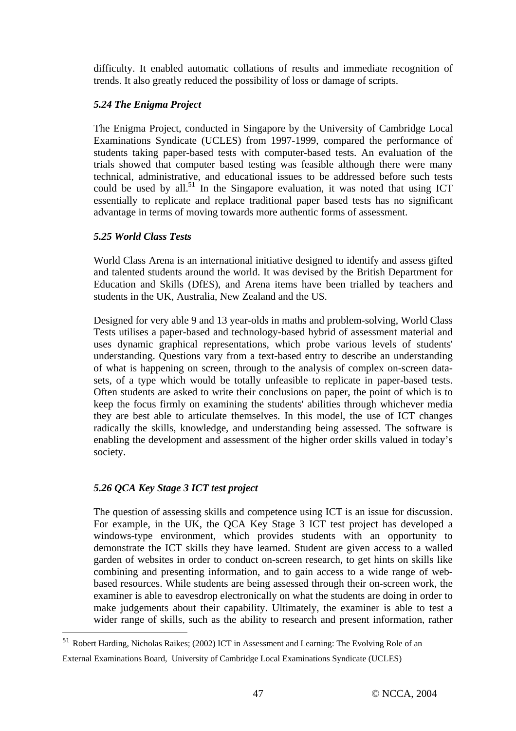difficulty. It enabled automatic collations of results and immediate recognition of trends. It also greatly reduced the possibility of loss or damage of scripts.

### *5.24 The Enigma Project*

The Enigma Project, conducted in Singapore by the University of Cambridge Local Examinations Syndicate (UCLES) from 1997-1999, compared the performance of students taking paper-based tests with computer-based tests. An evaluation of the trials showed that computer based testing was feasible although there were many technical, administrative, and educational issues to be addressed before such tests could be used by all.[51] In the Singapore evaluation, it was noted that using ICT essentially to replicate and replace traditional paper based tests has no significant advantage in terms of moving towards more authentic forms of assessment.

### *5.25 World Class Tests*

World Class Arena is an international initiative designed to identify and assess gifted and talented students around the world. It was devised by the British Department for Education and Skills (DfES), and Arena items have been trialled by teachers and students in the UK, Australia, New Zealand and the US.

Designed for very able 9 and 13 year-olds in maths and problem-solving, World Class Tests utilises a paper-based and technology-based hybrid of assessment material and uses dynamic graphical representations, which probe various levels of students' understanding. Questions vary from a text-based entry to describe an understanding of what is happening on screen, through to the analysis of complex on-screen data-sets, of a type which would be totally unfeasible to replicate in paper-based tests. Often students are asked to write their conclusions on paper, the point of which is to keep the focus firmly on examining the students' abilities through whichever media they are best able to articulate themselves. In this model, the use of ICT changes radically the skills, knowledge, and understanding being assessed. The software is enabling the development and assessment of the higher order skills valued in today's society.

### *5.26 QCA Key Stage 3 ICT test project*

The question of assessing skills and competence using ICT is an issue for discussion. For example, in the UK, the QCA Key Stage 3 ICT test project has developed a windows-type environment, which provides students with an opportunity to demonstrate the ICT skills they have learned. Student are given access to a walled garden of websites in order to conduct on-screen research, to get hints on skills like combining and presenting information, and to gain access to a wide range of web-based resources. While students are being assessed through their on-screen work, the examiner is able to eavesdrop electronically on what the students are doing in order to make judgements about their capability. Ultimately, the examiner is able to test a wider range of skills, such as the ability to research and present information, rather

---

[51] Robert Harding, Nicholas Raikes; (2002) ICT in Assessment and Learning: The Evolving Role of an External Examinations Board, University of Cambridge Local Examinations Syndicate (UCLES)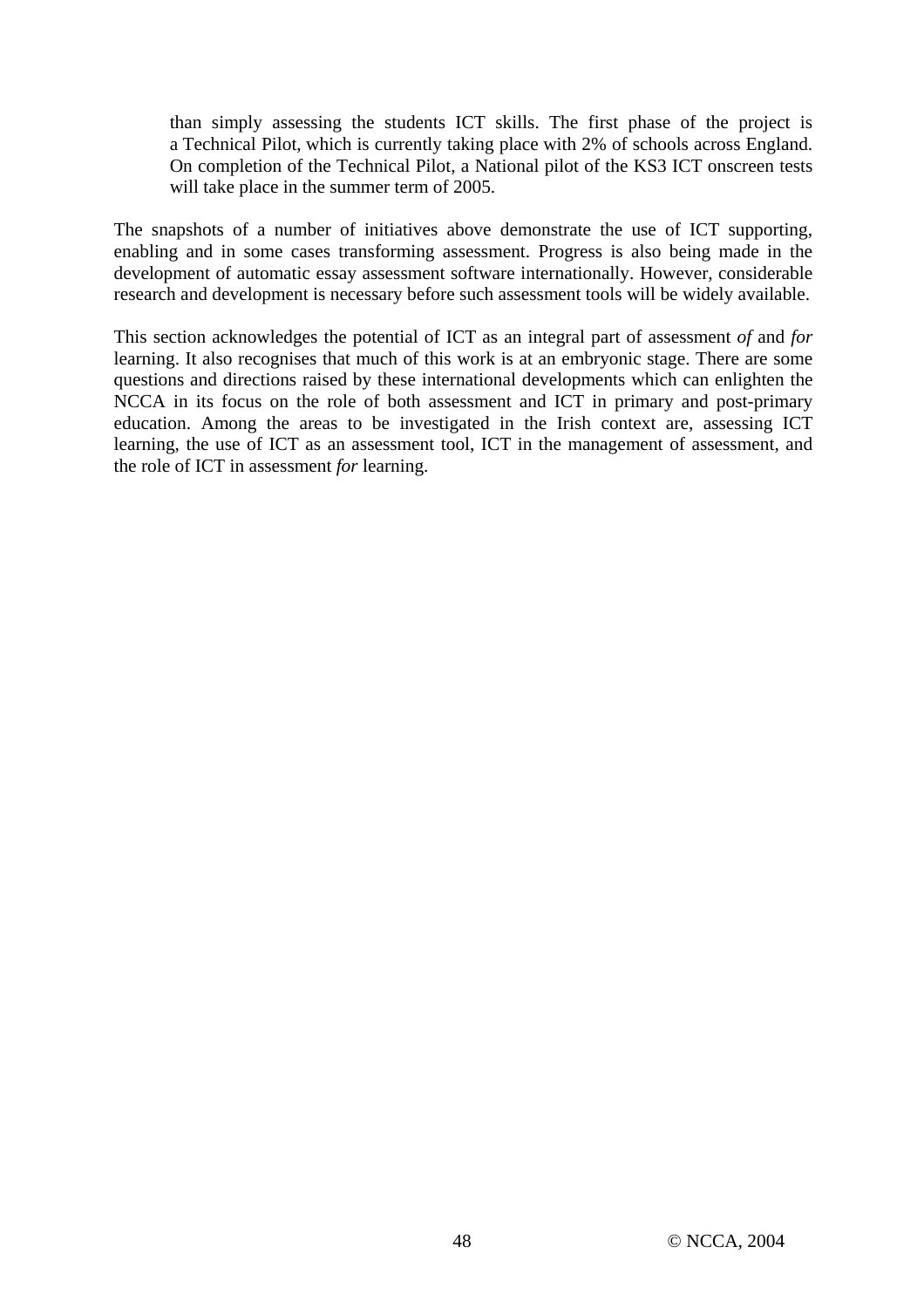than simply assessing the students ICT skills. The first phase of the project is a Technical Pilot, which is currently taking place with 2% of schools across England. On completion of the Technical Pilot, a National pilot of the KS3 ICT onscreen tests will take place in the summer term of 2005.

The snapshots of a number of initiatives above demonstrate the use of ICT supporting, enabling and in some cases transforming assessment. Progress is also being made in the development of automatic essay assessment software internationally. However, considerable research and development is necessary before such assessment tools will be widely available.

This section acknowledges the potential of ICT as an integral part of assessment *of* and *for* learning. It also recognises that much of this work is at an embryonic stage. There are some questions and directions raised by these international developments which can enlighten the NCCA in its focus on the role of both assessment and ICT in primary and post-primary education. Among the areas to be investigated in the Irish context are, assessing ICT learning, the use of ICT as an assessment tool, ICT in the management of assessment, and the role of ICT in assessment *for* learning.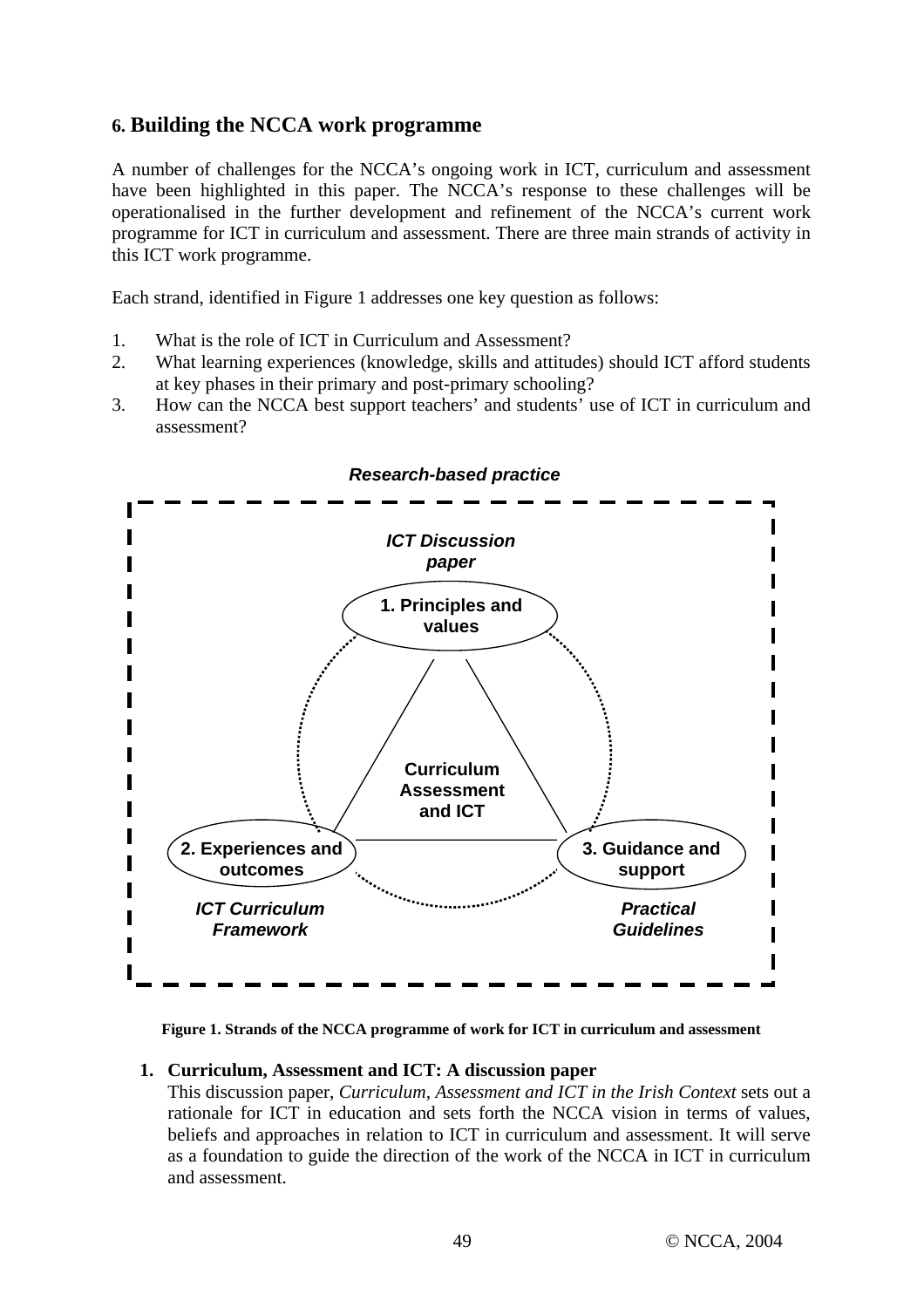## 6. Building the NCCA work programme

A number of challenges for the NCCA's ongoing work in ICT, curriculum and assessment have been highlighted in this paper. The NCCA's response to these challenges will be operationalised in the further development and refinement of the NCCA's current work programme for ICT in curriculum and assessment. There are three main strands of activity in this ICT work programme.

Each strand, identified in Figure 1 addresses one key question as follows:

1. What is the role of ICT in Curriculum and Assessment?
2. What learning experiences (knowledge, skills and attitudes) should ICT afford students at key phases in their primary and post-primary schooling?
3. How can the NCCA best support teachers' and students' use of ICT in curriculum and assessment?

***Research-based practice***

***ICT Discussion paper***

**1. Principles and values**

**Curriculum Assessment and ICT**

**2. Experiences and outcomes**

***ICT Curriculum Framework***

**3. Guidance and support**

***Practical Guidelines***

**Figure 1. Strands of the NCCA programme of work for ICT in curriculum and assessment**

1. **Curriculum, Assessment and ICT: A discussion paper**
   This discussion paper, *Curriculum, Assessment and ICT in the Irish Context* sets out a rationale for ICT in education and sets forth the NCCA vision in terms of values, beliefs and approaches in relation to ICT in curriculum and assessment. It will serve as a foundation to guide the direction of the work of the NCCA in ICT in curriculum and assessment.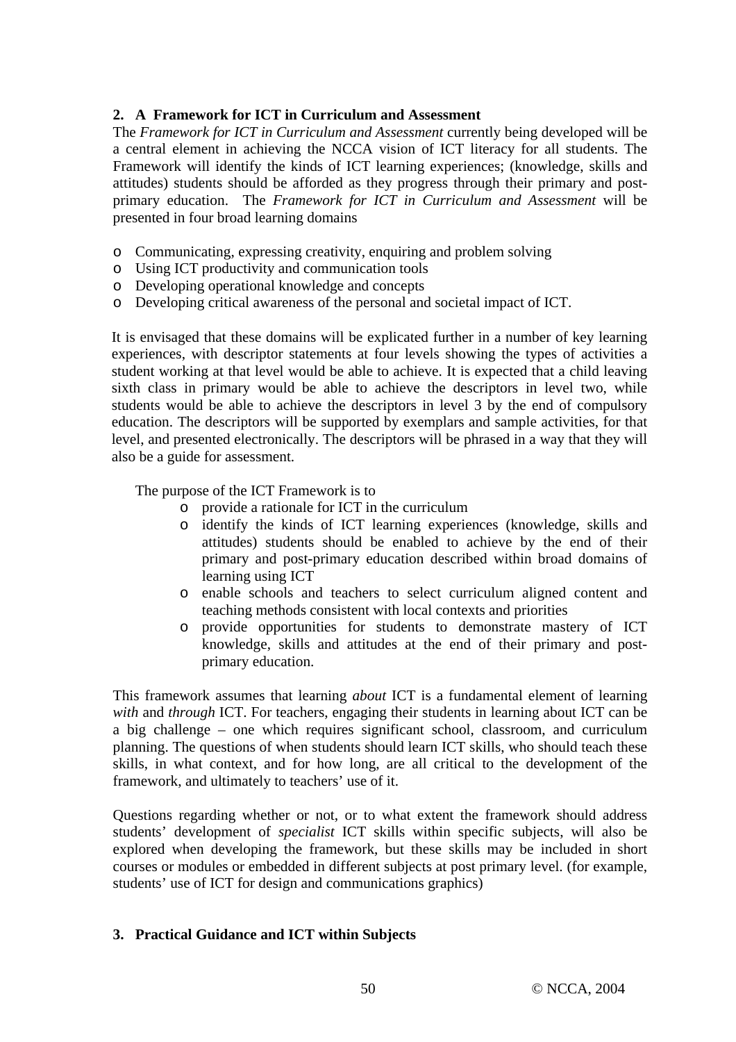## 2. A Framework for ICT in Curriculum and Assessment

The *Framework for ICT in Curriculum and Assessment* currently being developed will be a central element in achieving the NCCA vision of ICT literacy for all students. The Framework will identify the kinds of ICT learning experiences; (knowledge, skills and attitudes) students should be afforded as they progress through their primary and post-primary education. The *Framework for ICT in Curriculum and Assessment* will be presented in four broad learning domains

- Communicating, expressing creativity, enquiring and problem solving
- Using ICT productivity and communication tools
- Developing operational knowledge and concepts
- Developing critical awareness of the personal and societal impact of ICT.

It is envisaged that these domains will be explicated further in a number of key learning experiences, with descriptor statements at four levels showing the types of activities a student working at that level would be able to achieve. It is expected that a child leaving sixth class in primary would be able to achieve the descriptors in level two, while students would be able to achieve the descriptors in level 3 by the end of compulsory education. The descriptors will be supported by exemplars and sample activities, for that level, and presented electronically. The descriptors will be phrased in a way that they will also be a guide for assessment.

The purpose of the ICT Framework is to

- provide a rationale for ICT in the curriculum
- identify the kinds of ICT learning experiences (knowledge, skills and attitudes) students should be enabled to achieve by the end of their primary and post-primary education described within broad domains of learning using ICT
- enable schools and teachers to select curriculum aligned content and teaching methods consistent with local contexts and priorities
- provide opportunities for students to demonstrate mastery of ICT knowledge, skills and attitudes at the end of their primary and post-primary education.

This framework assumes that learning *about* ICT is a fundamental element of learning *with* and *through* ICT. For teachers, engaging their students in learning about ICT can be a big challenge – one which requires significant school, classroom, and curriculum planning. The questions of when students should learn ICT skills, who should teach these skills, in what context, and for how long, are all critical to the development of the framework, and ultimately to teachers' use of it.

Questions regarding whether or not, or to what extent the framework should address students' development of *specialist* ICT skills within specific subjects, will also be explored when developing the framework, but these skills may be included in short courses or modules or embedded in different subjects at post primary level. (for example, students' use of ICT for design and communications graphics)

## 3. Practical Guidance and ICT within Subjects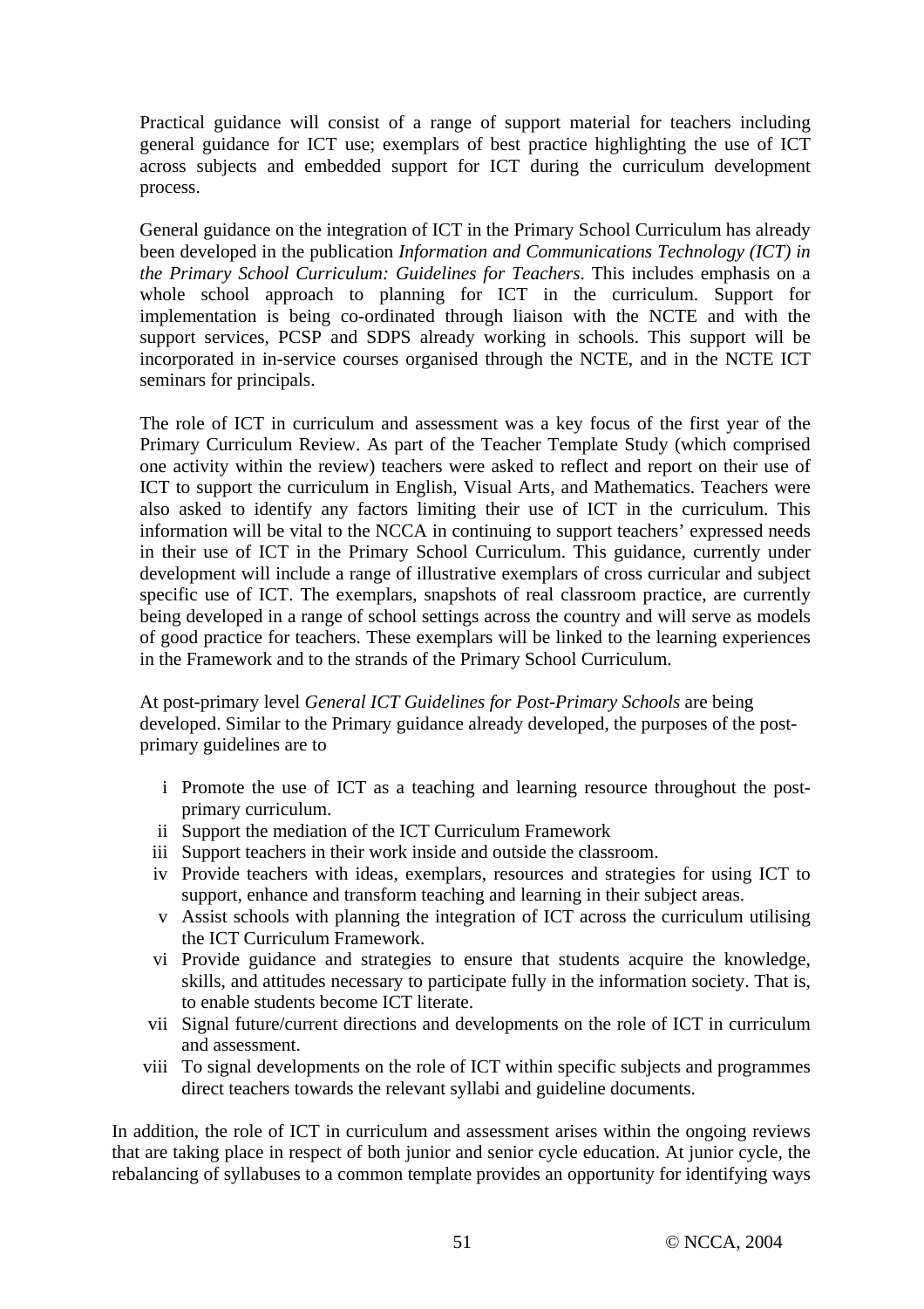Practical guidance will consist of a range of support material for teachers including general guidance for ICT use; exemplars of best practice highlighting the use of ICT across subjects and embedded support for ICT during the curriculum development process.

General guidance on the integration of ICT in the Primary School Curriculum has already been developed in the publication *Information and Communications Technology (ICT) in the Primary School Curriculum: Guidelines for Teachers*. This includes emphasis on a whole school approach to planning for ICT in the curriculum. Support for implementation is being co-ordinated through liaison with the NCTE and with the support services, PCSP and SDPS already working in schools. This support will be incorporated in in-service courses organised through the NCTE, and in the NCTE ICT seminars for principals.

The role of ICT in curriculum and assessment was a key focus of the first year of the Primary Curriculum Review. As part of the Teacher Template Study (which comprised one activity within the review) teachers were asked to reflect and report on their use of ICT to support the curriculum in English, Visual Arts, and Mathematics. Teachers were also asked to identify any factors limiting their use of ICT in the curriculum. This information will be vital to the NCCA in continuing to support teachers' expressed needs in their use of ICT in the Primary School Curriculum. This guidance, currently under development will include a range of illustrative exemplars of cross curricular and subject specific use of ICT. The exemplars, snapshots of real classroom practice, are currently being developed in a range of school settings across the country and will serve as models of good practice for teachers. These exemplars will be linked to the learning experiences in the Framework and to the strands of the Primary School Curriculum.

At post-primary level *General ICT Guidelines for Post-Primary Schools* are being developed. Similar to the Primary guidance already developed, the purposes of the post-primary guidelines are to

i. Promote the use of ICT as a teaching and learning resource throughout the post-primary curriculum.
ii. Support the mediation of the ICT Curriculum Framework
iii. Support teachers in their work inside and outside the classroom.
iv. Provide teachers with ideas, exemplars, resources and strategies for using ICT to support, enhance and transform teaching and learning in their subject areas.
v. Assist schools with planning the integration of ICT across the curriculum utilising the ICT Curriculum Framework.
vi. Provide guidance and strategies to ensure that students acquire the knowledge, skills, and attitudes necessary to participate fully in the information society. That is, to enable students become ICT literate.
vii. Signal future/current directions and developments on the role of ICT in curriculum and assessment.
viii. To signal developments on the role of ICT within specific subjects and programmes direct teachers towards the relevant syllabi and guideline documents.

In addition, the role of ICT in curriculum and assessment arises within the ongoing reviews that are taking place in respect of both junior and senior cycle education. At junior cycle, the rebalancing of syllabuses to a common template provides an opportunity for identifying ways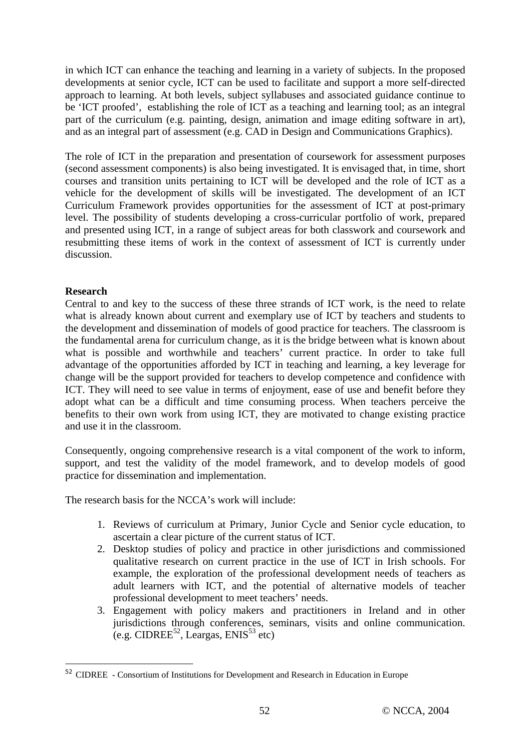in which ICT can enhance the teaching and learning in a variety of subjects. In the proposed developments at senior cycle, ICT can be used to facilitate and support a more self-directed approach to learning. At both levels, subject syllabuses and associated guidance continue to be 'ICT proofed', establishing the role of ICT as a teaching and learning tool; as an integral part of the curriculum (e.g. painting, design, animation and image editing software in art), and as an integral part of assessment (e.g. CAD in Design and Communications Graphics).

The role of ICT in the preparation and presentation of coursework for assessment purposes (second assessment components) is also being investigated. It is envisaged that, in time, short courses and transition units pertaining to ICT will be developed and the role of ICT as a vehicle for the development of skills will be investigated. The development of an ICT Curriculum Framework provides opportunities for the assessment of ICT at post-primary level. The possibility of students developing a cross-curricular portfolio of work, prepared and presented using ICT, in a range of subject areas for both classwork and coursework and resubmitting these items of work in the context of assessment of ICT is currently under discussion.

**Research**

Central to and key to the success of these three strands of ICT work, is the need to relate what is already known about current and exemplary use of ICT by teachers and students to the development and dissemination of models of good practice for teachers. The classroom is the fundamental arena for curriculum change, as it is the bridge between what is known about what is possible and worthwhile and teachers' current practice. In order to take full advantage of the opportunities afforded by ICT in teaching and learning, a key leverage for change will be the support provided for teachers to develop competence and confidence with ICT. They will need to see value in terms of enjoyment, ease of use and benefit before they adopt what can be a difficult and time consuming process. When teachers perceive the benefits to their own work from using ICT, they are motivated to change existing practice and use it in the classroom.

Consequently, ongoing comprehensive research is a vital component of the work to inform, support, and test the validity of the model framework, and to develop models of good practice for dissemination and implementation.

The research basis for the NCCA's work will include:

1. Reviews of curriculum at Primary, Junior Cycle and Senior cycle education, to ascertain a clear picture of the current status of ICT.
2. Desktop studies of policy and practice in other jurisdictions and commissioned qualitative research on current practice in the use of ICT in Irish schools. For example, the exploration of the professional development needs of teachers as adult learners with ICT, and the potential of alternative models of teacher professional development to meet teachers' needs.
3. Engagement with policy makers and practitioners in Ireland and in other jurisdictions through conferences, seminars, visits and online communication. (e.g. CIDREE[52], Leargas, ENIS[53] etc)

[52] CIDREE - Consortium of Institutions for Development and Research in Education in Europe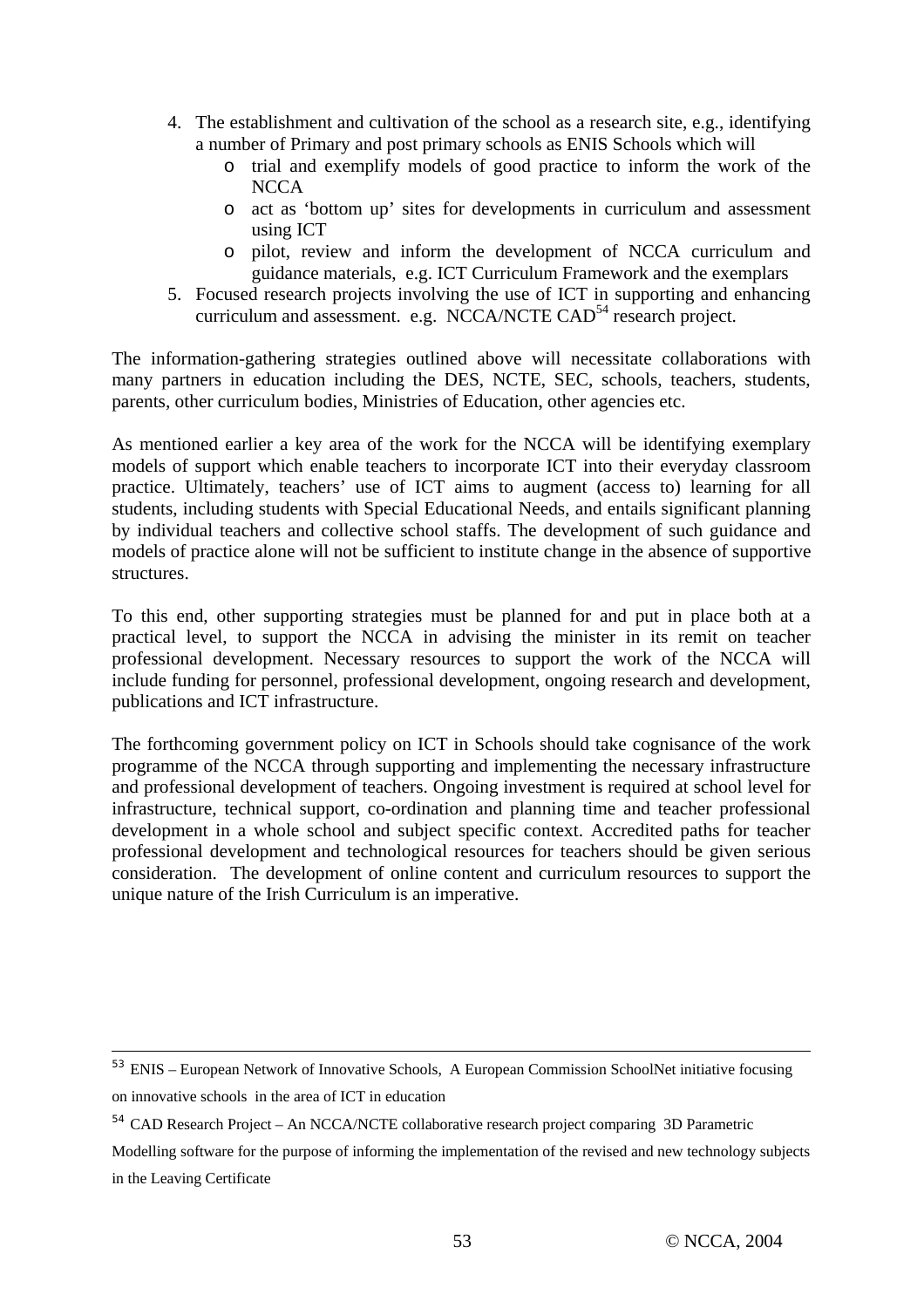4. The establishment and cultivation of the school as a research site, e.g., identifying a number of Primary and post primary schools as ENIS Schools which will
   - trial and exemplify models of good practice to inform the work of the NCCA
   - act as 'bottom up' sites for developments in curriculum and assessment using ICT
   - pilot, review and inform the development of NCCA curriculum and guidance materials, e.g. ICT Curriculum Framework and the exemplars
5. Focused research projects involving the use of ICT in supporting and enhancing curriculum and assessment. e.g. NCCA/NCTE CAD[54] research project.

The information-gathering strategies outlined above will necessitate collaborations with many partners in education including the DES, NCTE, SEC, schools, teachers, students, parents, other curriculum bodies, Ministries of Education, other agencies etc.

As mentioned earlier a key area of the work for the NCCA will be identifying exemplary models of support which enable teachers to incorporate ICT into their everyday classroom practice. Ultimately, teachers' use of ICT aims to augment (access to) learning for all students, including students with Special Educational Needs, and entails significant planning by individual teachers and collective school staffs. The development of such guidance and models of practice alone will not be sufficient to institute change in the absence of supportive structures.

To this end, other supporting strategies must be planned for and put in place both at a practical level, to support the NCCA in advising the minister in its remit on teacher professional development. Necessary resources to support the work of the NCCA will include funding for personnel, professional development, ongoing research and development, publications and ICT infrastructure.

The forthcoming government policy on ICT in Schools should take cognisance of the work programme of the NCCA through supporting and implementing the necessary infrastructure and professional development of teachers. Ongoing investment is required at school level for infrastructure, technical support, co-ordination and planning time and teacher professional development in a whole school and subject specific context. Accredited paths for teacher professional development and technological resources for teachers should be given serious consideration. The development of online content and curriculum resources to support the unique nature of the Irish Curriculum is an imperative.

---

[53] ENIS – European Network of Innovative Schools, A European Commission SchoolNet initiative focusing on innovative schools in the area of ICT in education

[54] CAD Research Project – An NCCA/NCTE collaborative research project comparing 3D Parametric Modelling software for the purpose of informing the implementation of the revised and new technology subjects in the Leaving Certificate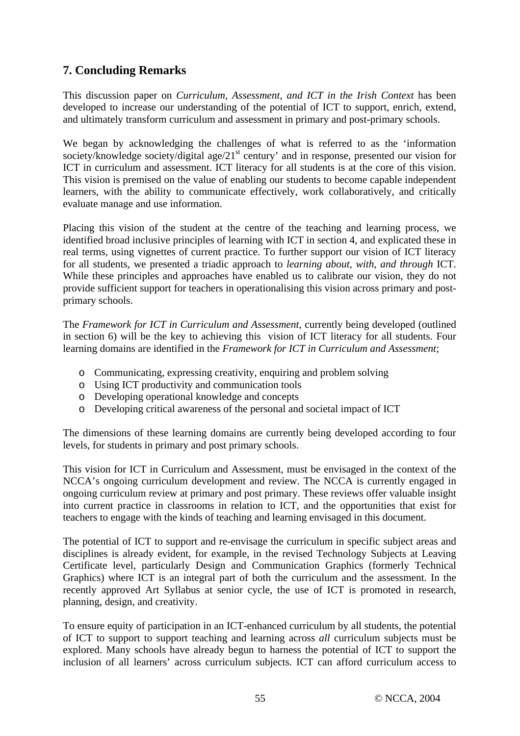## 7. Concluding Remarks

This discussion paper on *Curriculum, Assessment, and ICT in the Irish Context* has been developed to increase our understanding of the potential of ICT to support, enrich, extend, and ultimately transform curriculum and assessment in primary and post-primary schools.

We began by acknowledging the challenges of what is referred to as the 'information society/knowledge society/digital age/21st century' and in response, presented our vision for ICT in curriculum and assessment. ICT literacy for all students is at the core of this vision. This vision is premised on the value of enabling our students to become capable independent learners, with the ability to communicate effectively, work collaboratively, and critically evaluate manage and use information.

Placing this vision of the student at the centre of the teaching and learning process, we identified broad inclusive principles of learning with ICT in section 4, and explicated these in real terms, using vignettes of current practice. To further support our vision of ICT literacy for all students, we presented a triadic approach to *learning about, with, and through* ICT. While these principles and approaches have enabled us to calibrate our vision, they do not provide sufficient support for teachers in operationalising this vision across primary and post-primary schools.

The *Framework for ICT in Curriculum and Assessment*, currently being developed (outlined in section 6) will be the key to achieving this vision of ICT literacy for all students. Four learning domains are identified in the *Framework for ICT in Curriculum and Assessment*;

- Communicating, expressing creativity, enquiring and problem solving
- Using ICT productivity and communication tools
- Developing operational knowledge and concepts
- Developing critical awareness of the personal and societal impact of ICT

The dimensions of these learning domains are currently being developed according to four levels, for students in primary and post primary schools.

This vision for ICT in Curriculum and Assessment, must be envisaged in the context of the NCCA's ongoing curriculum development and review. The NCCA is currently engaged in ongoing curriculum review at primary and post primary. These reviews offer valuable insight into current practice in classrooms in relation to ICT, and the opportunities that exist for teachers to engage with the kinds of teaching and learning envisaged in this document.

The potential of ICT to support and re-envisage the curriculum in specific subject areas and disciplines is already evident, for example, in the revised Technology Subjects at Leaving Certificate level, particularly Design and Communication Graphics (formerly Technical Graphics) where ICT is an integral part of both the curriculum and the assessment. In the recently approved Art Syllabus at senior cycle, the use of ICT is promoted in research, planning, design, and creativity.

To ensure equity of participation in an ICT-enhanced curriculum by all students, the potential of ICT to support to support teaching and learning across *all* curriculum subjects must be explored. Many schools have already begun to harness the potential of ICT to support the inclusion of all learners' across curriculum subjects. ICT can afford curriculum access to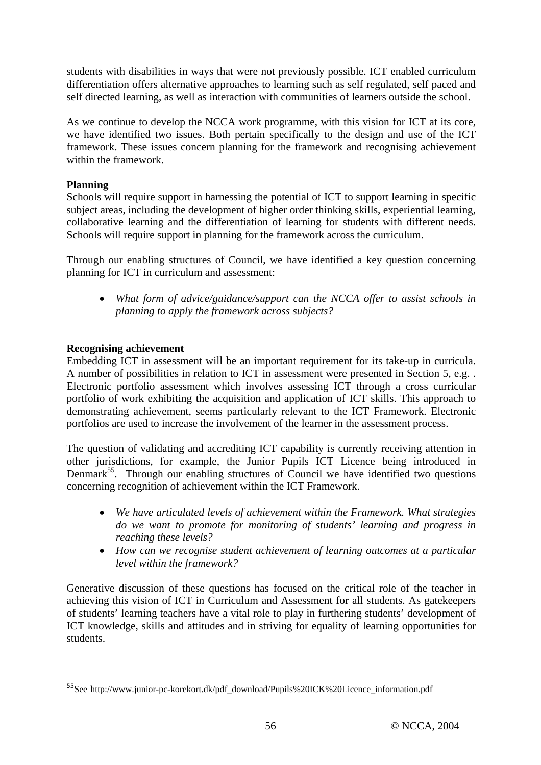students with disabilities in ways that were not previously possible. ICT enabled curriculum differentiation offers alternative approaches to learning such as self regulated, self paced and self directed learning, as well as interaction with communities of learners outside the school.

As we continue to develop the NCCA work programme, with this vision for ICT at its core, we have identified two issues. Both pertain specifically to the design and use of the ICT framework. These issues concern planning for the framework and recognising achievement within the framework.

**Planning**

Schools will require support in harnessing the potential of ICT to support learning in specific subject areas, including the development of higher order thinking skills, experiential learning, collaborative learning and the differentiation of learning for students with different needs. Schools will require support in planning for the framework across the curriculum.

Through our enabling structures of Council, we have identified a key question concerning planning for ICT in curriculum and assessment:

- *What form of advice/guidance/support can the NCCA offer to assist schools in planning to apply the framework across subjects?*

**Recognising achievement**

Embedding ICT in assessment will be an important requirement for its take-up in curricula. A number of possibilities in relation to ICT in assessment were presented in Section 5, e.g. . Electronic portfolio assessment which involves assessing ICT through a cross curricular portfolio of work exhibiting the acquisition and application of ICT skills. This approach to demonstrating achievement, seems particularly relevant to the ICT Framework. Electronic portfolios are used to increase the involvement of the learner in the assessment process.

The question of validating and accrediting ICT capability is currently receiving attention in other jurisdictions, for example, the Junior Pupils ICT Licence being introduced in Denmark[55]. Through our enabling structures of Council we have identified two questions concerning recognition of achievement within the ICT Framework.

- *We have articulated levels of achievement within the Framework. What strategies do we want to promote for monitoring of students' learning and progress in reaching these levels?*
- *How can we recognise student achievement of learning outcomes at a particular level within the framework?*

Generative discussion of these questions has focused on the critical role of the teacher in achieving this vision of ICT in Curriculum and Assessment for all students. As gatekeepers of students' learning teachers have a vital role to play in furthering students' development of ICT knowledge, skills and attitudes and in striving for equality of learning opportunities for students.

---

[55] See http://www.junior-pc-korekort.dk/pdf_download/Pupils%20ICK%20Licence_information.pdf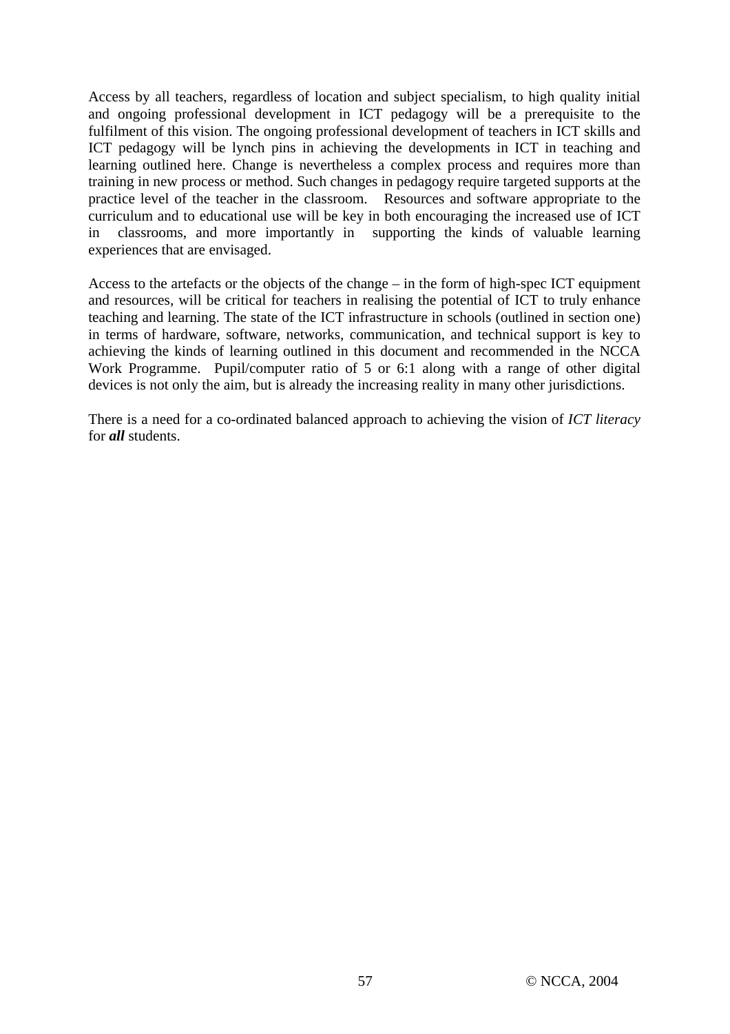Access by all teachers, regardless of location and subject specialism, to high quality initial and ongoing professional development in ICT pedagogy will be a prerequisite to the fulfilment of this vision. The ongoing professional development of teachers in ICT skills and ICT pedagogy will be lynch pins in achieving the developments in ICT in teaching and learning outlined here. Change is nevertheless a complex process and requires more than training in new process or method. Such changes in pedagogy require targeted supports at the practice level of the teacher in the classroom. Resources and software appropriate to the curriculum and to educational use will be key in both encouraging the increased use of ICT in classrooms, and more importantly in supporting the kinds of valuable learning experiences that are envisaged.

Access to the artefacts or the objects of the change – in the form of high-spec ICT equipment and resources, will be critical for teachers in realising the potential of ICT to truly enhance teaching and learning. The state of the ICT infrastructure in schools (outlined in section one) in terms of hardware, software, networks, communication, and technical support is key to achieving the kinds of learning outlined in this document and recommended in the NCCA Work Programme. Pupil/computer ratio of 5 or 6:1 along with a range of other digital devices is not only the aim, but is already the increasing reality in many other jurisdictions.

There is a need for a co-ordinated balanced approach to achieving the vision of *ICT literacy* for ***all*** students.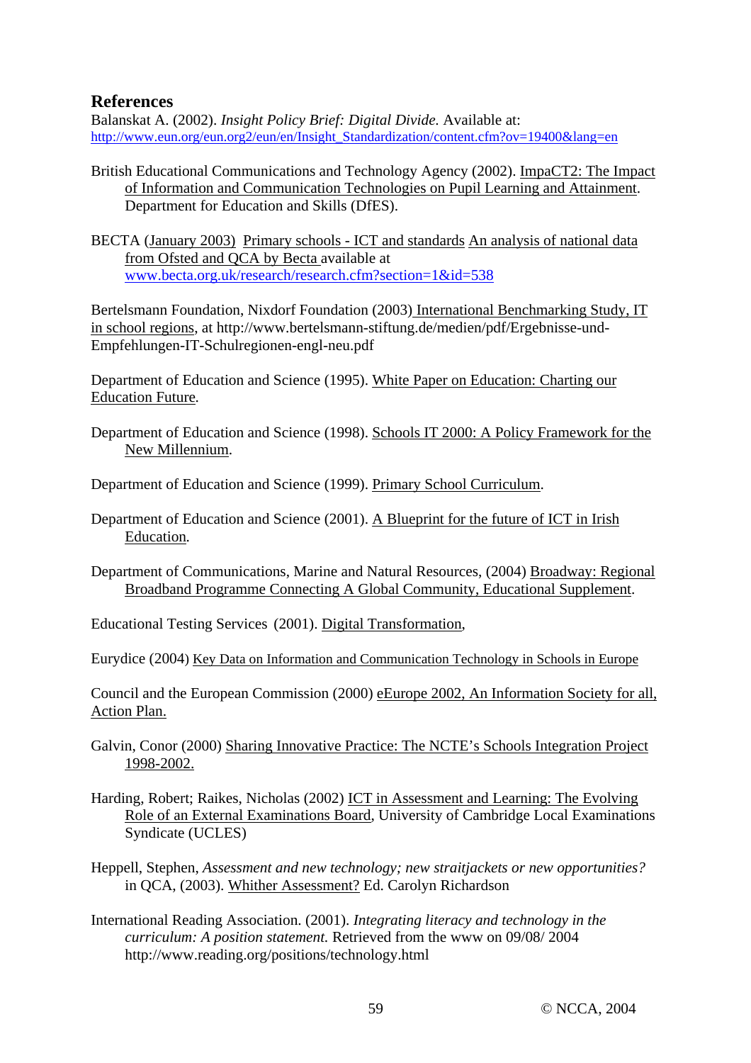## References

Balanskat A. (2002). *Insight Policy Brief: Digital Divide.* Available at: http://www.eun.org/eun.org2/eun/en/Insight_Standardization/content.cfm?ov=19400&lang=en

British Educational Communications and Technology Agency (2002). ImpaCT2: The Impact of Information and Communication Technologies on Pupil Learning and Attainment. Department for Education and Skills (DfES).

BECTA (January 2003) Primary schools - ICT and standards An analysis of national data from Ofsted and QCA by Becta available at www.becta.org.uk/research/research.cfm?section=1&id=538

Bertelsmann Foundation, Nixdorf Foundation (2003) International Benchmarking Study, IT in school regions, at http://www.bertelsmann-stiftung.de/medien/pdf/Ergebnisse-und-Empfehlungen-IT-Schulregionen-engl-neu.pdf

Department of Education and Science (1995). White Paper on Education: Charting our Education Future.

Department of Education and Science (1998). Schools IT 2000: A Policy Framework for the New Millennium.

Department of Education and Science (1999). Primary School Curriculum.

Department of Education and Science (2001). A Blueprint for the future of ICT in Irish Education.

Department of Communications, Marine and Natural Resources, (2004) Broadway: Regional Broadband Programme Connecting A Global Community, Educational Supplement.

Educational Testing Services (2001). Digital Transformation,

Eurydice (2004) Key Data on Information and Communication Technology in Schools in Europe

Council and the European Commission (2000) eEurope 2002, An Information Society for all, Action Plan.

Galvin, Conor (2000) Sharing Innovative Practice: The NCTE's Schools Integration Project 1998-2002.

Harding, Robert; Raikes, Nicholas (2002) ICT in Assessment and Learning: The Evolving Role of an External Examinations Board, University of Cambridge Local Examinations Syndicate (UCLES)

Heppell, Stephen, *Assessment and new technology; new straitjackets or new opportunities?* in QCA, (2003). Whither Assessment? Ed. Carolyn Richardson

International Reading Association. (2001). *Integrating literacy and technology in the curriculum: A position statement.* Retrieved from the www on 09/08/ 2004 http://www.reading.org/positions/technology.html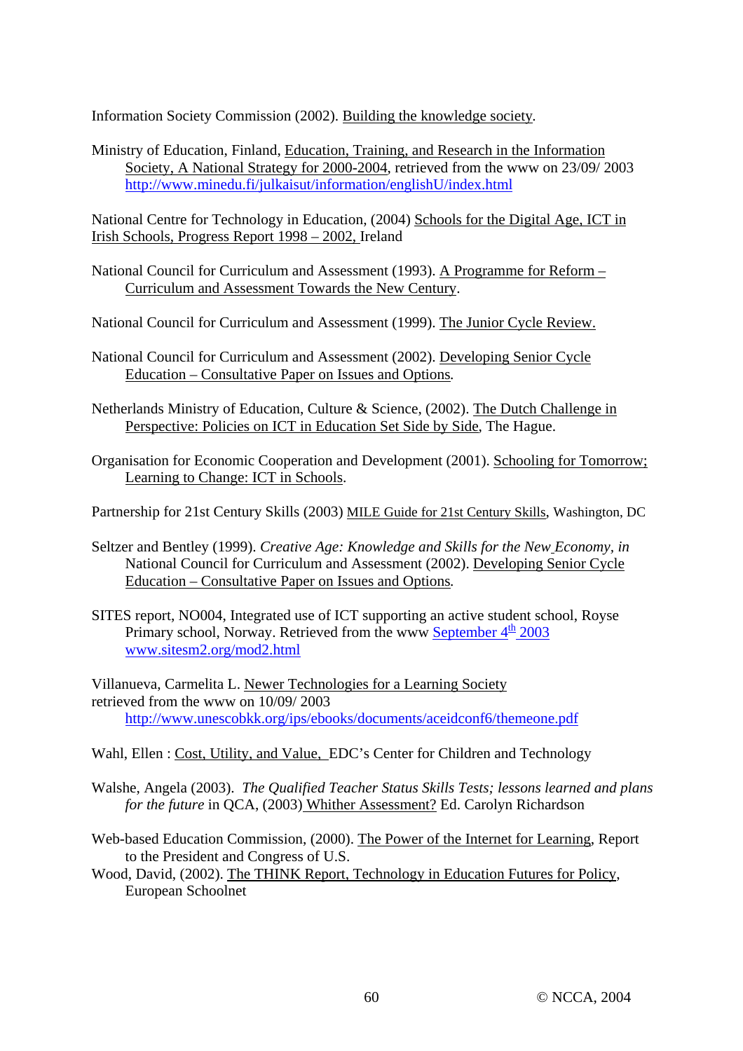Information Society Commission (2002). Building the knowledge society.

Ministry of Education, Finland, Education, Training, and Research in the Information Society, A National Strategy for 2000-2004, retrieved from the www on 23/09/ 2003 http://www.minedu.fi/julkaisut/information/englishU/index.html

National Centre for Technology in Education, (2004) Schools for the Digital Age, ICT in Irish Schools, Progress Report 1998 – 2002, Ireland

National Council for Curriculum and Assessment (1993). A Programme for Reform – Curriculum and Assessment Towards the New Century.

National Council for Curriculum and Assessment (1999). The Junior Cycle Review.

National Council for Curriculum and Assessment (2002). Developing Senior Cycle Education – Consultative Paper on Issues and Options.

Netherlands Ministry of Education, Culture & Science, (2002). The Dutch Challenge in Perspective: Policies on ICT in Education Set Side by Side, The Hague.

Organisation for Economic Cooperation and Development (2001). Schooling for Tomorrow; Learning to Change: ICT in Schools.

Partnership for 21st Century Skills (2003) MILE Guide for 21st Century Skills, Washington, DC

Seltzer and Bentley (1999). *Creative Age: Knowledge and Skills for the New Economy, in* National Council for Curriculum and Assessment (2002). Developing Senior Cycle Education – Consultative Paper on Issues and Options.

SITES report, NO004, Integrated use of ICT supporting an active student school, Royse Primary school, Norway. Retrieved from the www September 4th 2003 www.sitesm2.org/mod2.html

Villanueva, Carmelita L. Newer Technologies for a Learning Society retrieved from the www on 10/09/ 2003 http://www.unescobkk.org/ips/ebooks/documents/aceidconf6/themeone.pdf

Wahl, Ellen : Cost, Utility, and Value, EDC's Center for Children and Technology

Walshe, Angela (2003). *The Qualified Teacher Status Skills Tests; lessons learned and plans for the future* in QCA, (2003) Whither Assessment? Ed. Carolyn Richardson

Web-based Education Commission, (2000). The Power of the Internet for Learning, Report to the President and Congress of U.S.

Wood, David, (2002). The THINK Report, Technology in Education Futures for Policy, European Schoolnet

© NCCA, 2004